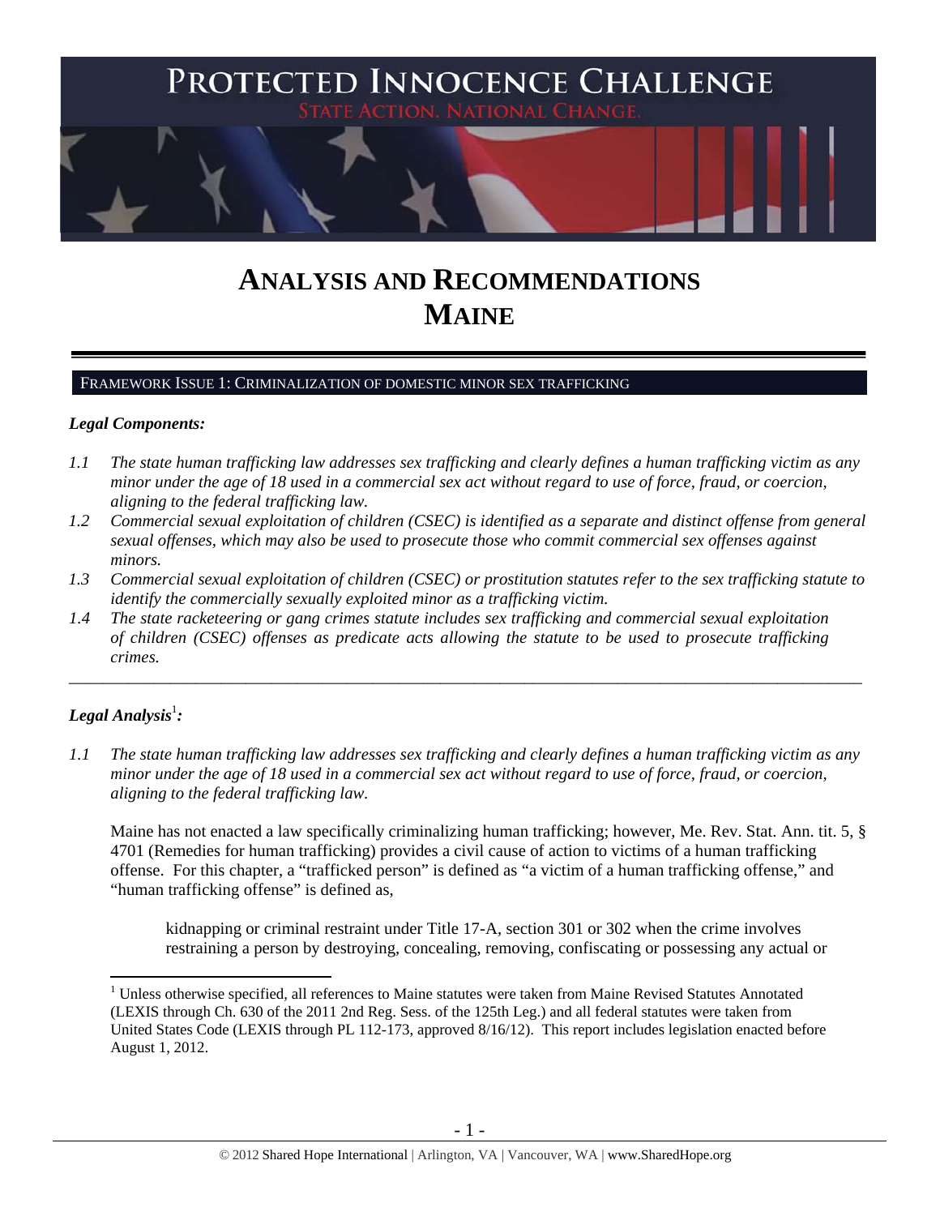# PROTECTED INNOCENCE CHALLENGE

STATE ACTION. NATIONAL CHANGE.

# ANALYSIS AND RECOMMENDATIONS MAINE

## FRAMEWORK ISSUE 1: CRIMINALIZATION OF DOMESTIC MINOR SEX TRAFFICKING

### *Legal Components:*

*1.1 The state human trafficking law addresses sex trafficking and clearly defines a human trafficking victim as any minor under the age of 18 used in a commercial sex act without regard to use of force, fraud, or coercion, aligning to the federal trafficking law.*

*1.2 Commercial sexual exploitation of children (CSEC) is identified as a separate and distinct offense from general sexual offenses, which may also be used to prosecute those who commit commercial sex offenses against minors.*

*1.3 Commercial sexual exploitation of children (CSEC) or prostitution statutes refer to the sex trafficking statute to identify the commercially sexually exploited minor as a trafficking victim.*

*1.4 The state racketeering or gang crimes statute includes sex trafficking and commercial sexual exploitation of children (CSEC) offenses as predicate acts allowing the statute to be used to prosecute trafficking crimes.*

---

### *Legal Analysis*[1]*:*

*1.1 The state human trafficking law addresses sex trafficking and clearly defines a human trafficking victim as any minor under the age of 18 used in a commercial sex act without regard to use of force, fraud, or coercion, aligning to the federal trafficking law.*

Maine has not enacted a law specifically criminalizing human trafficking; however, Me. Rev. Stat. Ann. tit. 5, § 4701 (Remedies for human trafficking) provides a civil cause of action to victims of a human trafficking offense. For this chapter, a "trafficked person" is defined as "a victim of a human trafficking offense," and "human trafficking offense" is defined as,

> kidnapping or criminal restraint under Title 17-A, section 301 or 302 when the crime involves restraining a person by destroying, concealing, removing, confiscating or possessing any actual or

---

[1] Unless otherwise specified, all references to Maine statutes were taken from Maine Revised Statutes Annotated (LEXIS through Ch. 630 of the 2011 2nd Reg. Sess. of the 125th Leg.) and all federal statutes were taken from United States Code (LEXIS through PL 112-173, approved 8/16/12). This report includes legislation enacted before August 1, 2012.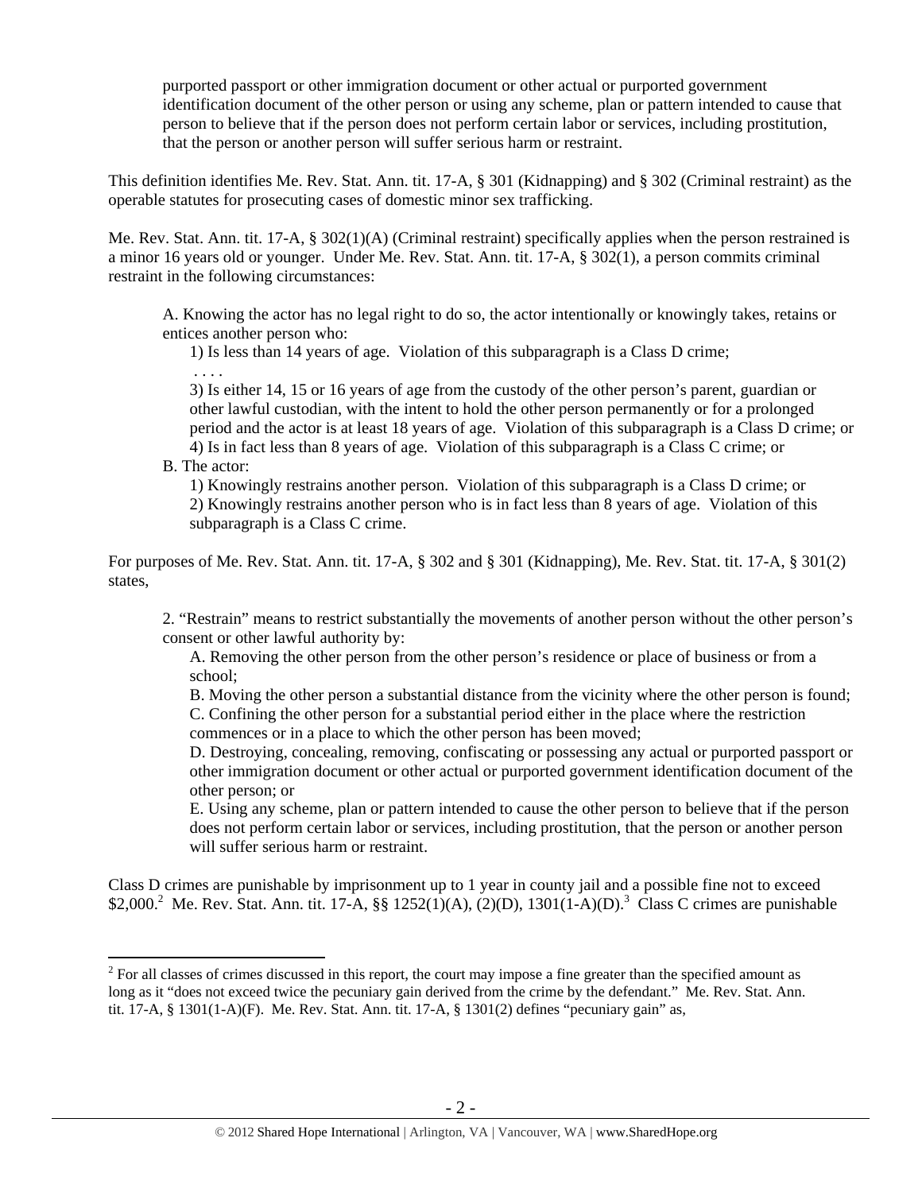> purported passport or other immigration document or other actual or purported government identification document of the other person or using any scheme, plan or pattern intended to cause that person to believe that if the person does not perform certain labor or services, including prostitution, that the person or another person will suffer serious harm or restraint.

This definition identifies Me. Rev. Stat. Ann. tit. 17-A, § 301 (Kidnapping) and § 302 (Criminal restraint) as the operable statutes for prosecuting cases of domestic minor sex trafficking.

Me. Rev. Stat. Ann. tit. 17-A, § 302(1)(A) (Criminal restraint) specifically applies when the person restrained is a minor 16 years old or younger. Under Me. Rev. Stat. Ann. tit. 17-A, § 302(1), a person commits criminal restraint in the following circumstances:

> A. Knowing the actor has no legal right to do so, the actor intentionally or knowingly takes, retains or entices another person who:
>
> 1) Is less than 14 years of age. Violation of this subparagraph is a Class D crime;
>
> . . . .
>
> 3) Is either 14, 15 or 16 years of age from the custody of the other person's parent, guardian or other lawful custodian, with the intent to hold the other person permanently or for a prolonged period and the actor is at least 18 years of age. Violation of this subparagraph is a Class D crime; or
>
> 4) Is in fact less than 8 years of age. Violation of this subparagraph is a Class C crime; or
>
> B. The actor:
>
> 1) Knowingly restrains another person. Violation of this subparagraph is a Class D crime; or
>
> 2) Knowingly restrains another person who is in fact less than 8 years of age. Violation of this subparagraph is a Class C crime.

For purposes of Me. Rev. Stat. Ann. tit. 17-A, § 302 and § 301 (Kidnapping), Me. Rev. Stat. tit. 17-A, § 301(2) states,

> 2. "Restrain" means to restrict substantially the movements of another person without the other person's consent or other lawful authority by:
>
> A. Removing the other person from the other person's residence or place of business or from a school;
>
> B. Moving the other person a substantial distance from the vicinity where the other person is found;
>
> C. Confining the other person for a substantial period either in the place where the restriction commences or in a place to which the other person has been moved;
>
> D. Destroying, concealing, removing, confiscating or possessing any actual or purported passport or other immigration document or other actual or purported government identification document of the other person; or
>
> E. Using any scheme, plan or pattern intended to cause the other person to believe that if the person does not perform certain labor or services, including prostitution, that the person or another person will suffer serious harm or restraint.

Class D crimes are punishable by imprisonment up to 1 year in county jail and a possible fine not to exceed $2,000.[2] Me. Rev. Stat. Ann. tit. 17-A, §§ 1252(1)(A), (2)(D), 1301(1-A)(D).[3] Class C crimes are punishable

---

[2] For all classes of crimes discussed in this report, the court may impose a fine greater than the specified amount as long as it "does not exceed twice the pecuniary gain derived from the crime by the defendant." Me. Rev. Stat. Ann. tit. 17-A, § 1301(1-A)(F). Me. Rev. Stat. Ann. tit. 17-A, § 1301(2) defines "pecuniary gain" as,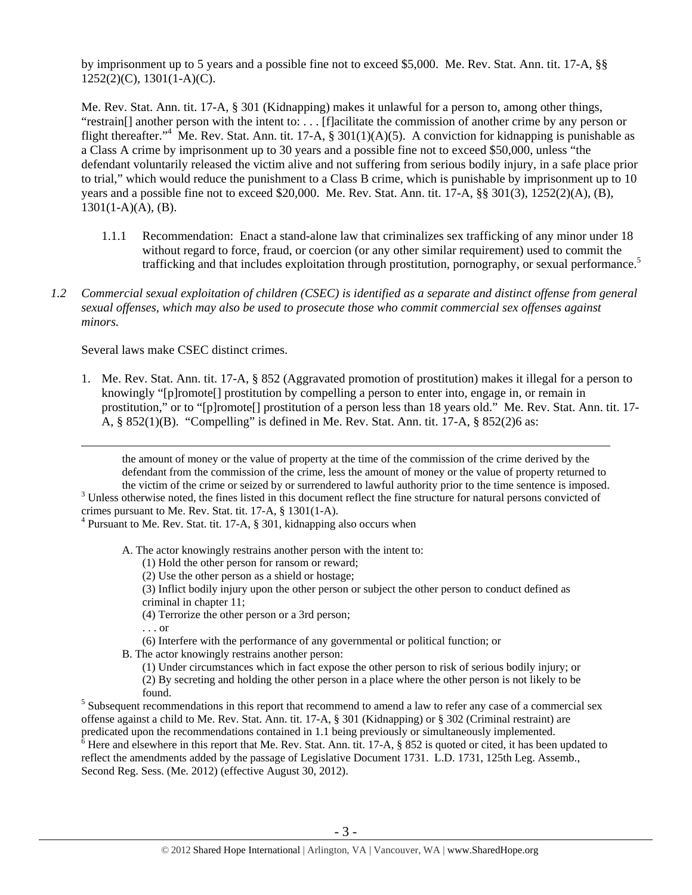by imprisonment up to 5 years and a possible fine not to exceed $5,000. Me. Rev. Stat. Ann. tit. 17-A, §§ 1252(2)(C), 1301(1-A)(C).

Me. Rev. Stat. Ann. tit. 17-A, § 301 (Kidnapping) makes it unlawful for a person to, among other things, "restrain[] another person with the intent to: . . . [f]acilitate the commission of another crime by any person or flight thereafter."[4] Me. Rev. Stat. Ann. tit. 17-A, § 301(1)(A)(5). A conviction for kidnapping is punishable as a Class A crime by imprisonment up to 30 years and a possible fine not to exceed $50,000, unless "the defendant voluntarily released the victim alive and not suffering from serious bodily injury, in a safe place prior to trial," which would reduce the punishment to a Class B crime, which is punishable by imprisonment up to 10 years and a possible fine not to exceed $20,000. Me. Rev. Stat. Ann. tit. 17-A, §§ 301(3), 1252(2)(A), (B), 1301(1-A)(A), (B).

1.1.1 Recommendation: Enact a stand-alone law that criminalizes sex trafficking of any minor under 18 without regard to force, fraud, or coercion (or any other similar requirement) used to commit the trafficking and that includes exploitation through prostitution, pornography, or sexual performance.[5]

*1.2 Commercial sexual exploitation of children (CSEC) is identified as a separate and distinct offense from general sexual offenses, which may also be used to prosecute those who commit commercial sex offenses against minors.*

Several laws make CSEC distinct crimes.

1. Me. Rev. Stat. Ann. tit. 17-A, § 852 (Aggravated promotion of prostitution) makes it illegal for a person to knowingly "[p]romote[] prostitution by compelling a person to enter into, engage in, or remain in prostitution," or to "[p]romote[] prostitution of a person less than 18 years old." Me. Rev. Stat. Ann. tit. 17-A, § 852(1)(B). "Compelling" is defined in Me. Rev. Stat. Ann. tit. 17-A, § 852(2)[6] as:

---

the amount of money or the value of property at the time of the commission of the crime derived by the defendant from the commission of the crime, less the amount of money or the value of property returned to the victim of the crime or seized by or surrendered to lawful authority prior to the time sentence is imposed.

[3] Unless otherwise noted, the fines listed in this document reflect the fine structure for natural persons convicted of crimes pursuant to Me. Rev. Stat. tit. 17-A, § 1301(1-A).

[4] Pursuant to Me. Rev. Stat. tit. 17-A, § 301, kidnapping also occurs when

> A. The actor knowingly restrains another person with the intent to:
> (1) Hold the other person for ransom or reward;
> (2) Use the other person as a shield or hostage;
> (3) Inflict bodily injury upon the other person or subject the other person to conduct defined as criminal in chapter 11;
> (4) Terrorize the other person or a 3rd person;
> . . . or
> (6) Interfere with the performance of any governmental or political function; or
> B. The actor knowingly restrains another person:
> (1) Under circumstances which in fact expose the other person to risk of serious bodily injury; or
> (2) By secreting and holding the other person in a place where the other person is not likely to be found.

[5] Subsequent recommendations in this report that recommend to amend a law to refer any case of a commercial sex offense against a child to Me. Rev. Stat. Ann. tit. 17-A, § 301 (Kidnapping) or § 302 (Criminal restraint) are predicated upon the recommendations contained in 1.1 being previously or simultaneously implemented.

[6] Here and elsewhere in this report that Me. Rev. Stat. Ann. tit. 17-A, § 852 is quoted or cited, it has been updated to reflect the amendments added by the passage of Legislative Document 1731. L.D. 1731, 125th Leg. Assemb., Second Reg. Sess. (Me. 2012) (effective August 30, 2012).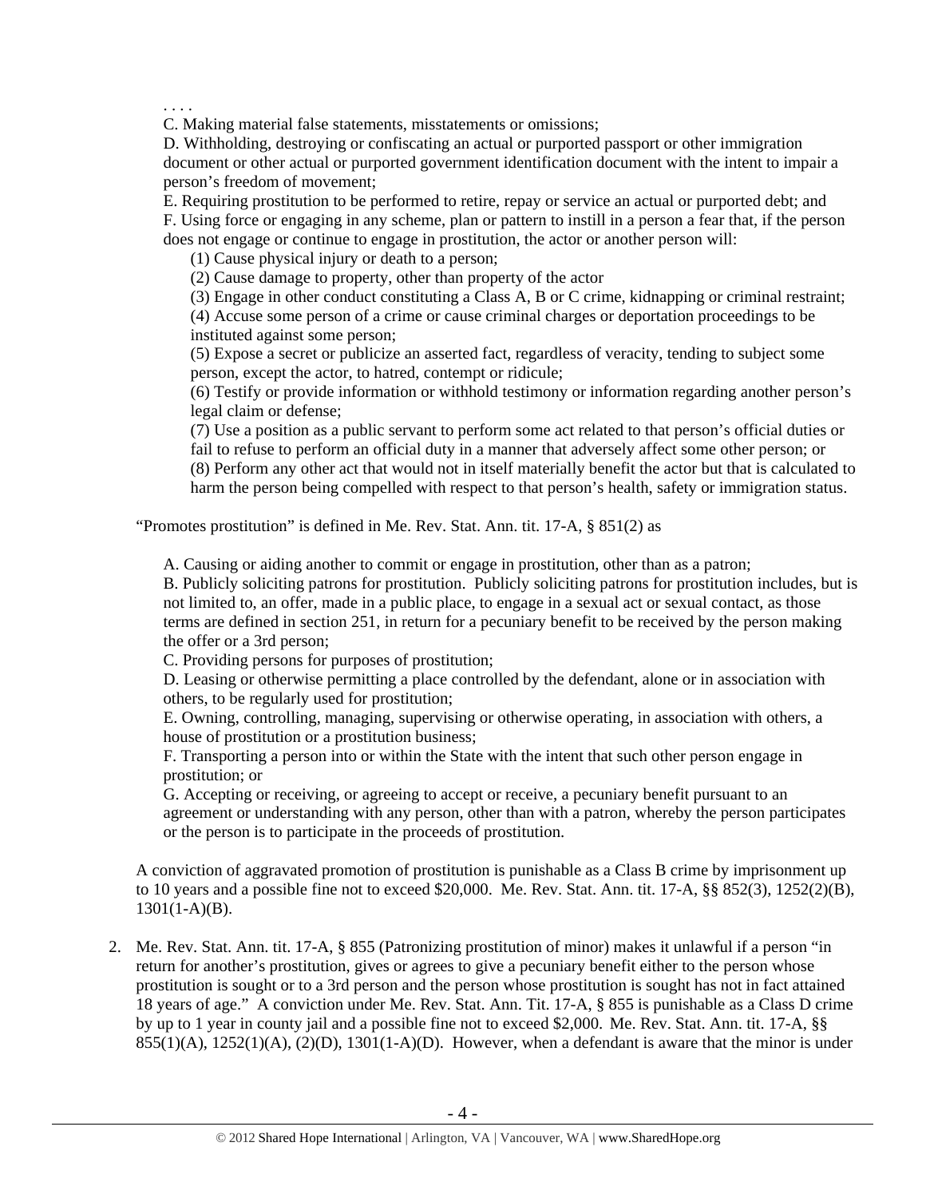. . . .

C. Making material false statements, misstatements or omissions;

D. Withholding, destroying or confiscating an actual or purported passport or other immigration document or other actual or purported government identification document with the intent to impair a person's freedom of movement;

E. Requiring prostitution to be performed to retire, repay or service an actual or purported debt; and

F. Using force or engaging in any scheme, plan or pattern to instill in a person a fear that, if the person does not engage or continue to engage in prostitution, the actor or another person will:

(1) Cause physical injury or death to a person;

(2) Cause damage to property, other than property of the actor

(3) Engage in other conduct constituting a Class A, B or C crime, kidnapping or criminal restraint;

(4) Accuse some person of a crime or cause criminal charges or deportation proceedings to be instituted against some person;

(5) Expose a secret or publicize an asserted fact, regardless of veracity, tending to subject some person, except the actor, to hatred, contempt or ridicule;

(6) Testify or provide information or withhold testimony or information regarding another person's legal claim or defense;

(7) Use a position as a public servant to perform some act related to that person's official duties or fail to refuse to perform an official duty in a manner that adversely affect some other person; or

(8) Perform any other act that would not in itself materially benefit the actor but that is calculated to harm the person being compelled with respect to that person's health, safety or immigration status.

"Promotes prostitution" is defined in Me. Rev. Stat. Ann. tit. 17-A, § 851(2) as

A. Causing or aiding another to commit or engage in prostitution, other than as a patron;

B. Publicly soliciting patrons for prostitution. Publicly soliciting patrons for prostitution includes, but is not limited to, an offer, made in a public place, to engage in a sexual act or sexual contact, as those terms are defined in section 251, in return for a pecuniary benefit to be received by the person making the offer or a 3rd person;

C. Providing persons for purposes of prostitution;

D. Leasing or otherwise permitting a place controlled by the defendant, alone or in association with others, to be regularly used for prostitution;

E. Owning, controlling, managing, supervising or otherwise operating, in association with others, a house of prostitution or a prostitution business;

F. Transporting a person into or within the State with the intent that such other person engage in prostitution; or

G. Accepting or receiving, or agreeing to accept or receive, a pecuniary benefit pursuant to an agreement or understanding with any person, other than with a patron, whereby the person participates or the person is to participate in the proceeds of prostitution.

A conviction of aggravated promotion of prostitution is punishable as a Class B crime by imprisonment up to 10 years and a possible fine not to exceed $20,000. Me. Rev. Stat. Ann. tit. 17-A, §§ 852(3), 1252(2)(B), 1301(1-A)(B).

2. Me. Rev. Stat. Ann. tit. 17-A, § 855 (Patronizing prostitution of minor) makes it unlawful if a person "in return for another's prostitution, gives or agrees to give a pecuniary benefit either to the person whose prostitution is sought or to a 3rd person and the person whose prostitution is sought has not in fact attained 18 years of age." A conviction under Me. Rev. Stat. Ann. Tit. 17-A, § 855 is punishable as a Class D crime by up to 1 year in county jail and a possible fine not to exceed $2,000. Me. Rev. Stat. Ann. tit. 17-A, §§ 855(1)(A), 1252(1)(A), (2)(D), 1301(1-A)(D). However, when a defendant is aware that the minor is under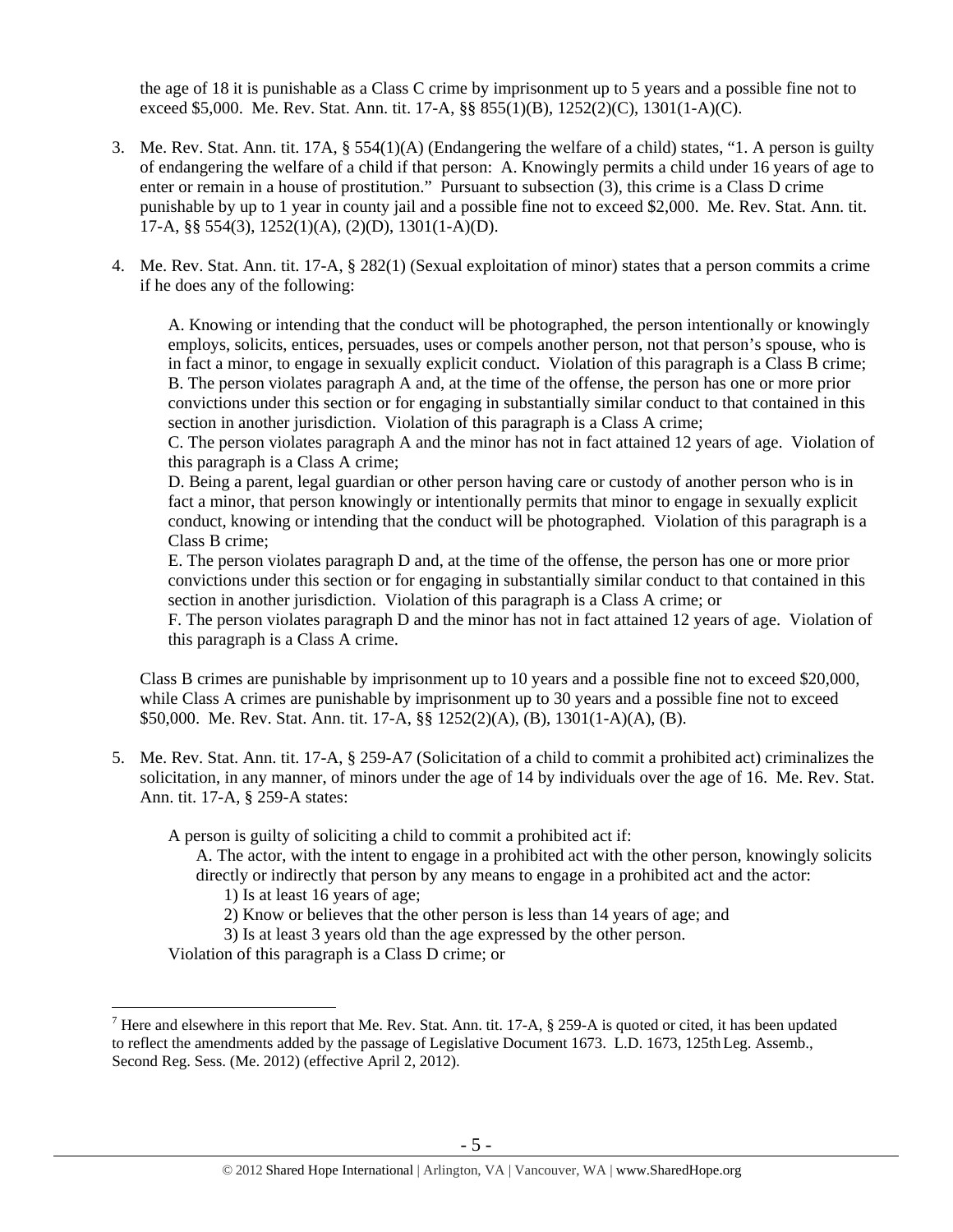the age of 18 it is punishable as a Class C crime by imprisonment up to 5 years and a possible fine not to exceed $5,000. Me. Rev. Stat. Ann. tit. 17-A, §§ 855(1)(B), 1252(2)(C), 1301(1-A)(C).

3. Me. Rev. Stat. Ann. tit. 17A, § 554(1)(A) (Endangering the welfare of a child) states, "1. A person is guilty of endangering the welfare of a child if that person: A. Knowingly permits a child under 16 years of age to enter or remain in a house of prostitution." Pursuant to subsection (3), this crime is a Class D crime punishable by up to 1 year in county jail and a possible fine not to exceed $2,000. Me. Rev. Stat. Ann. tit. 17-A, §§ 554(3), 1252(1)(A), (2)(D), 1301(1-A)(D).

4. Me. Rev. Stat. Ann. tit. 17-A, § 282(1) (Sexual exploitation of minor) states that a person commits a crime if he does any of the following:

   A. Knowing or intending that the conduct will be photographed, the person intentionally or knowingly employs, solicits, entices, persuades, uses or compels another person, not that person's spouse, who is in fact a minor, to engage in sexually explicit conduct. Violation of this paragraph is a Class B crime;
   B. The person violates paragraph A and, at the time of the offense, the person has one or more prior convictions under this section or for engaging in substantially similar conduct to that contained in this section in another jurisdiction. Violation of this paragraph is a Class A crime;
   C. The person violates paragraph A and the minor has not in fact attained 12 years of age. Violation of this paragraph is a Class A crime;
   D. Being a parent, legal guardian or other person having care or custody of another person who is in fact a minor, that person knowingly or intentionally permits that minor to engage in sexually explicit conduct, knowing or intending that the conduct will be photographed. Violation of this paragraph is a Class B crime;
   E. The person violates paragraph D and, at the time of the offense, the person has one or more prior convictions under this section or for engaging in substantially similar conduct to that contained in this section in another jurisdiction. Violation of this paragraph is a Class A crime; or
   F. The person violates paragraph D and the minor has not in fact attained 12 years of age. Violation of this paragraph is a Class A crime.

   Class B crimes are punishable by imprisonment up to 10 years and a possible fine not to exceed $20,000, while Class A crimes are punishable by imprisonment up to 30 years and a possible fine not to exceed $50,000. Me. Rev. Stat. Ann. tit. 17-A, §§ 1252(2)(A), (B), 1301(1-A)(A), (B).

5. Me. Rev. Stat. Ann. tit. 17-A, § 259-A[7] (Solicitation of a child to commit a prohibited act) criminalizes the solicitation, in any manner, of minors under the age of 14 by individuals over the age of 16. Me. Rev. Stat. Ann. tit. 17-A, § 259-A states:

   A person is guilty of soliciting a child to commit a prohibited act if:
   
   A. The actor, with the intent to engage in a prohibited act with the other person, knowingly solicits directly or indirectly that person by any means to engage in a prohibited act and the actor:
      1) Is at least 16 years of age;
      2) Know or believes that the other person is less than 14 years of age; and
      3) Is at least 3 years old than the age expressed by the other person.
   
   Violation of this paragraph is a Class D crime; or

[7] Here and elsewhere in this report that Me. Rev. Stat. Ann. tit. 17-A, § 259-A is quoted or cited, it has been updated to reflect the amendments added by the passage of Legislative Document 1673. L.D. 1673, 125th Leg. Assemb., Second Reg. Sess. (Me. 2012) (effective April 2, 2012).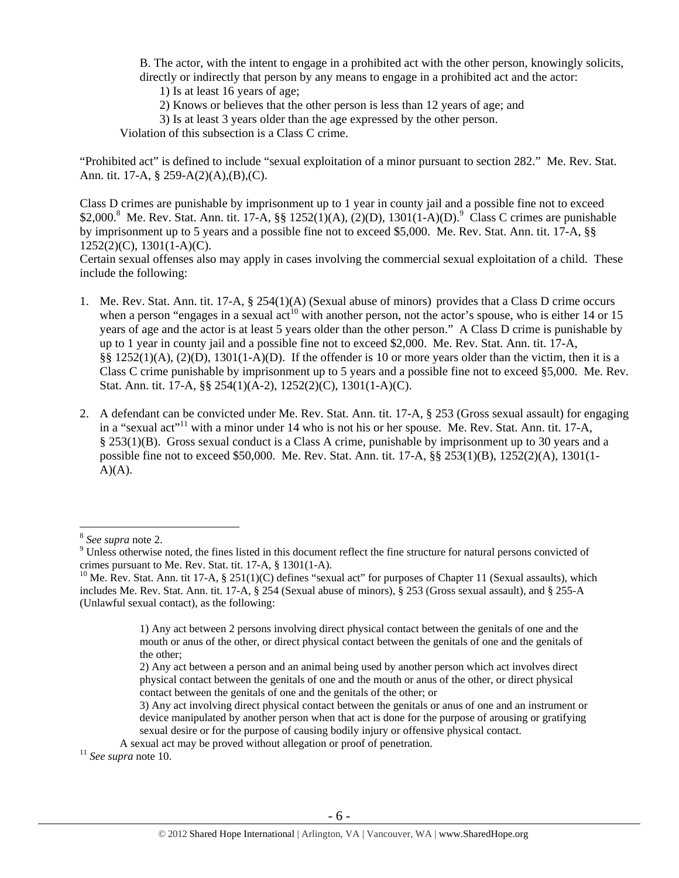B. The actor, with the intent to engage in a prohibited act with the other person, knowingly solicits, directly or indirectly that person by any means to engage in a prohibited act and the actor:

1) Is at least 16 years of age;
2) Knows or believes that the other person is less than 12 years of age; and
3) Is at least 3 years older than the age expressed by the other person.

Violation of this subsection is a Class C crime.

"Prohibited act" is defined to include "sexual exploitation of a minor pursuant to section 282." Me. Rev. Stat. Ann. tit. 17-A, § 259-A(2)(A),(B),(C).

Class D crimes are punishable by imprisonment up to 1 year in county jail and a possible fine not to exceed $2,000.[8] Me. Rev. Stat. Ann. tit. 17-A, §§ 1252(1)(A), (2)(D), 1301(1-A)(D).[9] Class C crimes are punishable by imprisonment up to 5 years and a possible fine not to exceed $5,000. Me. Rev. Stat. Ann. tit. 17-A, §§ 1252(2)(C), 1301(1-A)(C).

Certain sexual offenses also may apply in cases involving the commercial sexual exploitation of a child. These include the following:

1. Me. Rev. Stat. Ann. tit. 17-A, § 254(1)(A) (Sexual abuse of minors) provides that a Class D crime occurs when a person "engages in a sexual act[10] with another person, not the actor's spouse, who is either 14 or 15 years of age and the actor is at least 5 years older than the other person." A Class D crime is punishable by up to 1 year in county jail and a possible fine not to exceed $2,000. Me. Rev. Stat. Ann. tit. 17-A, §§ 1252(1)(A), (2)(D), 1301(1-A)(D). If the offender is 10 or more years older than the victim, then it is a Class C crime punishable by imprisonment up to 5 years and a possible fine not to exceed §5,000. Me. Rev. Stat. Ann. tit. 17-A, §§ 254(1)(A-2), 1252(2)(C), 1301(1-A)(C).

2. A defendant can be convicted under Me. Rev. Stat. Ann. tit. 17-A, § 253 (Gross sexual assault) for engaging in a "sexual act"[11] with a minor under 14 who is not his or her spouse. Me. Rev. Stat. Ann. tit. 17-A, § 253(1)(B). Gross sexual conduct is a Class A crime, punishable by imprisonment up to 30 years and a possible fine not to exceed $50,000. Me. Rev. Stat. Ann. tit. 17-A, §§ 253(1)(B), 1252(2)(A), 1301(1-A)(A).

---

[8] *See supra* note 2.

[9] Unless otherwise noted, the fines listed in this document reflect the fine structure for natural persons convicted of crimes pursuant to Me. Rev. Stat. tit. 17-A, § 1301(1-A).

[10] Me. Rev. Stat. Ann. tit 17-A, § 251(1)(C) defines "sexual act" for purposes of Chapter 11 (Sexual assaults), which includes Me. Rev. Stat. Ann. tit. 17-A, § 254 (Sexual abuse of minors), § 253 (Gross sexual assault), and § 255-A (Unlawful sexual contact), as the following:

> 1) Any act between 2 persons involving direct physical contact between the genitals of one and the mouth or anus of the other, or direct physical contact between the genitals of one and the genitals of the other;
>
> 2) Any act between a person and an animal being used by another person which act involves direct physical contact between the genitals of one and the mouth or anus of the other, or direct physical contact between the genitals of one and the genitals of the other; or
>
> 3) Any act involving direct physical contact between the genitals or anus of one and an instrument or device manipulated by another person when that act is done for the purpose of arousing or gratifying sexual desire or for the purpose of causing bodily injury or offensive physical contact.
>
> A sexual act may be proved without allegation or proof of penetration.

[11] *See supra* note 10.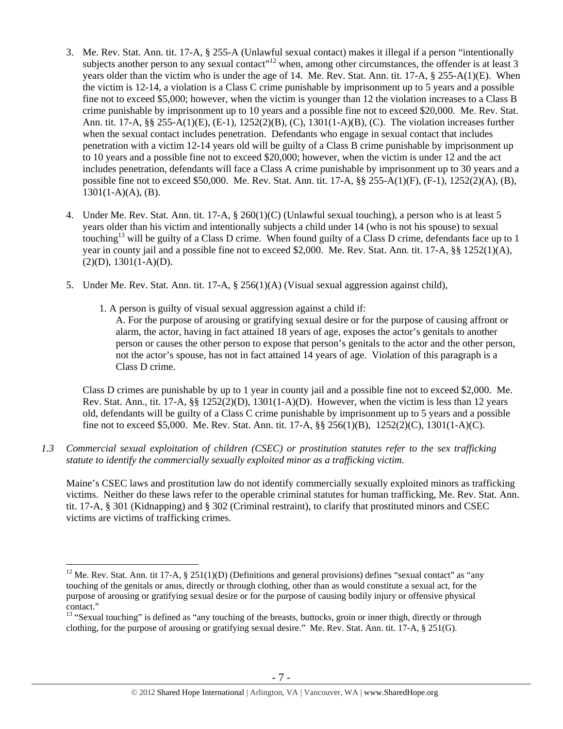3. Me. Rev. Stat. Ann. tit. 17-A, § 255-A (Unlawful sexual contact) makes it illegal if a person "intentionally subjects another person to any sexual contact"[12] when, among other circumstances, the offender is at least 3 years older than the victim who is under the age of 14. Me. Rev. Stat. Ann. tit. 17-A, § 255-A(1)(E). When the victim is 12-14, a violation is a Class C crime punishable by imprisonment up to 5 years and a possible fine not to exceed $5,000; however, when the victim is younger than 12 the violation increases to a Class B crime punishable by imprisonment up to 10 years and a possible fine not to exceed $20,000. Me. Rev. Stat. Ann. tit. 17-A, §§ 255-A(1)(E), (E-1), 1252(2)(B), (C), 1301(1-A)(B), (C). The violation increases further when the sexual contact includes penetration. Defendants who engage in sexual contact that includes penetration with a victim 12-14 years old will be guilty of a Class B crime punishable by imprisonment up to 10 years and a possible fine not to exceed $20,000; however, when the victim is under 12 and the act includes penetration, defendants will face a Class A crime punishable by imprisonment up to 30 years and a possible fine not to exceed $50,000. Me. Rev. Stat. Ann. tit. 17-A, §§ 255-A(1)(F), (F-1), 1252(2)(A), (B), 1301(1-A)(A), (B).

4. Under Me. Rev. Stat. Ann. tit. 17-A, § 260(1)(C) (Unlawful sexual touching), a person who is at least 5 years older than his victim and intentionally subjects a child under 14 (who is not his spouse) to sexual touching[13] will be guilty of a Class D crime. When found guilty of a Class D crime, defendants face up to 1 year in county jail and a possible fine not to exceed $2,000. Me. Rev. Stat. Ann. tit. 17-A, §§ 1252(1)(A), (2)(D), 1301(1-A)(D).

5. Under Me. Rev. Stat. Ann. tit. 17-A, § 256(1)(A) (Visual sexual aggression against child),

   1. A person is guilty of visual sexual aggression against a child if:
      A. For the purpose of arousing or gratifying sexual desire or for the purpose of causing affront or alarm, the actor, having in fact attained 18 years of age, exposes the actor's genitals to another person or causes the other person to expose that person's genitals to the actor and the other person, not the actor's spouse, has not in fact attained 14 years of age. Violation of this paragraph is a Class D crime.

   Class D crimes are punishable by up to 1 year in county jail and a possible fine not to exceed $2,000. Me. Rev. Stat. Ann., tit. 17-A, §§ 1252(2)(D), 1301(1-A)(D). However, when the victim is less than 12 years old, defendants will be guilty of a Class C crime punishable by imprisonment up to 5 years and a possible fine not to exceed $5,000. Me. Rev. Stat. Ann. tit. 17-A, §§ 256(1)(B), 1252(2)(C), 1301(1-A)(C).

*1.3 Commercial sexual exploitation of children (CSEC) or prostitution statutes refer to the sex trafficking statute to identify the commercially sexually exploited minor as a trafficking victim.*

Maine's CSEC laws and prostitution law do not identify commercially sexually exploited minors as trafficking victims. Neither do these laws refer to the operable criminal statutes for human trafficking, Me. Rev. Stat. Ann. tit. 17-A, § 301 (Kidnapping) and § 302 (Criminal restraint), to clarify that prostituted minors and CSEC victims are victims of trafficking crimes.

---

[12] Me. Rev. Stat. Ann. tit 17-A, § 251(1)(D) (Definitions and general provisions) defines "sexual contact" as "any touching of the genitals or anus, directly or through clothing, other than as would constitute a sexual act, for the purpose of arousing or gratifying sexual desire or for the purpose of causing bodily injury or offensive physical contact."

[13] "Sexual touching" is defined as "any touching of the breasts, buttocks, groin or inner thigh, directly or through clothing, for the purpose of arousing or gratifying sexual desire." Me. Rev. Stat. Ann. tit. 17-A, § 251(G).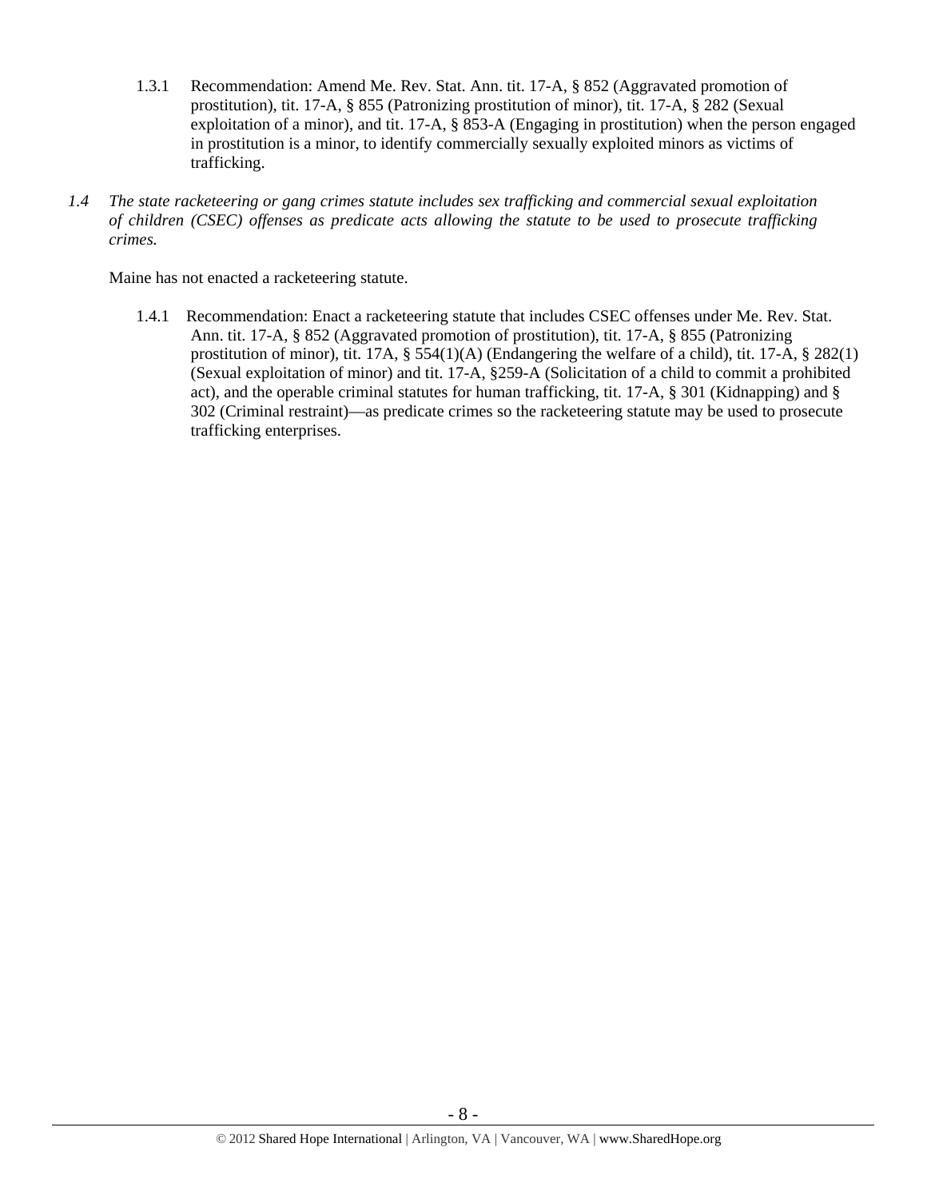1.3.1 Recommendation: Amend Me. Rev. Stat. Ann. tit. 17-A, § 852 (Aggravated promotion of prostitution), tit. 17-A, § 855 (Patronizing prostitution of minor), tit. 17-A, § 282 (Sexual exploitation of a minor), and tit. 17-A, § 853-A (Engaging in prostitution) when the person engaged in prostitution is a minor, to identify commercially sexually exploited minors as victims of trafficking.

*1.4 The state racketeering or gang crimes statute includes sex trafficking and commercial sexual exploitation of children (CSEC) offenses as predicate acts allowing the statute to be used to prosecute trafficking crimes.*

Maine has not enacted a racketeering statute.

1.4.1 Recommendation: Enact a racketeering statute that includes CSEC offenses under Me. Rev. Stat. Ann. tit. 17-A, § 852 (Aggravated promotion of prostitution), tit. 17-A, § 855 (Patronizing prostitution of minor), tit. 17A, § 554(1)(A) (Endangering the welfare of a child), tit. 17-A, § 282(1) (Sexual exploitation of minor) and tit. 17-A, §259-A (Solicitation of a child to commit a prohibited act), and the operable criminal statutes for human trafficking, tit. 17-A, § 301 (Kidnapping) and § 302 (Criminal restraint)—as predicate crimes so the racketeering statute may be used to prosecute trafficking enterprises.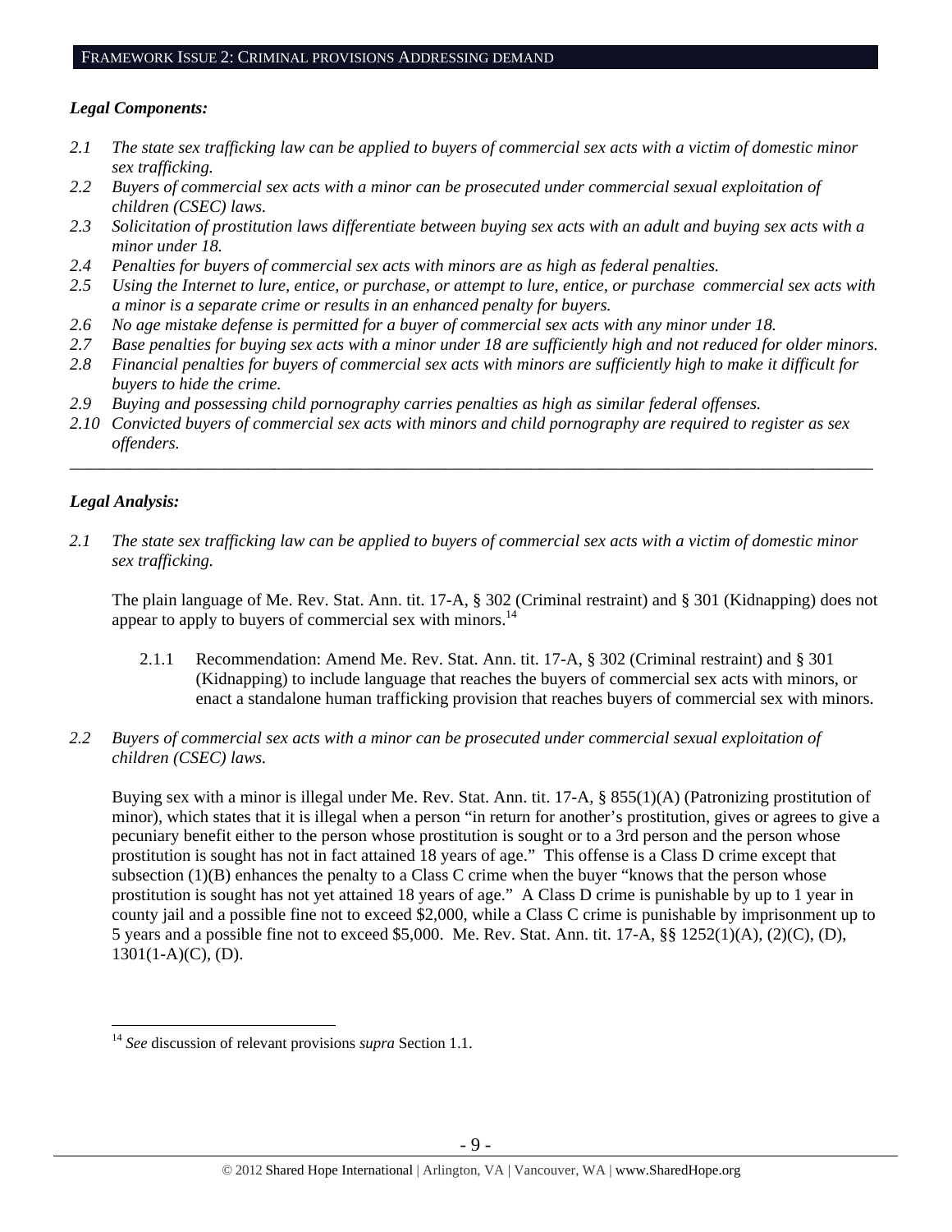## FRAMEWORK ISSUE 2: CRIMINAL PROVISIONS ADDRESSING DEMAND

***Legal Components:***

*2.1 The state sex trafficking law can be applied to buyers of commercial sex acts with a victim of domestic minor sex trafficking.*

*2.2 Buyers of commercial sex acts with a minor can be prosecuted under commercial sexual exploitation of children (CSEC) laws.*

*2.3 Solicitation of prostitution laws differentiate between buying sex acts with an adult and buying sex acts with a minor under 18.*

*2.4 Penalties for buyers of commercial sex acts with minors are as high as federal penalties.*

*2.5 Using the Internet to lure, entice, or purchase, or attempt to lure, entice, or purchase commercial sex acts with a minor is a separate crime or results in an enhanced penalty for buyers.*

*2.6 No age mistake defense is permitted for a buyer of commercial sex acts with any minor under 18.*

*2.7 Base penalties for buying sex acts with a minor under 18 are sufficiently high and not reduced for older minors.*

*2.8 Financial penalties for buyers of commercial sex acts with minors are sufficiently high to make it difficult for buyers to hide the crime.*

*2.9 Buying and possessing child pornography carries penalties as high as similar federal offenses.*

*2.10 Convicted buyers of commercial sex acts with minors and child pornography are required to register as sex offenders.*

---

***Legal Analysis:***

*2.1 The state sex trafficking law can be applied to buyers of commercial sex acts with a victim of domestic minor sex trafficking.*

The plain language of Me. Rev. Stat. Ann. tit. 17-A, § 302 (Criminal restraint) and § 301 (Kidnapping) does not appear to apply to buyers of commercial sex with minors.[14]

2.1.1 Recommendation: Amend Me. Rev. Stat. Ann. tit. 17-A, § 302 (Criminal restraint) and § 301 (Kidnapping) to include language that reaches the buyers of commercial sex acts with minors, or enact a standalone human trafficking provision that reaches buyers of commercial sex with minors.

*2.2 Buyers of commercial sex acts with a minor can be prosecuted under commercial sexual exploitation of children (CSEC) laws.*

Buying sex with a minor is illegal under Me. Rev. Stat. Ann. tit. 17-A, § 855(1)(A) (Patronizing prostitution of minor), which states that it is illegal when a person "in return for another's prostitution, gives or agrees to give a pecuniary benefit either to the person whose prostitution is sought or to a 3rd person and the person whose prostitution is sought has not in fact attained 18 years of age." This offense is a Class D crime except that subsection (1)(B) enhances the penalty to a Class C crime when the buyer "knows that the person whose prostitution is sought has not yet attained 18 years of age." A Class D crime is punishable by up to 1 year in county jail and a possible fine not to exceed $2,000, while a Class C crime is punishable by imprisonment up to 5 years and a possible fine not to exceed $5,000. Me. Rev. Stat. Ann. tit. 17-A, §§ 1252(1)(A), (2)(C), (D), 1301(1-A)(C), (D).

---

[14] *See* discussion of relevant provisions *supra* Section 1.1.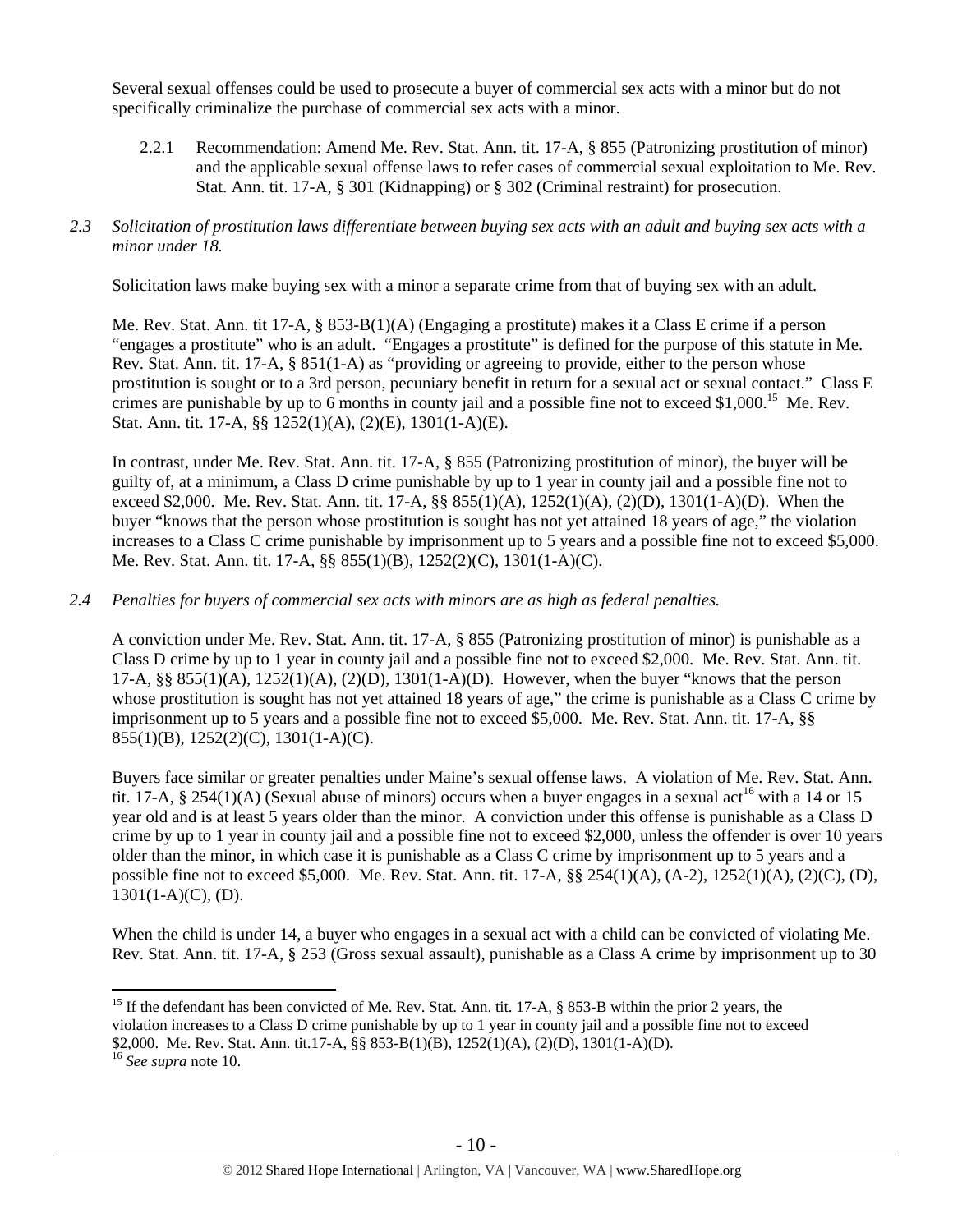Several sexual offenses could be used to prosecute a buyer of commercial sex acts with a minor but do not specifically criminalize the purchase of commercial sex acts with a minor.

2.2.1 Recommendation: Amend Me. Rev. Stat. Ann. tit. 17-A, § 855 (Patronizing prostitution of minor) and the applicable sexual offense laws to refer cases of commercial sexual exploitation to Me. Rev. Stat. Ann. tit. 17-A, § 301 (Kidnapping) or § 302 (Criminal restraint) for prosecution.

*2.3 Solicitation of prostitution laws differentiate between buying sex acts with an adult and buying sex acts with a minor under 18.*

Solicitation laws make buying sex with a minor a separate crime from that of buying sex with an adult.

Me. Rev. Stat. Ann. tit 17-A, § 853-B(1)(A) (Engaging a prostitute) makes it a Class E crime if a person "engages a prostitute" who is an adult. "Engages a prostitute" is defined for the purpose of this statute in Me. Rev. Stat. Ann. tit. 17-A, § 851(1-A) as "providing or agreeing to provide, either to the person whose prostitution is sought or to a 3rd person, pecuniary benefit in return for a sexual act or sexual contact." Class E crimes are punishable by up to 6 months in county jail and a possible fine not to exceed $1,000.[15] Me. Rev. Stat. Ann. tit. 17-A, §§ 1252(1)(A), (2)(E), 1301(1-A)(E).

In contrast, under Me. Rev. Stat. Ann. tit. 17-A, § 855 (Patronizing prostitution of minor), the buyer will be guilty of, at a minimum, a Class D crime punishable by up to 1 year in county jail and a possible fine not to exceed $2,000. Me. Rev. Stat. Ann. tit. 17-A, §§ 855(1)(A), 1252(1)(A), (2)(D), 1301(1-A)(D). When the buyer "knows that the person whose prostitution is sought has not yet attained 18 years of age," the violation increases to a Class C crime punishable by imprisonment up to 5 years and a possible fine not to exceed $5,000. Me. Rev. Stat. Ann. tit. 17-A, §§ 855(1)(B), 1252(2)(C), 1301(1-A)(C).

*2.4 Penalties for buyers of commercial sex acts with minors are as high as federal penalties.*

A conviction under Me. Rev. Stat. Ann. tit. 17-A, § 855 (Patronizing prostitution of minor) is punishable as a Class D crime by up to 1 year in county jail and a possible fine not to exceed $2,000. Me. Rev. Stat. Ann. tit. 17-A, §§ 855(1)(A), 1252(1)(A), (2)(D), 1301(1-A)(D). However, when the buyer "knows that the person whose prostitution is sought has not yet attained 18 years of age," the crime is punishable as a Class C crime by imprisonment up to 5 years and a possible fine not to exceed $5,000. Me. Rev. Stat. Ann. tit. 17-A, §§ 855(1)(B), 1252(2)(C), 1301(1-A)(C).

Buyers face similar or greater penalties under Maine's sexual offense laws. A violation of Me. Rev. Stat. Ann. tit. 17-A, § 254(1)(A) (Sexual abuse of minors) occurs when a buyer engages in a sexual act[16] with a 14 or 15 year old and is at least 5 years older than the minor. A conviction under this offense is punishable as a Class D crime by up to 1 year in county jail and a possible fine not to exceed $2,000, unless the offender is over 10 years older than the minor, in which case it is punishable as a Class C crime by imprisonment up to 5 years and a possible fine not to exceed $5,000. Me. Rev. Stat. Ann. tit. 17-A, §§ 254(1)(A), (A-2), 1252(1)(A), (2)(C), (D), 1301(1-A)(C), (D).

When the child is under 14, a buyer who engages in a sexual act with a child can be convicted of violating Me. Rev. Stat. Ann. tit. 17-A, § 253 (Gross sexual assault), punishable as a Class A crime by imprisonment up to 30

---

[15] If the defendant has been convicted of Me. Rev. Stat. Ann. tit. 17-A, § 853-B within the prior 2 years, the violation increases to a Class D crime punishable by up to 1 year in county jail and a possible fine not to exceed $2,000. Me. Rev. Stat. Ann. tit.17-A, §§ 853-B(1)(B), 1252(1)(A), (2)(D), 1301(1-A)(D).

[16] *See supra* note 10.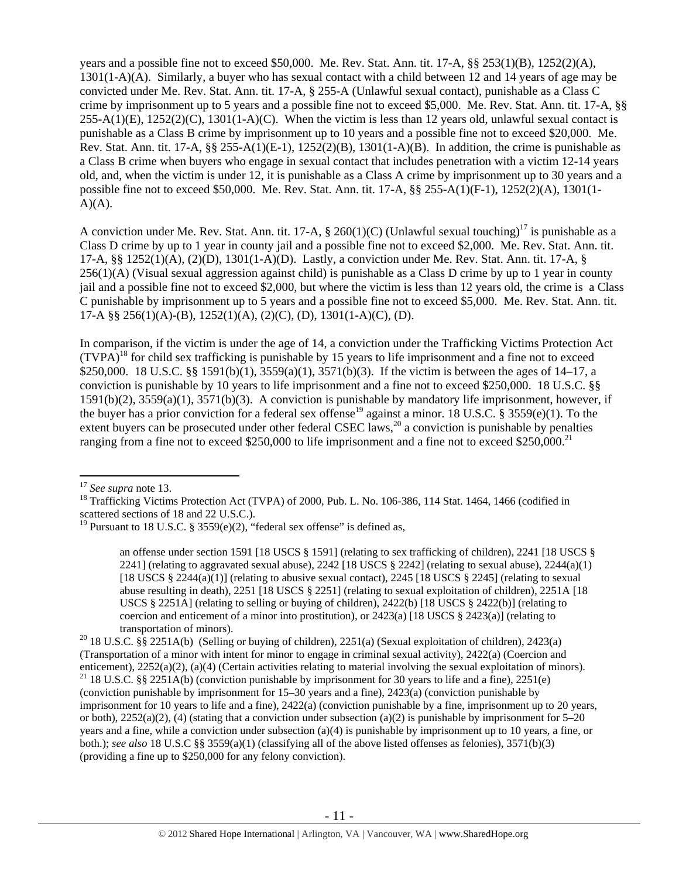years and a possible fine not to exceed $50,000. Me. Rev. Stat. Ann. tit. 17-A, §§ 253(1)(B), 1252(2)(A), 1301(1-A)(A). Similarly, a buyer who has sexual contact with a child between 12 and 14 years of age may be convicted under Me. Rev. Stat. Ann. tit. 17-A, § 255-A (Unlawful sexual contact), punishable as a Class C crime by imprisonment up to 5 years and a possible fine not to exceed $5,000. Me. Rev. Stat. Ann. tit. 17-A, §§ 255-A(1)(E), 1252(2)(C), 1301(1-A)(C). When the victim is less than 12 years old, unlawful sexual contact is punishable as a Class B crime by imprisonment up to 10 years and a possible fine not to exceed $20,000. Me. Rev. Stat. Ann. tit. 17-A, §§ 255-A(1)(E-1), 1252(2)(B), 1301(1-A)(B). In addition, the crime is punishable as a Class B crime when buyers who engage in sexual contact that includes penetration with a victim 12-14 years old, and, when the victim is under 12, it is punishable as a Class A crime by imprisonment up to 30 years and a possible fine not to exceed $50,000. Me. Rev. Stat. Ann. tit. 17-A, §§ 255-A(1)(F-1), 1252(2)(A), 1301(1-A)(A).

A conviction under Me. Rev. Stat. Ann. tit. 17-A, § 260(1)(C) (Unlawful sexual touching)[17] is punishable as a Class D crime by up to 1 year in county jail and a possible fine not to exceed $2,000. Me. Rev. Stat. Ann. tit. 17-A, §§ 1252(1)(A), (2)(D), 1301(1-A)(D). Lastly, a conviction under Me. Rev. Stat. Ann. tit. 17-A, § 256(1)(A) (Visual sexual aggression against child) is punishable as a Class D crime by up to 1 year in county jail and a possible fine not to exceed $2,000, but where the victim is less than 12 years old, the crime is a Class C punishable by imprisonment up to 5 years and a possible fine not to exceed $5,000. Me. Rev. Stat. Ann. tit. 17-A §§ 256(1)(A)-(B), 1252(1)(A), (2)(C), (D), 1301(1-A)(C), (D).

In comparison, if the victim is under the age of 14, a conviction under the Trafficking Victims Protection Act (TVPA)[18] for child sex trafficking is punishable by 15 years to life imprisonment and a fine not to exceed $250,000. 18 U.S.C. §§ 1591(b)(1), 3559(a)(1), 3571(b)(3). If the victim is between the ages of 14–17, a conviction is punishable by 10 years to life imprisonment and a fine not to exceed $250,000. 18 U.S.C. §§ 1591(b)(2), 3559(a)(1), 3571(b)(3). A conviction is punishable by mandatory life imprisonment, however, if the buyer has a prior conviction for a federal sex offense[19] against a minor. 18 U.S.C. § 3559(e)(1). To the extent buyers can be prosecuted under other federal CSEC laws,[20] a conviction is punishable by penalties ranging from a fine not to exceed $250,000 to life imprisonment and a fine not to exceed $250,000.[21]

---

[17] *See supra* note 13.

[18] Trafficking Victims Protection Act (TVPA) of 2000, Pub. L. No. 106-386, 114 Stat. 1464, 1466 (codified in scattered sections of 18 and 22 U.S.C.).

[19] Pursuant to 18 U.S.C. § 3559(e)(2), "federal sex offense" is defined as,

> an offense under section 1591 [18 USCS § 1591] (relating to sex trafficking of children), 2241 [18 USCS § 2241] (relating to aggravated sexual abuse), 2242 [18 USCS § 2242] (relating to sexual abuse), 2244(a)(1) [18 USCS § 2244(a)(1)] (relating to abusive sexual contact), 2245 [18 USCS § 2245] (relating to sexual abuse resulting in death), 2251 [18 USCS § 2251] (relating to sexual exploitation of children), 2251A [18 USCS § 2251A] (relating to selling or buying of children), 2422(b) [18 USCS § 2422(b)] (relating to coercion and enticement of a minor into prostitution), or 2423(a) [18 USCS § 2423(a)] (relating to transportation of minors).

[20] 18 U.S.C. §§ 2251A(b) (Selling or buying of children), 2251(a) (Sexual exploitation of children), 2423(a) (Transportation of a minor with intent for minor to engage in criminal sexual activity), 2422(a) (Coercion and enticement), 2252(a)(2), (a)(4) (Certain activities relating to material involving the sexual exploitation of minors).

[21] 18 U.S.C. §§ 2251A(b) (conviction punishable by imprisonment for 30 years to life and a fine), 2251(e) (conviction punishable by imprisonment for 15–30 years and a fine), 2423(a) (conviction punishable by imprisonment for 10 years to life and a fine), 2422(a) (conviction punishable by a fine, imprisonment up to 20 years, or both), 2252(a)(2), (4) (stating that a conviction under subsection (a)(2) is punishable by imprisonment for 5–20 years and a fine, while a conviction under subsection (a)(4) is punishable by imprisonment up to 10 years, a fine, or both.); *see also* 18 U.S.C §§ 3559(a)(1) (classifying all of the above listed offenses as felonies), 3571(b)(3) (providing a fine up to $250,000 for any felony conviction).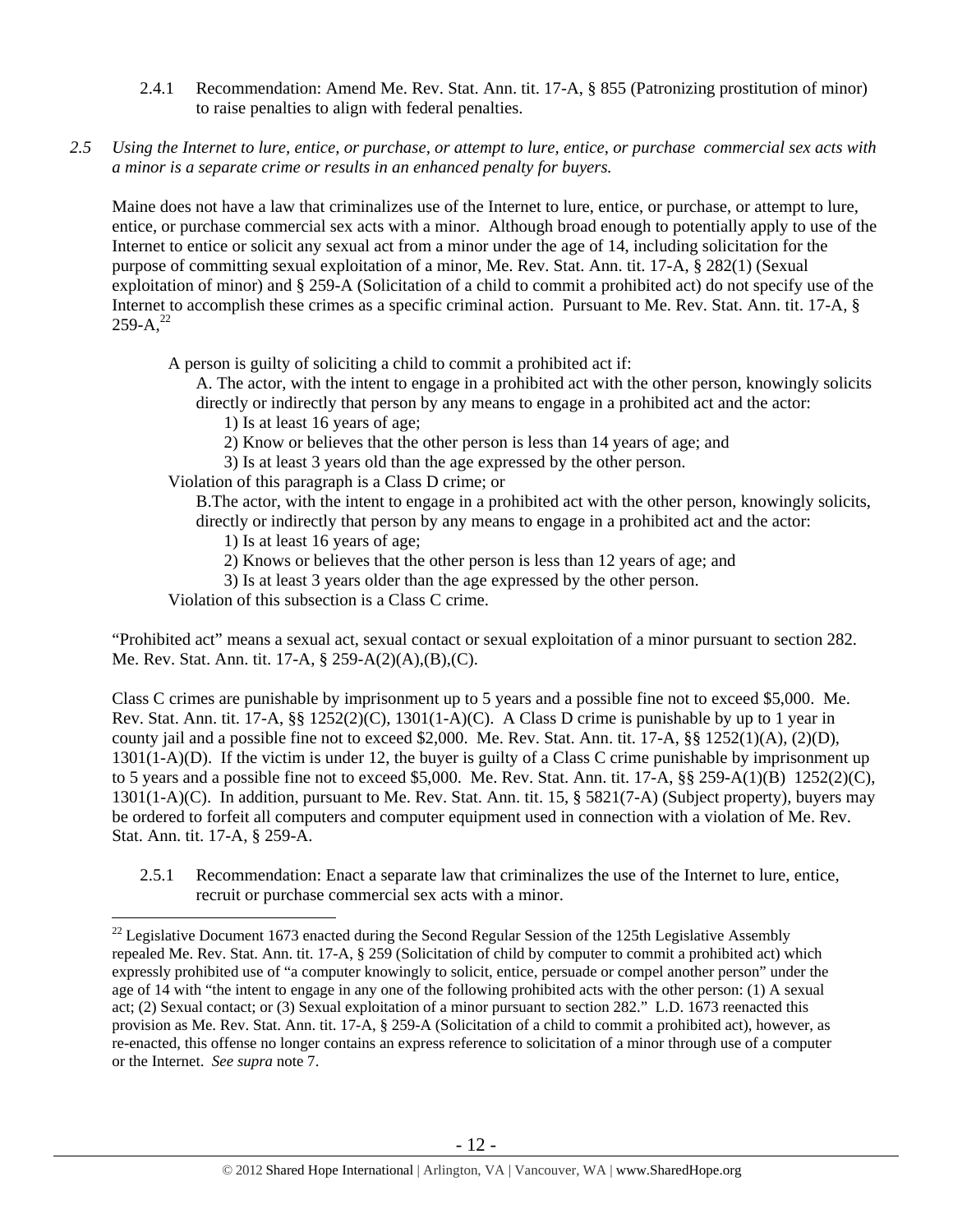2.4.1 Recommendation: Amend Me. Rev. Stat. Ann. tit. 17-A, § 855 (Patronizing prostitution of minor) to raise penalties to align with federal penalties.

*2.5 Using the Internet to lure, entice, or purchase, or attempt to lure, entice, or purchase commercial sex acts with a minor is a separate crime or results in an enhanced penalty for buyers.*

Maine does not have a law that criminalizes use of the Internet to lure, entice, or purchase, or attempt to lure, entice, or purchase commercial sex acts with a minor. Although broad enough to potentially apply to use of the Internet to entice or solicit any sexual act from a minor under the age of 14, including solicitation for the purpose of committing sexual exploitation of a minor, Me. Rev. Stat. Ann. tit. 17-A, § 282(1) (Sexual exploitation of minor) and § 259-A (Solicitation of a child to commit a prohibited act) do not specify use of the Internet to accomplish these crimes as a specific criminal action. Pursuant to Me. Rev. Stat. Ann. tit. 17-A, § 259-A,[22]

> A person is guilty of soliciting a child to commit a prohibited act if:
>
> A. The actor, with the intent to engage in a prohibited act with the other person, knowingly solicits directly or indirectly that person by any means to engage in a prohibited act and the actor:
>
> 1) Is at least 16 years of age;
>
> 2) Know or believes that the other person is less than 14 years of age; and
>
> 3) Is at least 3 years old than the age expressed by the other person.
>
> Violation of this paragraph is a Class D crime; or
>
> B.The actor, with the intent to engage in a prohibited act with the other person, knowingly solicits, directly or indirectly that person by any means to engage in a prohibited act and the actor:
>
> 1) Is at least 16 years of age;
>
> 2) Knows or believes that the other person is less than 12 years of age; and
>
> 3) Is at least 3 years older than the age expressed by the other person.
>
> Violation of this subsection is a Class C crime.

"Prohibited act" means a sexual act, sexual contact or sexual exploitation of a minor pursuant to section 282. Me. Rev. Stat. Ann. tit. 17-A, § 259-A(2)(A),(B),(C).

Class C crimes are punishable by imprisonment up to 5 years and a possible fine not to exceed $5,000. Me. Rev. Stat. Ann. tit. 17-A, §§ 1252(2)(C), 1301(1-A)(C). A Class D crime is punishable by up to 1 year in county jail and a possible fine not to exceed $2,000. Me. Rev. Stat. Ann. tit. 17-A, §§ 1252(1)(A), (2)(D), 1301(1-A)(D). If the victim is under 12, the buyer is guilty of a Class C crime punishable by imprisonment up to 5 years and a possible fine not to exceed $5,000. Me. Rev. Stat. Ann. tit. 17-A, §§ 259-A(1)(B) 1252(2)(C), 1301(1-A)(C). In addition, pursuant to Me. Rev. Stat. Ann. tit. 15, § 5821(7-A) (Subject property), buyers may be ordered to forfeit all computers and computer equipment used in connection with a violation of Me. Rev. Stat. Ann. tit. 17-A, § 259-A.

2.5.1 Recommendation: Enact a separate law that criminalizes the use of the Internet to lure, entice, recruit or purchase commercial sex acts with a minor.

---

[22] Legislative Document 1673 enacted during the Second Regular Session of the 125th Legislative Assembly repealed Me. Rev. Stat. Ann. tit. 17-A, § 259 (Solicitation of child by computer to commit a prohibited act) which expressly prohibited use of "a computer knowingly to solicit, entice, persuade or compel another person" under the age of 14 with "the intent to engage in any one of the following prohibited acts with the other person: (1) A sexual act; (2) Sexual contact; or (3) Sexual exploitation of a minor pursuant to section 282." L.D. 1673 reenacted this provision as Me. Rev. Stat. Ann. tit. 17-A, § 259-A (Solicitation of a child to commit a prohibited act), however, as re-enacted, this offense no longer contains an express reference to solicitation of a minor through use of a computer or the Internet. *See supra* note 7.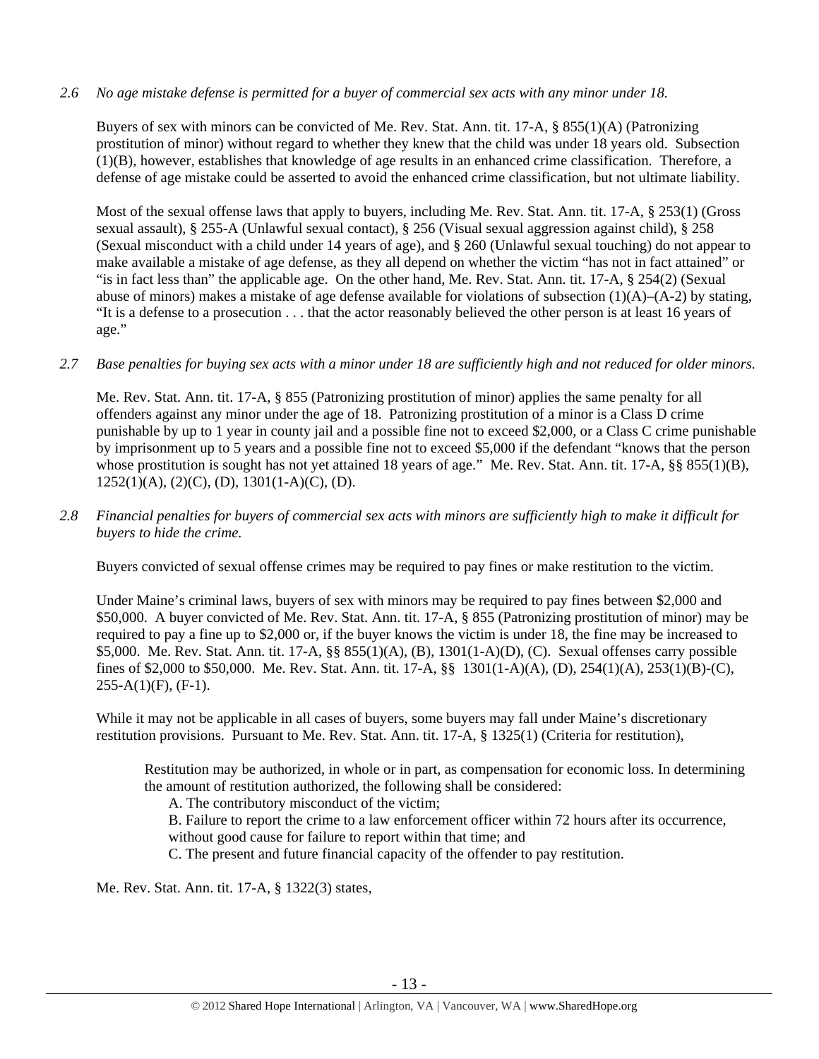*2.6 No age mistake defense is permitted for a buyer of commercial sex acts with any minor under 18.*

Buyers of sex with minors can be convicted of Me. Rev. Stat. Ann. tit. 17-A, § 855(1)(A) (Patronizing prostitution of minor) without regard to whether they knew that the child was under 18 years old. Subsection (1)(B), however, establishes that knowledge of age results in an enhanced crime classification. Therefore, a defense of age mistake could be asserted to avoid the enhanced crime classification, but not ultimate liability.

Most of the sexual offense laws that apply to buyers, including Me. Rev. Stat. Ann. tit. 17-A, § 253(1) (Gross sexual assault), § 255-A (Unlawful sexual contact), § 256 (Visual sexual aggression against child), § 258 (Sexual misconduct with a child under 14 years of age), and § 260 (Unlawful sexual touching) do not appear to make available a mistake of age defense, as they all depend on whether the victim "has not in fact attained" or "is in fact less than" the applicable age. On the other hand, Me. Rev. Stat. Ann. tit. 17-A, § 254(2) (Sexual abuse of minors) makes a mistake of age defense available for violations of subsection (1)(A)–(A-2) by stating, "It is a defense to a prosecution . . . that the actor reasonably believed the other person is at least 16 years of age."

*2.7 Base penalties for buying sex acts with a minor under 18 are sufficiently high and not reduced for older minors.*

Me. Rev. Stat. Ann. tit. 17-A, § 855 (Patronizing prostitution of minor) applies the same penalty for all offenders against any minor under the age of 18. Patronizing prostitution of a minor is a Class D crime punishable by up to 1 year in county jail and a possible fine not to exceed $2,000, or a Class C crime punishable by imprisonment up to 5 years and a possible fine not to exceed $5,000 if the defendant "knows that the person whose prostitution is sought has not yet attained 18 years of age." Me. Rev. Stat. Ann. tit. 17-A, §§ 855(1)(B), 1252(1)(A), (2)(C), (D), 1301(1-A)(C), (D).

*2.8 Financial penalties for buyers of commercial sex acts with minors are sufficiently high to make it difficult for buyers to hide the crime.*

Buyers convicted of sexual offense crimes may be required to pay fines or make restitution to the victim.

Under Maine's criminal laws, buyers of sex with minors may be required to pay fines between $2,000 and $50,000. A buyer convicted of Me. Rev. Stat. Ann. tit. 17-A, § 855 (Patronizing prostitution of minor) may be required to pay a fine up to $2,000 or, if the buyer knows the victim is under 18, the fine may be increased to $5,000. Me. Rev. Stat. Ann. tit. 17-A, §§ 855(1)(A), (B), 1301(1-A)(D), (C). Sexual offenses carry possible fines of $2,000 to $50,000. Me. Rev. Stat. Ann. tit. 17-A, §§ 1301(1-A)(A), (D), 254(1)(A), 253(1)(B)-(C), 255-A(1)(F), (F-1).

While it may not be applicable in all cases of buyers, some buyers may fall under Maine's discretionary restitution provisions. Pursuant to Me. Rev. Stat. Ann. tit. 17-A, § 1325(1) (Criteria for restitution),

> Restitution may be authorized, in whole or in part, as compensation for economic loss. In determining the amount of restitution authorized, the following shall be considered:
>
> A. The contributory misconduct of the victim;
>
> B. Failure to report the crime to a law enforcement officer within 72 hours after its occurrence, without good cause for failure to report within that time; and
>
> C. The present and future financial capacity of the offender to pay restitution.

Me. Rev. Stat. Ann. tit. 17-A, § 1322(3) states,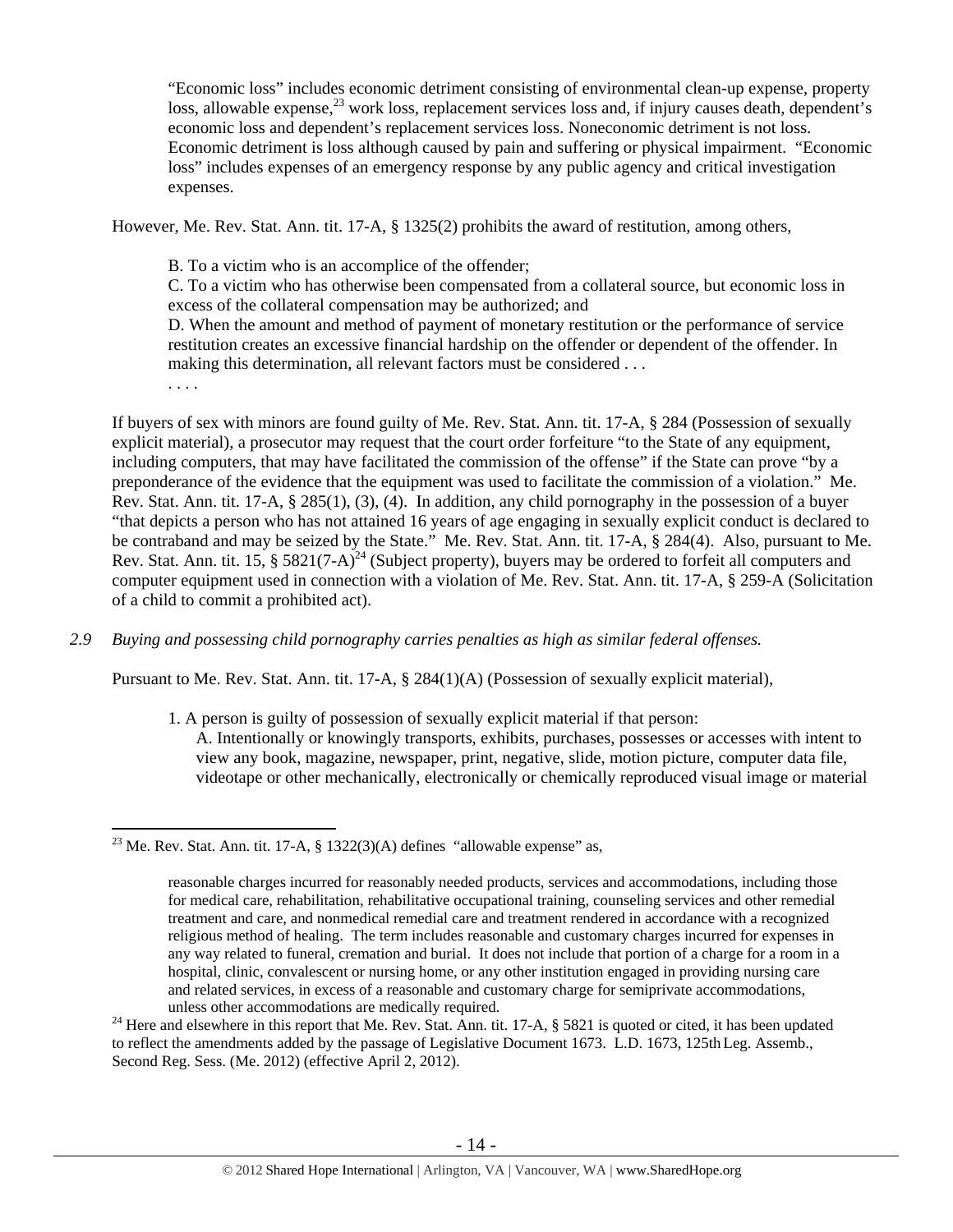> "Economic loss" includes economic detriment consisting of environmental clean-up expense, property loss, allowable expense,[23] work loss, replacement services loss and, if injury causes death, dependent's economic loss and dependent's replacement services loss. Noneconomic detriment is not loss. Economic detriment is loss although caused by pain and suffering or physical impairment. "Economic loss" includes expenses of an emergency response by any public agency and critical investigation expenses.

However, Me. Rev. Stat. Ann. tit. 17-A, § 1325(2) prohibits the award of restitution, among others,

> B. To a victim who is an accomplice of the offender;
> C. To a victim who has otherwise been compensated from a collateral source, but economic loss in excess of the collateral compensation may be authorized; and
> D. When the amount and method of payment of monetary restitution or the performance of service restitution creates an excessive financial hardship on the offender or dependent of the offender. In making this determination, all relevant factors must be considered . . .
> . . . .

If buyers of sex with minors are found guilty of Me. Rev. Stat. Ann. tit. 17-A, § 284 (Possession of sexually explicit material), a prosecutor may request that the court order forfeiture "to the State of any equipment, including computers, that may have facilitated the commission of the offense" if the State can prove "by a preponderance of the evidence that the equipment was used to facilitate the commission of a violation." Me. Rev. Stat. Ann. tit. 17-A, § 285(1), (3), (4). In addition, any child pornography in the possession of a buyer "that depicts a person who has not attained 16 years of age engaging in sexually explicit conduct is declared to be contraband and may be seized by the State." Me. Rev. Stat. Ann. tit. 17-A, § 284(4). Also, pursuant to Me. Rev. Stat. Ann. tit. 15, § 5821(7-A)[24] (Subject property), buyers may be ordered to forfeit all computers and computer equipment used in connection with a violation of Me. Rev. Stat. Ann. tit. 17-A, § 259-A (Solicitation of a child to commit a prohibited act).

*2.9 Buying and possessing child pornography carries penalties as high as similar federal offenses.*

Pursuant to Me. Rev. Stat. Ann. tit. 17-A, § 284(1)(A) (Possession of sexually explicit material),

> 1. A person is guilty of possession of sexually explicit material if that person:
> A. Intentionally or knowingly transports, exhibits, purchases, possesses or accesses with intent to view any book, magazine, newspaper, print, negative, slide, motion picture, computer data file, videotape or other mechanically, electronically or chemically reproduced visual image or material

---

[23] Me. Rev. Stat. Ann. tit. 17-A, § 1322(3)(A) defines "allowable expense" as,

> reasonable charges incurred for reasonably needed products, services and accommodations, including those for medical care, rehabilitation, rehabilitative occupational training, counseling services and other remedial treatment and care, and nonmedical remedial care and treatment rendered in accordance with a recognized religious method of healing. The term includes reasonable and customary charges incurred for expenses in any way related to funeral, cremation and burial. It does not include that portion of a charge for a room in a hospital, clinic, convalescent or nursing home, or any other institution engaged in providing nursing care and related services, in excess of a reasonable and customary charge for semiprivate accommodations, unless other accommodations are medically required.

[24] Here and elsewhere in this report that Me. Rev. Stat. Ann. tit. 17-A, § 5821 is quoted or cited, it has been updated to reflect the amendments added by the passage of Legislative Document 1673. L.D. 1673, 125th Leg. Assemb., Second Reg. Sess. (Me. 2012) (effective April 2, 2012).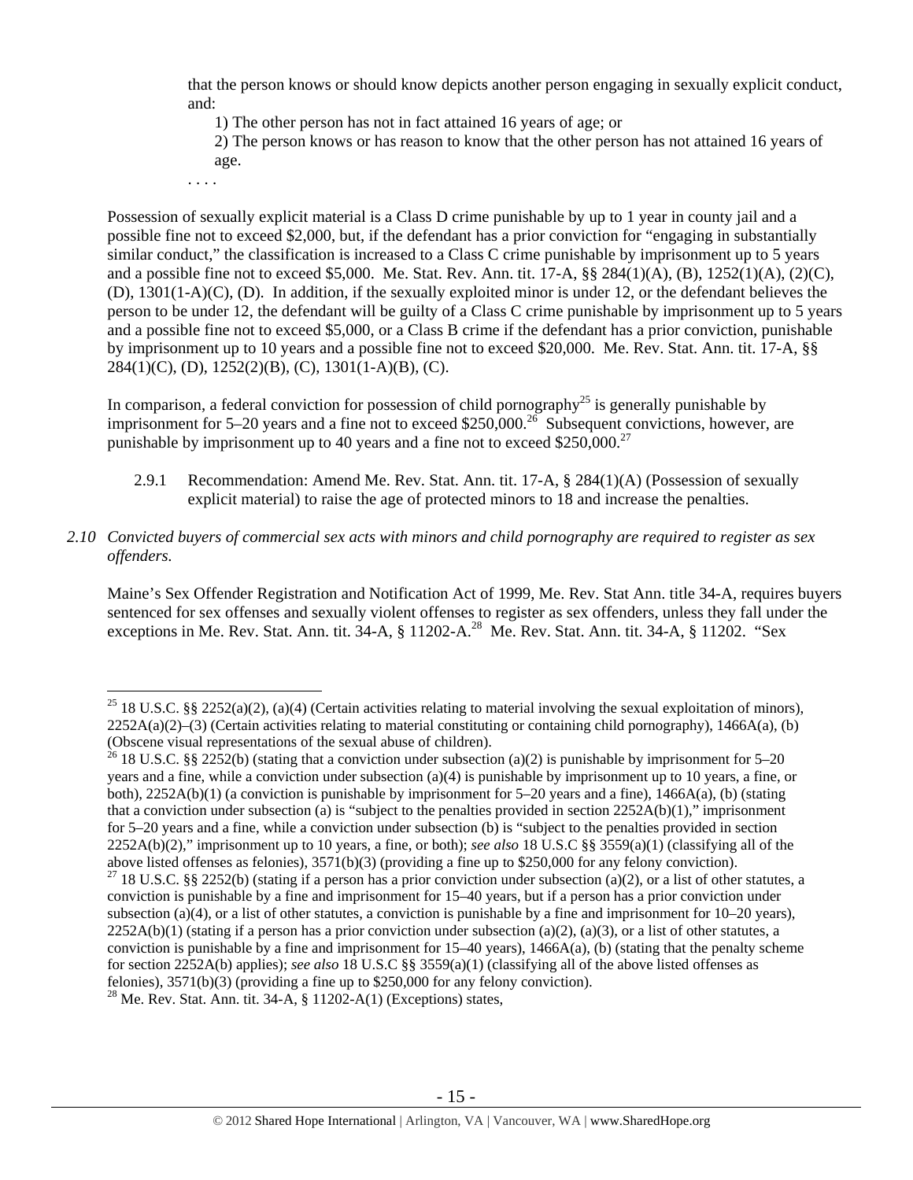that the person knows or should know depicts another person engaging in sexually explicit conduct, and:

1) The other person has not in fact attained 16 years of age; or

2) The person knows or has reason to know that the other person has not attained 16 years of age.

. . . .

Possession of sexually explicit material is a Class D crime punishable by up to 1 year in county jail and a possible fine not to exceed $2,000, but, if the defendant has a prior conviction for "engaging in substantially similar conduct," the classification is increased to a Class C crime punishable by imprisonment up to 5 years and a possible fine not to exceed $5,000. Me. Stat. Rev. Ann. tit. 17-A, §§ 284(1)(A), (B), 1252(1)(A), (2)(C), (D), 1301(1-A)(C), (D). In addition, if the sexually exploited minor is under 12, or the defendant believes the person to be under 12, the defendant will be guilty of a Class C crime punishable by imprisonment up to 5 years and a possible fine not to exceed $5,000, or a Class B crime if the defendant has a prior conviction, punishable by imprisonment up to 10 years and a possible fine not to exceed $20,000. Me. Rev. Stat. Ann. tit. 17-A, §§ 284(1)(C), (D), 1252(2)(B), (C), 1301(1-A)(B), (C).

In comparison, a federal conviction for possession of child pornography[25] is generally punishable by imprisonment for 5–20 years and a fine not to exceed $250,000.[26] Subsequent convictions, however, are punishable by imprisonment up to 40 years and a fine not to exceed $250,000.[27]

2.9.1 Recommendation: Amend Me. Rev. Stat. Ann. tit. 17-A, § 284(1)(A) (Possession of sexually explicit material) to raise the age of protected minors to 18 and increase the penalties.

*2.10 Convicted buyers of commercial sex acts with minors and child pornography are required to register as sex offenders.*

Maine's Sex Offender Registration and Notification Act of 1999, Me. Rev. Stat Ann. title 34-A, requires buyers sentenced for sex offenses and sexually violent offenses to register as sex offenders, unless they fall under the exceptions in Me. Rev. Stat. Ann. tit. 34-A, § 11202-A.[28] Me. Rev. Stat. Ann. tit. 34-A, § 11202. "Sex

---

[25] 18 U.S.C. §§ 2252(a)(2), (a)(4) (Certain activities relating to material involving the sexual exploitation of minors), 2252A(a)(2)–(3) (Certain activities relating to material constituting or containing child pornography), 1466A(a), (b) (Obscene visual representations of the sexual abuse of children).

[26] 18 U.S.C. §§ 2252(b) (stating that a conviction under subsection (a)(2) is punishable by imprisonment for 5–20 years and a fine, while a conviction under subsection (a)(4) is punishable by imprisonment up to 10 years, a fine, or both), 2252A(b)(1) (a conviction is punishable by imprisonment for 5–20 years and a fine), 1466A(a), (b) (stating that a conviction under subsection (a) is "subject to the penalties provided in section 2252A(b)(1)," imprisonment for 5–20 years and a fine, while a conviction under subsection (b) is "subject to the penalties provided in section 2252A(b)(2)," imprisonment up to 10 years, a fine, or both); *see also* 18 U.S.C §§ 3559(a)(1) (classifying all of the above listed offenses as felonies), 3571(b)(3) (providing a fine up to $250,000 for any felony conviction).

[27] 18 U.S.C. §§ 2252(b) (stating if a person has a prior conviction under subsection (a)(2), or a list of other statutes, a conviction is punishable by a fine and imprisonment for 15–40 years, but if a person has a prior conviction under subsection (a)(4), or a list of other statutes, a conviction is punishable by a fine and imprisonment for 10–20 years), 2252A(b)(1) (stating if a person has a prior conviction under subsection (a)(2), (a)(3), or a list of other statutes, a conviction is punishable by a fine and imprisonment for 15–40 years), 1466A(a), (b) (stating that the penalty scheme for section 2252A(b) applies); *see also* 18 U.S.C §§ 3559(a)(1) (classifying all of the above listed offenses as felonies), 3571(b)(3) (providing a fine up to $250,000 for any felony conviction).

[28] Me. Rev. Stat. Ann. tit. 34-A, § 11202-A(1) (Exceptions) states,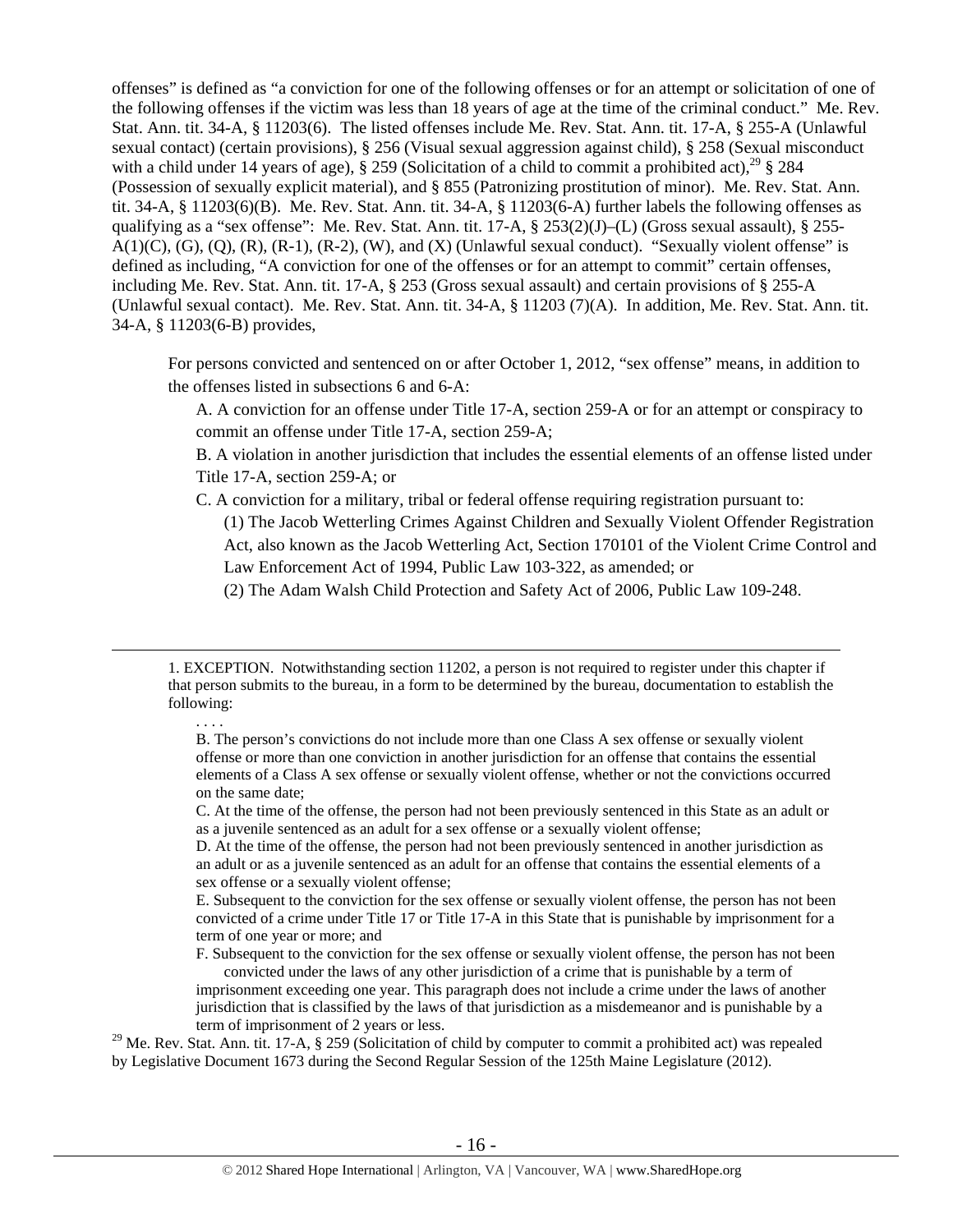offenses" is defined as "a conviction for one of the following offenses or for an attempt or solicitation of one of the following offenses if the victim was less than 18 years of age at the time of the criminal conduct." Me. Rev. Stat. Ann. tit. 34-A, § 11203(6). The listed offenses include Me. Rev. Stat. Ann. tit. 17-A, § 255-A (Unlawful sexual contact) (certain provisions), § 256 (Visual sexual aggression against child), § 258 (Sexual misconduct with a child under 14 years of age), § 259 (Solicitation of a child to commit a prohibited act),[29] § 284 (Possession of sexually explicit material), and § 855 (Patronizing prostitution of minor). Me. Rev. Stat. Ann. tit. 34-A, § 11203(6)(B). Me. Rev. Stat. Ann. tit. 34-A, § 11203(6-A) further labels the following offenses as qualifying as a "sex offense": Me. Rev. Stat. Ann. tit. 17-A, § 253(2)(J)–(L) (Gross sexual assault), § 255-A(1)(C), (G), (Q), (R), (R-1), (R-2), (W), and (X) (Unlawful sexual conduct). "Sexually violent offense" is defined as including, "A conviction for one of the offenses or for an attempt to commit" certain offenses, including Me. Rev. Stat. Ann. tit. 17-A, § 253 (Gross sexual assault) and certain provisions of § 255-A (Unlawful sexual contact). Me. Rev. Stat. Ann. tit. 34-A, § 11203 (7)(A). In addition, Me. Rev. Stat. Ann. tit. 34-A, § 11203(6-B) provides,

> For persons convicted and sentenced on or after October 1, 2012, "sex offense" means, in addition to the offenses listed in subsections 6 and 6-A:
>
> A. A conviction for an offense under Title 17-A, section 259-A or for an attempt or conspiracy to commit an offense under Title 17-A, section 259-A;
>
> B. A violation in another jurisdiction that includes the essential elements of an offense listed under Title 17-A, section 259-A; or
>
> C. A conviction for a military, tribal or federal offense requiring registration pursuant to:
>
> (1) The Jacob Wetterling Crimes Against Children and Sexually Violent Offender Registration Act, also known as the Jacob Wetterling Act, Section 170101 of the Violent Crime Control and Law Enforcement Act of 1994, Public Law 103-322, as amended; or
>
> (2) The Adam Walsh Child Protection and Safety Act of 2006, Public Law 109-248.

---

1. EXCEPTION. Notwithstanding section 11202, a person is not required to register under this chapter if that person submits to the bureau, in a form to be determined by the bureau, documentation to establish the following:

. . . .

B. The person's convictions do not include more than one Class A sex offense or sexually violent offense or more than one conviction in another jurisdiction for an offense that contains the essential elements of a Class A sex offense or sexually violent offense, whether or not the convictions occurred on the same date;

C. At the time of the offense, the person had not been previously sentenced in this State as an adult or as a juvenile sentenced as an adult for a sex offense or a sexually violent offense;

D. At the time of the offense, the person had not been previously sentenced in another jurisdiction as an adult or as a juvenile sentenced as an adult for an offense that contains the essential elements of a sex offense or a sexually violent offense;

E. Subsequent to the conviction for the sex offense or sexually violent offense, the person has not been convicted of a crime under Title 17 or Title 17-A in this State that is punishable by imprisonment for a term of one year or more; and

F. Subsequent to the conviction for the sex offense or sexually violent offense, the person has not been convicted under the laws of any other jurisdiction of a crime that is punishable by a term of imprisonment exceeding one year. This paragraph does not include a crime under the laws of another jurisdiction that is classified by the laws of that jurisdiction as a misdemeanor and is punishable by a term of imprisonment of 2 years or less.

[29] Me. Rev. Stat. Ann. tit. 17-A, § 259 (Solicitation of child by computer to commit a prohibited act) was repealed by Legislative Document 1673 during the Second Regular Session of the 125th Maine Legislature (2012).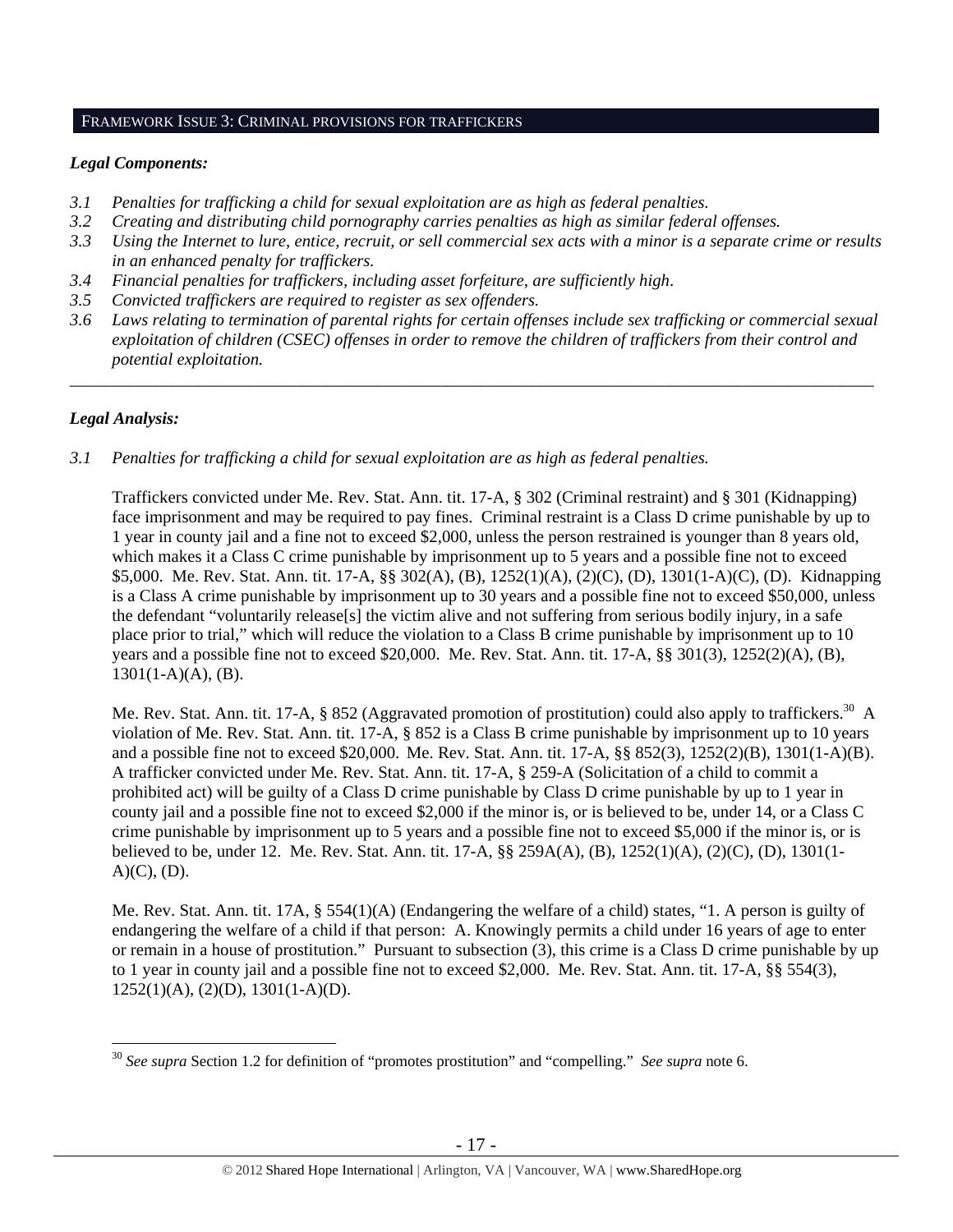## FRAMEWORK ISSUE 3: CRIMINAL PROVISIONS FOR TRAFFICKERS

### *Legal Components:*

*3.1 Penalties for trafficking a child for sexual exploitation are as high as federal penalties.*
*3.2 Creating and distributing child pornography carries penalties as high as similar federal offenses.*
*3.3 Using the Internet to lure, entice, recruit, or sell commercial sex acts with a minor is a separate crime or results in an enhanced penalty for traffickers.*
*3.4 Financial penalties for traffickers, including asset forfeiture, are sufficiently high.*
*3.5 Convicted traffickers are required to register as sex offenders.*
*3.6 Laws relating to termination of parental rights for certain offenses include sex trafficking or commercial sexual exploitation of children (CSEC) offenses in order to remove the children of traffickers from their control and potential exploitation.*

---

### *Legal Analysis:*

*3.1 Penalties for trafficking a child for sexual exploitation are as high as federal penalties.*

Traffickers convicted under Me. Rev. Stat. Ann. tit. 17-A, § 302 (Criminal restraint) and § 301 (Kidnapping) face imprisonment and may be required to pay fines. Criminal restraint is a Class D crime punishable by up to 1 year in county jail and a fine not to exceed $2,000, unless the person restrained is younger than 8 years old, which makes it a Class C crime punishable by imprisonment up to 5 years and a possible fine not to exceed $5,000. Me. Rev. Stat. Ann. tit. 17-A, §§ 302(A), (B), 1252(1)(A), (2)(C), (D), 1301(1-A)(C), (D). Kidnapping is a Class A crime punishable by imprisonment up to 30 years and a possible fine not to exceed $50,000, unless the defendant "voluntarily release[s] the victim alive and not suffering from serious bodily injury, in a safe place prior to trial," which will reduce the violation to a Class B crime punishable by imprisonment up to 10 years and a possible fine not to exceed $20,000. Me. Rev. Stat. Ann. tit. 17-A, §§ 301(3), 1252(2)(A), (B), 1301(1-A)(A), (B).

Me. Rev. Stat. Ann. tit. 17-A, § 852 (Aggravated promotion of prostitution) could also apply to traffickers.[30] A violation of Me. Rev. Stat. Ann. tit. 17-A, § 852 is a Class B crime punishable by imprisonment up to 10 years and a possible fine not to exceed $20,000. Me. Rev. Stat. Ann. tit. 17-A, §§ 852(3), 1252(2)(B), 1301(1-A)(B). A trafficker convicted under Me. Rev. Stat. Ann. tit. 17-A, § 259-A (Solicitation of a child to commit a prohibited act) will be guilty of a Class D crime punishable by Class D crime punishable by up to 1 year in county jail and a possible fine not to exceed $2,000 if the minor is, or is believed to be, under 14, or a Class C crime punishable by imprisonment up to 5 years and a possible fine not to exceed $5,000 if the minor is, or is believed to be, under 12. Me. Rev. Stat. Ann. tit. 17-A, §§ 259A(A), (B), 1252(1)(A), (2)(C), (D), 1301(1-A)(C), (D).

Me. Rev. Stat. Ann. tit. 17A, § 554(1)(A) (Endangering the welfare of a child) states, "1. A person is guilty of endangering the welfare of a child if that person: A. Knowingly permits a child under 16 years of age to enter or remain in a house of prostitution." Pursuant to subsection (3), this crime is a Class D crime punishable by up to 1 year in county jail and a possible fine not to exceed $2,000. Me. Rev. Stat. Ann. tit. 17-A, §§ 554(3), 1252(1)(A), (2)(D), 1301(1-A)(D).

---

[30] *See supra* Section 1.2 for definition of "promotes prostitution" and "compelling." *See supra* note 6.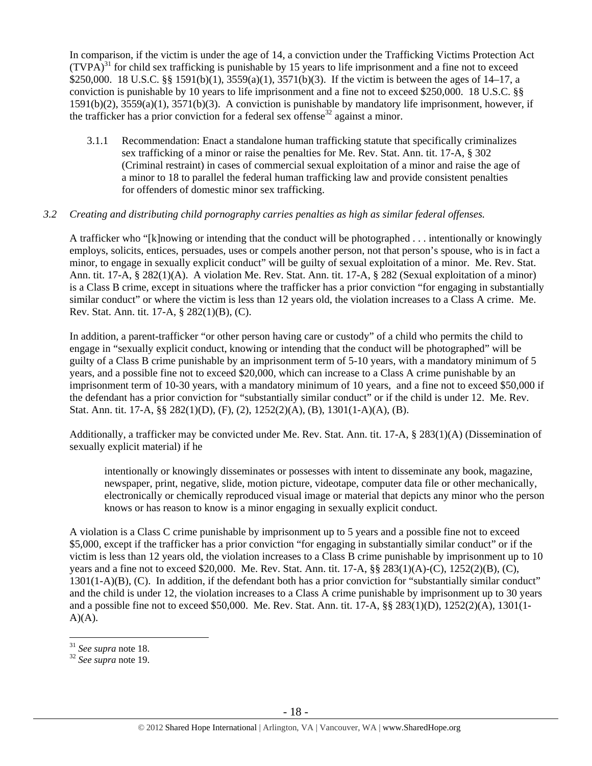In comparison, if the victim is under the age of 14, a conviction under the Trafficking Victims Protection Act (TVPA)[31] for child sex trafficking is punishable by 15 years to life imprisonment and a fine not to exceed $250,000. 18 U.S.C. §§ 1591(b)(1), 3559(a)(1), 3571(b)(3). If the victim is between the ages of 14–17, a conviction is punishable by 10 years to life imprisonment and a fine not to exceed $250,000. 18 U.S.C. §§ 1591(b)(2), 3559(a)(1), 3571(b)(3). A conviction is punishable by mandatory life imprisonment, however, if the trafficker has a prior conviction for a federal sex offense[32] against a minor.

3.1.1 Recommendation: Enact a standalone human trafficking statute that specifically criminalizes sex trafficking of a minor or raise the penalties for Me. Rev. Stat. Ann. tit. 17-A, § 302 (Criminal restraint) in cases of commercial sexual exploitation of a minor and raise the age of a minor to 18 to parallel the federal human trafficking law and provide consistent penalties for offenders of domestic minor sex trafficking.

*3.2 Creating and distributing child pornography carries penalties as high as similar federal offenses.*

A trafficker who "[k]nowing or intending that the conduct will be photographed . . . intentionally or knowingly employs, solicits, entices, persuades, uses or compels another person, not that person's spouse, who is in fact a minor, to engage in sexually explicit conduct" will be guilty of sexual exploitation of a minor. Me. Rev. Stat. Ann. tit. 17-A, § 282(1)(A). A violation Me. Rev. Stat. Ann. tit. 17-A, § 282 (Sexual exploitation of a minor) is a Class B crime, except in situations where the trafficker has a prior conviction "for engaging in substantially similar conduct" or where the victim is less than 12 years old, the violation increases to a Class A crime. Me. Rev. Stat. Ann. tit. 17-A, § 282(1)(B), (C).

In addition, a parent-trafficker "or other person having care or custody" of a child who permits the child to engage in "sexually explicit conduct, knowing or intending that the conduct will be photographed" will be guilty of a Class B crime punishable by an imprisonment term of 5-10 years, with a mandatory minimum of 5 years, and a possible fine not to exceed $20,000, which can increase to a Class A crime punishable by an imprisonment term of 10-30 years, with a mandatory minimum of 10 years, and a fine not to exceed $50,000 if the defendant has a prior conviction for "substantially similar conduct" or if the child is under 12. Me. Rev. Stat. Ann. tit. 17-A, §§ 282(1)(D), (F), (2), 1252(2)(A), (B), 1301(1-A)(A), (B).

Additionally, a trafficker may be convicted under Me. Rev. Stat. Ann. tit. 17-A, § 283(1)(A) (Dissemination of sexually explicit material) if he

> intentionally or knowingly disseminates or possesses with intent to disseminate any book, magazine, newspaper, print, negative, slide, motion picture, videotape, computer data file or other mechanically, electronically or chemically reproduced visual image or material that depicts any minor who the person knows or has reason to know is a minor engaging in sexually explicit conduct.

A violation is a Class C crime punishable by imprisonment up to 5 years and a possible fine not to exceed $5,000, except if the trafficker has a prior conviction "for engaging in substantially similar conduct" or if the victim is less than 12 years old, the violation increases to a Class B crime punishable by imprisonment up to 10 years and a fine not to exceed $20,000. Me. Rev. Stat. Ann. tit. 17-A, §§ 283(1)(A)-(C), 1252(2)(B), (C), 1301(1-A)(B), (C). In addition, if the defendant both has a prior conviction for "substantially similar conduct" and the child is under 12, the violation increases to a Class A crime punishable by imprisonment up to 30 years and a possible fine not to exceed $50,000. Me. Rev. Stat. Ann. tit. 17-A, §§ 283(1)(D), 1252(2)(A), 1301(1-A)(A).

---

[31] *See supra* note 18.
[32] *See supra* note 19.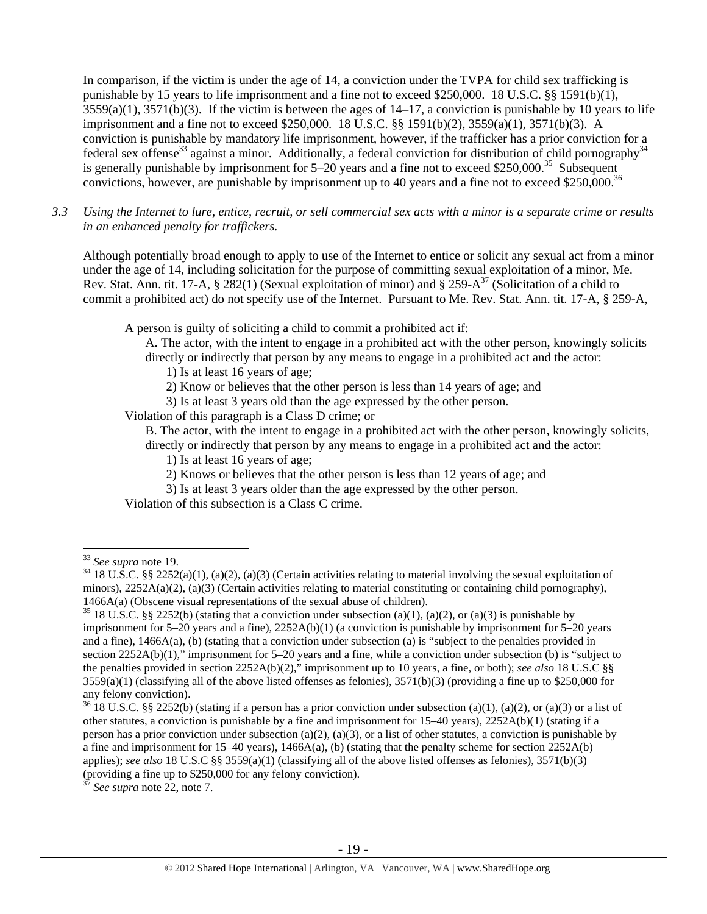In comparison, if the victim is under the age of 14, a conviction under the TVPA for child sex trafficking is punishable by 15 years to life imprisonment and a fine not to exceed $250,000. 18 U.S.C. §§ 1591(b)(1), 3559(a)(1), 3571(b)(3). If the victim is between the ages of 14–17, a conviction is punishable by 10 years to life imprisonment and a fine not to exceed $250,000. 18 U.S.C. §§ 1591(b)(2), 3559(a)(1), 3571(b)(3). A conviction is punishable by mandatory life imprisonment, however, if the trafficker has a prior conviction for a federal sex offense[33] against a minor. Additionally, a federal conviction for distribution of child pornography[34] is generally punishable by imprisonment for 5–20 years and a fine not to exceed $250,000.[35] Subsequent convictions, however, are punishable by imprisonment up to 40 years and a fine not to exceed $250,000.[36]

*3.3 Using the Internet to lure, entice, recruit, or sell commercial sex acts with a minor is a separate crime or results in an enhanced penalty for traffickers.*

Although potentially broad enough to apply to use of the Internet to entice or solicit any sexual act from a minor under the age of 14, including solicitation for the purpose of committing sexual exploitation of a minor, Me. Rev. Stat. Ann. tit. 17-A, § 282(1) (Sexual exploitation of minor) and § 259-A[37] (Solicitation of a child to commit a prohibited act) do not specify use of the Internet. Pursuant to Me. Rev. Stat. Ann. tit. 17-A, § 259-A,

> A person is guilty of soliciting a child to commit a prohibited act if:
>
> A. The actor, with the intent to engage in a prohibited act with the other person, knowingly solicits directly or indirectly that person by any means to engage in a prohibited act and the actor:
>
> 1) Is at least 16 years of age;
>
> 2) Know or believes that the other person is less than 14 years of age; and
>
> 3) Is at least 3 years old than the age expressed by the other person.
>
> Violation of this paragraph is a Class D crime; or
>
> B. The actor, with the intent to engage in a prohibited act with the other person, knowingly solicits, directly or indirectly that person by any means to engage in a prohibited act and the actor:
>
> 1) Is at least 16 years of age;
>
> 2) Knows or believes that the other person is less than 12 years of age; and
>
> 3) Is at least 3 years older than the age expressed by the other person.
>
> Violation of this subsection is a Class C crime.

---

[33] *See supra* note 19.

[34] 18 U.S.C. §§ 2252(a)(1), (a)(2), (a)(3) (Certain activities relating to material involving the sexual exploitation of minors), 2252A(a)(2), (a)(3) (Certain activities relating to material constituting or containing child pornography), 1466A(a) (Obscene visual representations of the sexual abuse of children).

[35] 18 U.S.C. §§ 2252(b) (stating that a conviction under subsection (a)(1), (a)(2), or (a)(3) is punishable by imprisonment for 5–20 years and a fine), 2252A(b)(1) (a conviction is punishable by imprisonment for 5–20 years and a fine), 1466A(a), (b) (stating that a conviction under subsection (a) is "subject to the penalties provided in section 2252A(b)(1)," imprisonment for 5–20 years and a fine, while a conviction under subsection (b) is "subject to the penalties provided in section 2252A(b)(2)," imprisonment up to 10 years, a fine, or both); *see also* 18 U.S.C §§ 3559(a)(1) (classifying all of the above listed offenses as felonies), 3571(b)(3) (providing a fine up to $250,000 for any felony conviction).

[36] 18 U.S.C. §§ 2252(b) (stating if a person has a prior conviction under subsection (a)(1), (a)(2), or (a)(3) or a list of other statutes, a conviction is punishable by a fine and imprisonment for 15–40 years), 2252A(b)(1) (stating if a person has a prior conviction under subsection (a)(2), (a)(3), or a list of other statutes, a conviction is punishable by a fine and imprisonment for 15–40 years), 1466A(a), (b) (stating that the penalty scheme for section 2252A(b) applies); *see also* 18 U.S.C §§ 3559(a)(1) (classifying all of the above listed offenses as felonies), 3571(b)(3) (providing a fine up to $250,000 for any felony conviction).

[37] *See supra* note 22, note 7.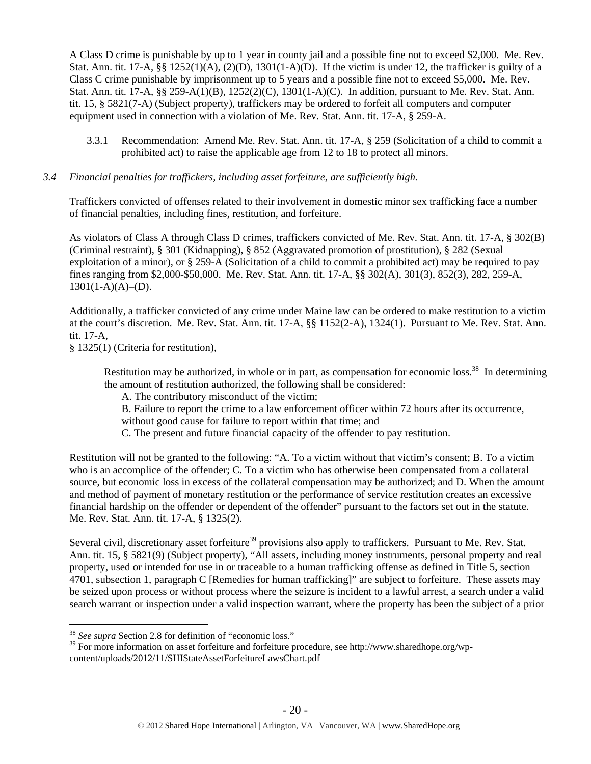A Class D crime is punishable by up to 1 year in county jail and a possible fine not to exceed $2,000. Me. Rev. Stat. Ann. tit. 17-A, §§ 1252(1)(A), (2)(D), 1301(1-A)(D). If the victim is under 12, the trafficker is guilty of a Class C crime punishable by imprisonment up to 5 years and a possible fine not to exceed $5,000. Me. Rev. Stat. Ann. tit. 17-A, §§ 259-A(1)(B), 1252(2)(C), 1301(1-A)(C). In addition, pursuant to Me. Rev. Stat. Ann. tit. 15, § 5821(7-A) (Subject property), traffickers may be ordered to forfeit all computers and computer equipment used in connection with a violation of Me. Rev. Stat. Ann. tit. 17-A, § 259-A.

3.3.1 Recommendation: Amend Me. Rev. Stat. Ann. tit. 17-A, § 259 (Solicitation of a child to commit a prohibited act) to raise the applicable age from 12 to 18 to protect all minors.

*3.4 Financial penalties for traffickers, including asset forfeiture, are sufficiently high.*

Traffickers convicted of offenses related to their involvement in domestic minor sex trafficking face a number of financial penalties, including fines, restitution, and forfeiture.

As violators of Class A through Class D crimes, traffickers convicted of Me. Rev. Stat. Ann. tit. 17-A, § 302(B) (Criminal restraint), § 301 (Kidnapping), § 852 (Aggravated promotion of prostitution), § 282 (Sexual exploitation of a minor), or § 259-A (Solicitation of a child to commit a prohibited act) may be required to pay fines ranging from $2,000-$50,000. Me. Rev. Stat. Ann. tit. 17-A, §§ 302(A), 301(3), 852(3), 282, 259-A, 1301(1-A)(A)–(D).

Additionally, a trafficker convicted of any crime under Maine law can be ordered to make restitution to a victim at the court's discretion. Me. Rev. Stat. Ann. tit. 17-A, §§ 1152(2-A), 1324(1). Pursuant to Me. Rev. Stat. Ann. tit. 17-A,
§ 1325(1) (Criteria for restitution),

> Restitution may be authorized, in whole or in part, as compensation for economic loss.[38] In determining the amount of restitution authorized, the following shall be considered:
> A. The contributory misconduct of the victim;
> B. Failure to report the crime to a law enforcement officer within 72 hours after its occurrence, without good cause for failure to report within that time; and
> C. The present and future financial capacity of the offender to pay restitution.

Restitution will not be granted to the following: "A. To a victim without that victim's consent; B. To a victim who is an accomplice of the offender; C. To a victim who has otherwise been compensated from a collateral source, but economic loss in excess of the collateral compensation may be authorized; and D. When the amount and method of payment of monetary restitution or the performance of service restitution creates an excessive financial hardship on the offender or dependent of the offender" pursuant to the factors set out in the statute. Me. Rev. Stat. Ann. tit. 17-A, § 1325(2).

Several civil, discretionary asset forfeiture[39] provisions also apply to traffickers. Pursuant to Me. Rev. Stat. Ann. tit. 15, § 5821(9) (Subject property), "All assets, including money instruments, personal property and real property, used or intended for use in or traceable to a human trafficking offense as defined in Title 5, section 4701, subsection 1, paragraph C [Remedies for human trafficking]" are subject to forfeiture. These assets may be seized upon process or without process where the seizure is incident to a lawful arrest, a search under a valid search warrant or inspection under a valid inspection warrant, where the property has been the subject of a prior

[38] *See supra* Section 2.8 for definition of "economic loss."

[39] For more information on asset forfeiture and forfeiture procedure, see http://www.sharedhope.org/wp-content/uploads/2012/11/SHIStateAssetForfeitureLawsChart.pdf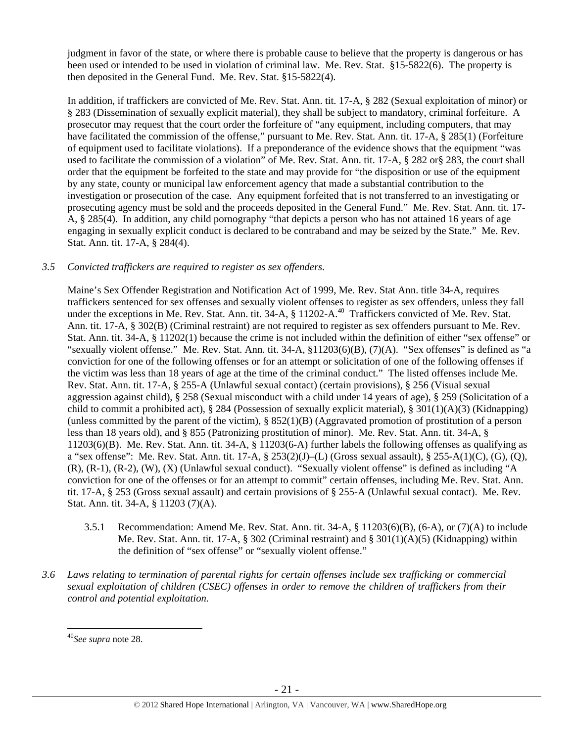judgment in favor of the state, or where there is probable cause to believe that the property is dangerous or has been used or intended to be used in violation of criminal law. Me. Rev. Stat. §15-5822(6). The property is then deposited in the General Fund. Me. Rev. Stat. §15-5822(4).

In addition, if traffickers are convicted of Me. Rev. Stat. Ann. tit. 17-A, § 282 (Sexual exploitation of minor) or § 283 (Dissemination of sexually explicit material), they shall be subject to mandatory, criminal forfeiture. A prosecutor may request that the court order the forfeiture of "any equipment, including computers, that may have facilitated the commission of the offense," pursuant to Me. Rev. Stat. Ann. tit. 17-A, § 285(1) (Forfeiture of equipment used to facilitate violations). If a preponderance of the evidence shows that the equipment "was used to facilitate the commission of a violation" of Me. Rev. Stat. Ann. tit. 17-A, § 282 or§ 283, the court shall order that the equipment be forfeited to the state and may provide for "the disposition or use of the equipment by any state, county or municipal law enforcement agency that made a substantial contribution to the investigation or prosecution of the case. Any equipment forfeited that is not transferred to an investigating or prosecuting agency must be sold and the proceeds deposited in the General Fund." Me. Rev. Stat. Ann. tit. 17-A, § 285(4). In addition, any child pornography "that depicts a person who has not attained 16 years of age engaging in sexually explicit conduct is declared to be contraband and may be seized by the State." Me. Rev. Stat. Ann. tit. 17-A, § 284(4).

*3.5 Convicted traffickers are required to register as sex offenders.*

Maine's Sex Offender Registration and Notification Act of 1999, Me. Rev Stat Ann. title 34-A, requires traffickers sentenced for sex offenses and sexually violent offenses to register as sex offenders, unless they fall under the exceptions in Me. Rev. Stat. Ann. tit. 34-A, § 11202-A.[40] Traffickers convicted of Me. Rev. Stat. Ann. tit. 17-A, § 302(B) (Criminal restraint) are not required to register as sex offenders pursuant to Me. Rev. Stat. Ann. tit. 34-A, § 11202(1) because the crime is not included within the definition of either "sex offense" or "sexually violent offense." Me. Rev. Stat. Ann. tit. 34-A, §11203(6)(B), (7)(A). "Sex offenses" is defined as "a conviction for one of the following offenses or for an attempt or solicitation of one of the following offenses if the victim was less than 18 years of age at the time of the criminal conduct." The listed offenses include Me. Rev. Stat. Ann. tit. 17-A, § 255-A (Unlawful sexual contact) (certain provisions), § 256 (Visual sexual aggression against child), § 258 (Sexual misconduct with a child under 14 years of age), § 259 (Solicitation of a child to commit a prohibited act), § 284 (Possession of sexually explicit material), § 301(1)(A)(3) (Kidnapping) (unless committed by the parent of the victim), § 852(1)(B) (Aggravated promotion of prostitution of a person less than 18 years old), and § 855 (Patronizing prostitution of minor). Me. Rev. Stat. Ann. tit. 34-A, § 11203(6)(B). Me. Rev. Stat. Ann. tit. 34-A, § 11203(6-A) further labels the following offenses as qualifying as a "sex offense": Me. Rev. Stat. Ann. tit. 17-A, § 253(2)(J)–(L) (Gross sexual assault), § 255-A(1)(C), (G), (Q), (R), (R-1), (R-2), (W), (X) (Unlawful sexual conduct). "Sexually violent offense" is defined as including "A conviction for one of the offenses or for an attempt to commit" certain offenses, including Me. Rev. Stat. Ann. tit. 17-A, § 253 (Gross sexual assault) and certain provisions of § 255-A (Unlawful sexual contact). Me. Rev. Stat. Ann. tit. 34-A, § 11203 (7)(A).

3.5.1 Recommendation: Amend Me. Rev. Stat. Ann. tit. 34-A, § 11203(6)(B), (6-A), or (7)(A) to include Me. Rev. Stat. Ann. tit. 17-A, § 302 (Criminal restraint) and § 301(1)(A)(5) (Kidnapping) within the definition of "sex offense" or "sexually violent offense."

*3.6 Laws relating to termination of parental rights for certain offenses include sex trafficking or commercial sexual exploitation of children (CSEC) offenses in order to remove the children of traffickers from their control and potential exploitation.*

---

[40] *See supra* note 28.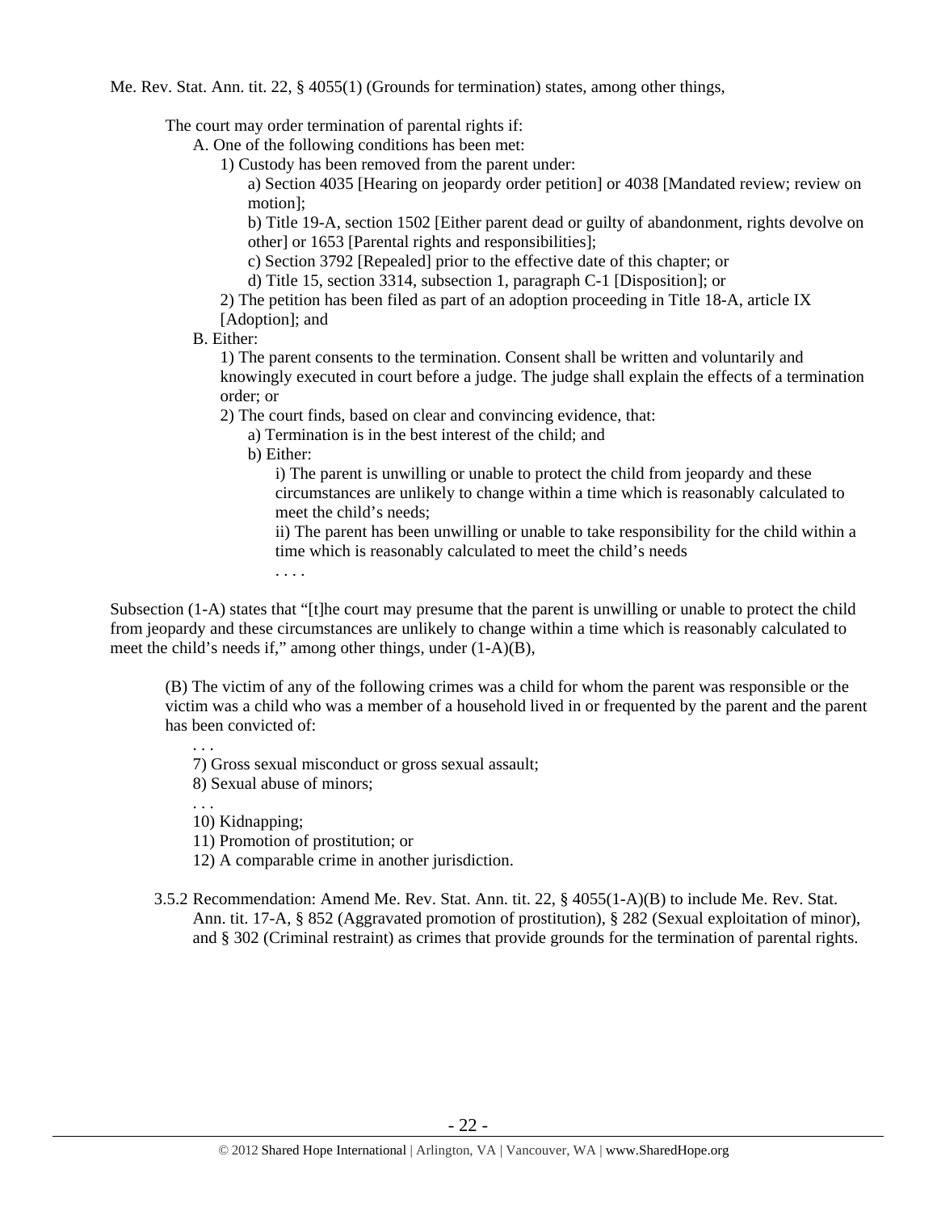Me. Rev. Stat. Ann. tit. 22, § 4055(1) (Grounds for termination) states, among other things,

> The court may order termination of parental rights if:
>
> A. One of the following conditions has been met:
>
> 1) Custody has been removed from the parent under:
>
> a) Section 4035 [Hearing on jeopardy order petition] or 4038 [Mandated review; review on motion];
>
> b) Title 19-A, section 1502 [Either parent dead or guilty of abandonment, rights devolve on other] or 1653 [Parental rights and responsibilities];
>
> c) Section 3792 [Repealed] prior to the effective date of this chapter; or
>
> d) Title 15, section 3314, subsection 1, paragraph C-1 [Disposition]; or
>
> 2) The petition has been filed as part of an adoption proceeding in Title 18-A, article IX [Adoption]; and
>
> B. Either:
>
> 1) The parent consents to the termination. Consent shall be written and voluntarily and knowingly executed in court before a judge. The judge shall explain the effects of a termination order; or
>
> 2) The court finds, based on clear and convincing evidence, that:
>
> a) Termination is in the best interest of the child; and
>
> b) Either:
>
> i) The parent is unwilling or unable to protect the child from jeopardy and these circumstances are unlikely to change within a time which is reasonably calculated to meet the child's needs;
>
> ii) The parent has been unwilling or unable to take responsibility for the child within a time which is reasonably calculated to meet the child's needs
>
> . . . .

Subsection (1-A) states that "[t]he court may presume that the parent is unwilling or unable to protect the child from jeopardy and these circumstances are unlikely to change within a time which is reasonably calculated to meet the child's needs if," among other things, under (1-A)(B),

> (B) The victim of any of the following crimes was a child for whom the parent was responsible or the victim was a child who was a member of a household lived in or frequented by the parent and the parent has been convicted of:
>
> . . .
>
> 7) Gross sexual misconduct or gross sexual assault;
>
> 8) Sexual abuse of minors;
>
> . . .
>
> 10) Kidnapping;
>
> 11) Promotion of prostitution; or
>
> 12) A comparable crime in another jurisdiction.

3.5.2 Recommendation: Amend Me. Rev. Stat. Ann. tit. 22, § 4055(1-A)(B) to include Me. Rev. Stat. Ann. tit. 17-A, § 852 (Aggravated promotion of prostitution), § 282 (Sexual exploitation of minor), and § 302 (Criminal restraint) as crimes that provide grounds for the termination of parental rights.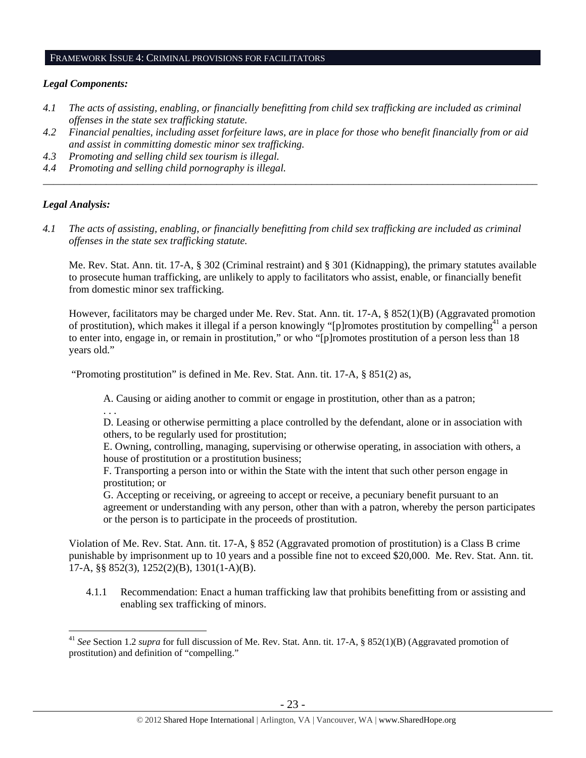## FRAMEWORK ISSUE 4: CRIMINAL PROVISIONS FOR FACILITATORS

***Legal Components:***

*4.1 The acts of assisting, enabling, or financially benefitting from child sex trafficking are included as criminal offenses in the state sex trafficking statute.*

*4.2 Financial penalties, including asset forfeiture laws, are in place for those who benefit financially from or aid and assist in committing domestic minor sex trafficking.*

*4.3 Promoting and selling child sex tourism is illegal.*

*4.4 Promoting and selling child pornography is illegal.*

---

***Legal Analysis:***

*4.1 The acts of assisting, enabling, or financially benefitting from child sex trafficking are included as criminal offenses in the state sex trafficking statute.*

Me. Rev. Stat. Ann. tit. 17-A, § 302 (Criminal restraint) and § 301 (Kidnapping), the primary statutes available to prosecute human trafficking, are unlikely to apply to facilitators who assist, enable, or financially benefit from domestic minor sex trafficking.

However, facilitators may be charged under Me. Rev. Stat. Ann. tit. 17-A, § 852(1)(B) (Aggravated promotion of prostitution), which makes it illegal if a person knowingly "[p]romotes prostitution by compelling[41] a person to enter into, engage in, or remain in prostitution," or who "[p]romotes prostitution of a person less than 18 years old."

"Promoting prostitution" is defined in Me. Rev. Stat. Ann. tit. 17-A, § 851(2) as,

> A. Causing or aiding another to commit or engage in prostitution, other than as a patron;
> . . .
> D. Leasing or otherwise permitting a place controlled by the defendant, alone or in association with others, to be regularly used for prostitution;
> E. Owning, controlling, managing, supervising or otherwise operating, in association with others, a house of prostitution or a prostitution business;
> F. Transporting a person into or within the State with the intent that such other person engage in prostitution; or
> G. Accepting or receiving, or agreeing to accept or receive, a pecuniary benefit pursuant to an agreement or understanding with any person, other than with a patron, whereby the person participates or the person is to participate in the proceeds of prostitution.

Violation of Me. Rev. Stat. Ann. tit. 17-A, § 852 (Aggravated promotion of prostitution) is a Class B crime punishable by imprisonment up to 10 years and a possible fine not to exceed $20,000. Me. Rev. Stat. Ann. tit. 17-A, §§ 852(3), 1252(2)(B), 1301(1-A)(B).

4.1.1 Recommendation: Enact a human trafficking law that prohibits benefitting from or assisting and enabling sex trafficking of minors.

---

[41] *See* Section 1.2 *supra* for full discussion of Me. Rev. Stat. Ann. tit. 17-A, § 852(1)(B) (Aggravated promotion of prostitution) and definition of "compelling."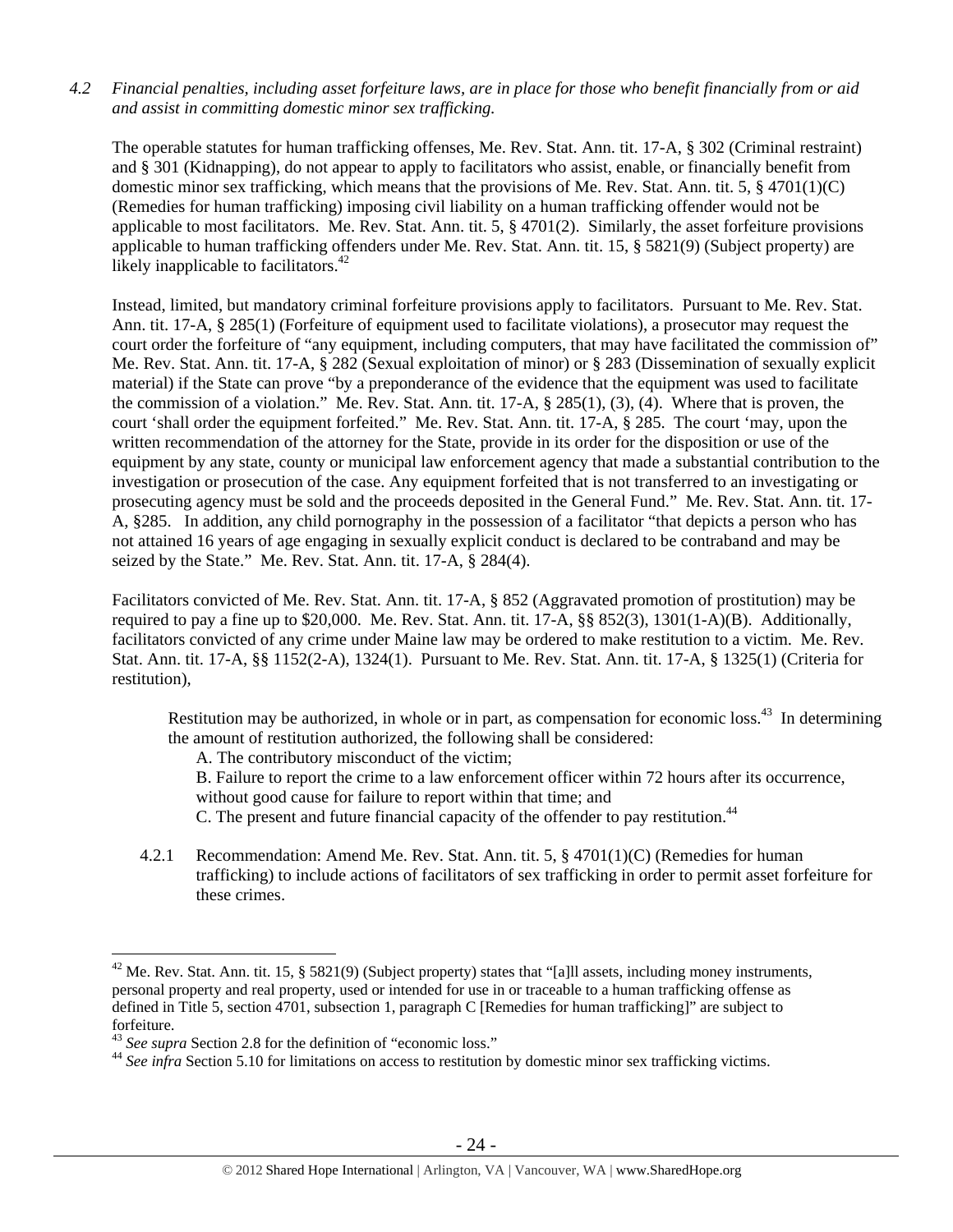*4.2 Financial penalties, including asset forfeiture laws, are in place for those who benefit financially from or aid and assist in committing domestic minor sex trafficking.*

The operable statutes for human trafficking offenses, Me. Rev. Stat. Ann. tit. 17-A, § 302 (Criminal restraint) and § 301 (Kidnapping), do not appear to apply to facilitators who assist, enable, or financially benefit from domestic minor sex trafficking, which means that the provisions of Me. Rev. Stat. Ann. tit. 5, § 4701(1)(C) (Remedies for human trafficking) imposing civil liability on a human trafficking offender would not be applicable to most facilitators. Me. Rev. Stat. Ann. tit. 5, § 4701(2). Similarly, the asset forfeiture provisions applicable to human trafficking offenders under Me. Rev. Stat. Ann. tit. 15, § 5821(9) (Subject property) are likely inapplicable to facilitators.[42]

Instead, limited, but mandatory criminal forfeiture provisions apply to facilitators. Pursuant to Me. Rev. Stat. Ann. tit. 17-A, § 285(1) (Forfeiture of equipment used to facilitate violations), a prosecutor may request the court order the forfeiture of "any equipment, including computers, that may have facilitated the commission of" Me. Rev. Stat. Ann. tit. 17-A, § 282 (Sexual exploitation of minor) or § 283 (Dissemination of sexually explicit material) if the State can prove "by a preponderance of the evidence that the equipment was used to facilitate the commission of a violation." Me. Rev. Stat. Ann. tit. 17-A, § 285(1), (3), (4). Where that is proven, the court 'shall order the equipment forfeited." Me. Rev. Stat. Ann. tit. 17-A, § 285. The court 'may, upon the written recommendation of the attorney for the State, provide in its order for the disposition or use of the equipment by any state, county or municipal law enforcement agency that made a substantial contribution to the investigation or prosecution of the case. Any equipment forfeited that is not transferred to an investigating or prosecuting agency must be sold and the proceeds deposited in the General Fund." Me. Rev. Stat. Ann. tit. 17-A, §285. In addition, any child pornography in the possession of a facilitator "that depicts a person who has not attained 16 years of age engaging in sexually explicit conduct is declared to be contraband and may be seized by the State." Me. Rev. Stat. Ann. tit. 17-A, § 284(4).

Facilitators convicted of Me. Rev. Stat. Ann. tit. 17-A, § 852 (Aggravated promotion of prostitution) may be required to pay a fine up to $20,000. Me. Rev. Stat. Ann. tit. 17-A, §§ 852(3), 1301(1-A)(B). Additionally, facilitators convicted of any crime under Maine law may be ordered to make restitution to a victim. Me. Rev. Stat. Ann. tit. 17-A, §§ 1152(2-A), 1324(1). Pursuant to Me. Rev. Stat. Ann. tit. 17-A, § 1325(1) (Criteria for restitution),

> Restitution may be authorized, in whole or in part, as compensation for economic loss.[43] In determining the amount of restitution authorized, the following shall be considered:
>
> A. The contributory misconduct of the victim;
>
> B. Failure to report the crime to a law enforcement officer within 72 hours after its occurrence, without good cause for failure to report within that time; and
>
> C. The present and future financial capacity of the offender to pay restitution.[44]

4.2.1 Recommendation: Amend Me. Rev. Stat. Ann. tit. 5, § 4701(1)(C) (Remedies for human trafficking) to include actions of facilitators of sex trafficking in order to permit asset forfeiture for these crimes.

---

[42] Me. Rev. Stat. Ann. tit. 15, § 5821(9) (Subject property) states that "[a]ll assets, including money instruments, personal property and real property, used or intended for use in or traceable to a human trafficking offense as defined in Title 5, section 4701, subsection 1, paragraph C [Remedies for human trafficking]" are subject to forfeiture.

[43] *See supra* Section 2.8 for the definition of "economic loss."

[44] *See infra* Section 5.10 for limitations on access to restitution by domestic minor sex trafficking victims.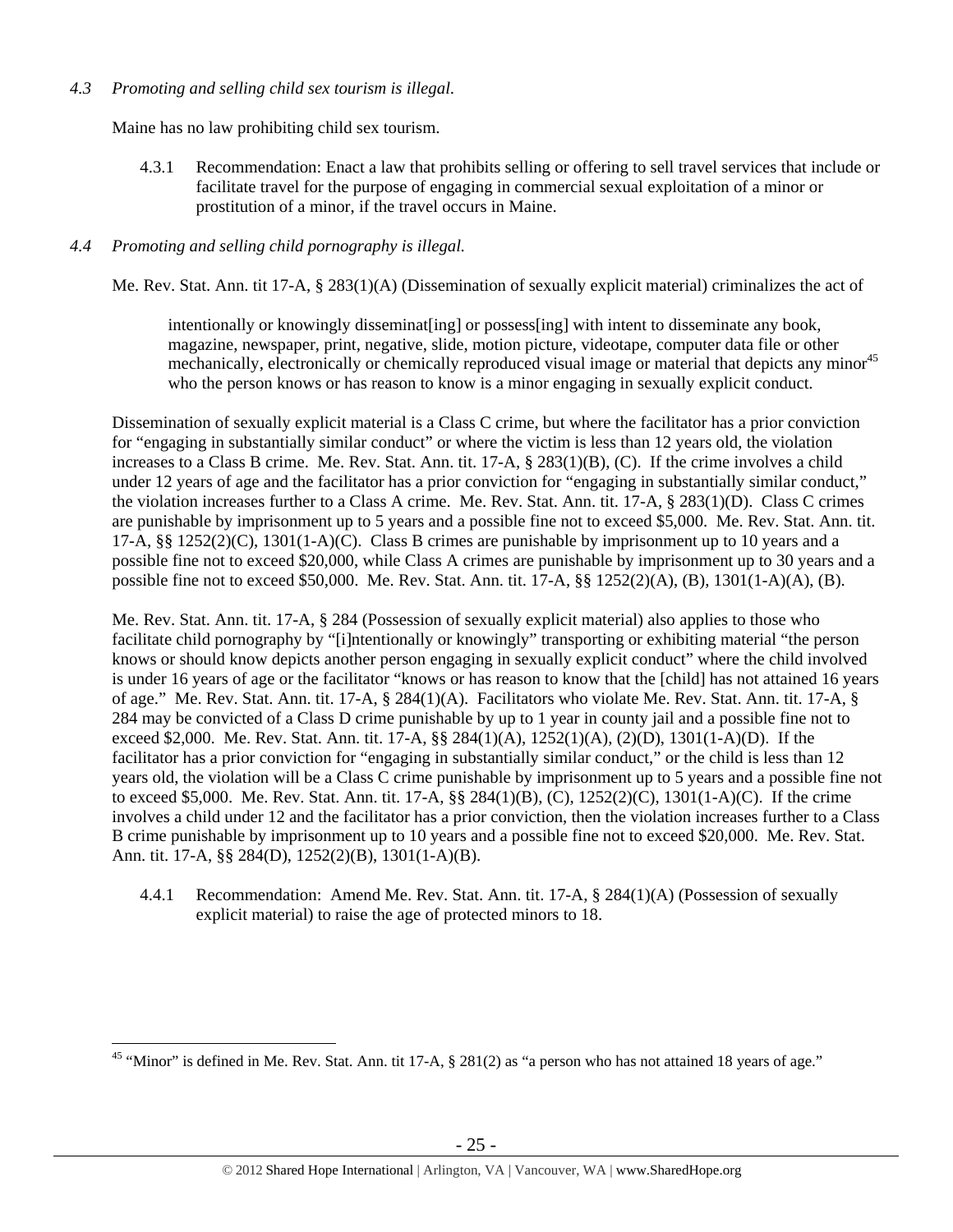*4.3 Promoting and selling child sex tourism is illegal.*

Maine has no law prohibiting child sex tourism.

4.3.1 Recommendation: Enact a law that prohibits selling or offering to sell travel services that include or facilitate travel for the purpose of engaging in commercial sexual exploitation of a minor or prostitution of a minor, if the travel occurs in Maine.

*4.4 Promoting and selling child pornography is illegal.*

Me. Rev. Stat. Ann. tit 17-A, § 283(1)(A) (Dissemination of sexually explicit material) criminalizes the act of

> intentionally or knowingly disseminat[ing] or possess[ing] with intent to disseminate any book, magazine, newspaper, print, negative, slide, motion picture, videotape, computer data file or other mechanically, electronically or chemically reproduced visual image or material that depicts any minor[45] who the person knows or has reason to know is a minor engaging in sexually explicit conduct.

Dissemination of sexually explicit material is a Class C crime, but where the facilitator has a prior conviction for "engaging in substantially similar conduct" or where the victim is less than 12 years old, the violation increases to a Class B crime. Me. Rev. Stat. Ann. tit. 17-A, § 283(1)(B), (C). If the crime involves a child under 12 years of age and the facilitator has a prior conviction for "engaging in substantially similar conduct," the violation increases further to a Class A crime. Me. Rev. Stat. Ann. tit. 17-A, § 283(1)(D). Class C crimes are punishable by imprisonment up to 5 years and a possible fine not to exceed $5,000. Me. Rev. Stat. Ann. tit. 17-A, §§ 1252(2)(C), 1301(1-A)(C). Class B crimes are punishable by imprisonment up to 10 years and a possible fine not to exceed $20,000, while Class A crimes are punishable by imprisonment up to 30 years and a possible fine not to exceed $50,000. Me. Rev. Stat. Ann. tit. 17-A, §§ 1252(2)(A), (B), 1301(1-A)(A), (B).

Me. Rev. Stat. Ann. tit. 17-A, § 284 (Possession of sexually explicit material) also applies to those who facilitate child pornography by "[i]ntentionally or knowingly" transporting or exhibiting material "the person knows or should know depicts another person engaging in sexually explicit conduct" where the child involved is under 16 years of age or the facilitator "knows or has reason to know that the [child] has not attained 16 years of age." Me. Rev. Stat. Ann. tit. 17-A, § 284(1)(A). Facilitators who violate Me. Rev. Stat. Ann. tit. 17-A, § 284 may be convicted of a Class D crime punishable by up to 1 year in county jail and a possible fine not to exceed $2,000. Me. Rev. Stat. Ann. tit. 17-A, §§ 284(1)(A), 1252(1)(A), (2)(D), 1301(1-A)(D). If the facilitator has a prior conviction for "engaging in substantially similar conduct," or the child is less than 12 years old, the violation will be a Class C crime punishable by imprisonment up to 5 years and a possible fine not to exceed $5,000. Me. Rev. Stat. Ann. tit. 17-A, §§ 284(1)(B), (C), 1252(2)(C), 1301(1-A)(C). If the crime involves a child under 12 and the facilitator has a prior conviction, then the violation increases further to a Class B crime punishable by imprisonment up to 10 years and a possible fine not to exceed $20,000. Me. Rev. Stat. Ann. tit. 17-A, §§ 284(D), 1252(2)(B), 1301(1-A)(B).

4.4.1 Recommendation: Amend Me. Rev. Stat. Ann. tit. 17-A, § 284(1)(A) (Possession of sexually explicit material) to raise the age of protected minors to 18.

---

[45] "Minor" is defined in Me. Rev. Stat. Ann. tit 17-A, § 281(2) as "a person who has not attained 18 years of age."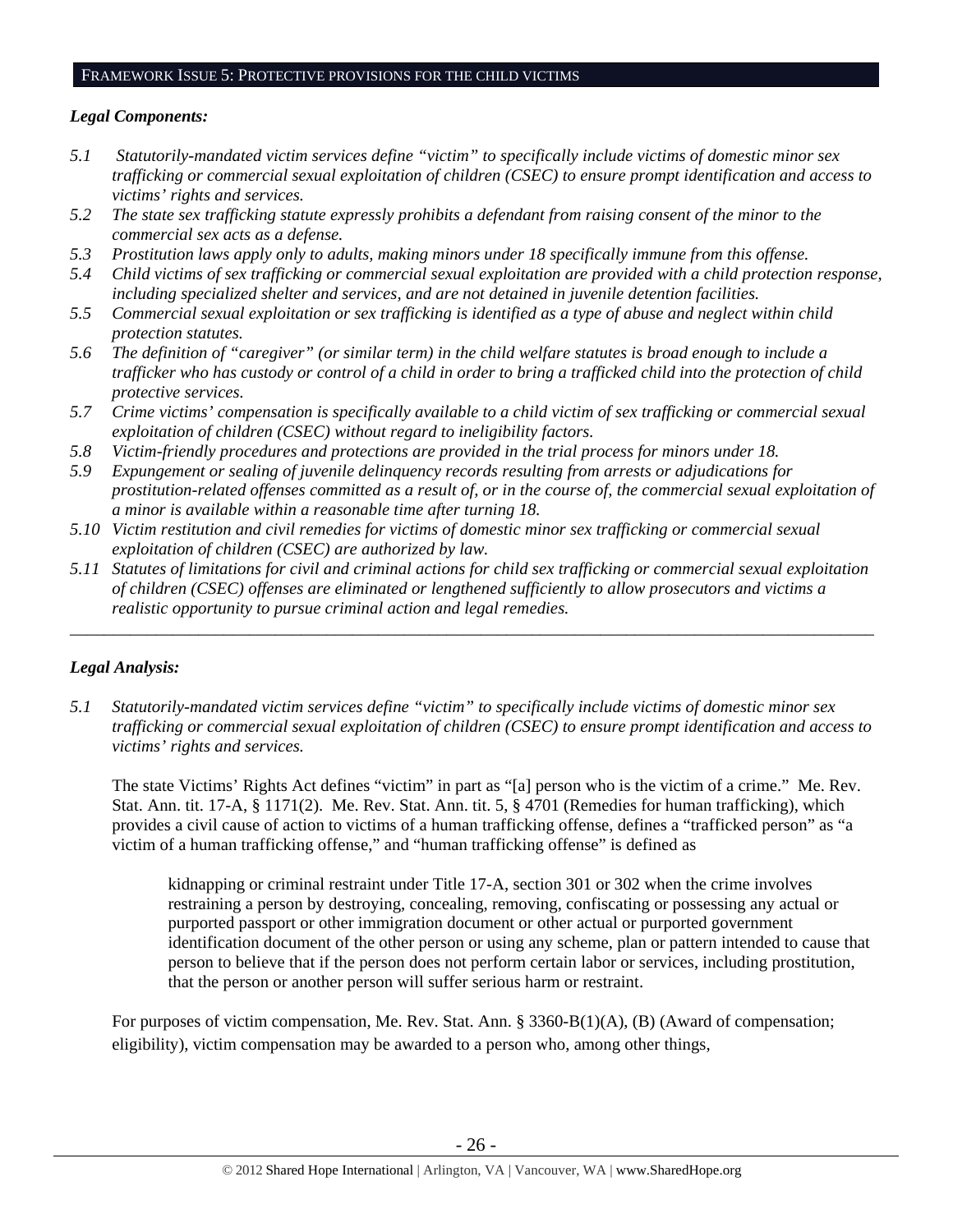## FRAMEWORK ISSUE 5: PROTECTIVE PROVISIONS FOR THE CHILD VICTIMS

### *Legal Components:*

*5.1 Statutorily-mandated victim services define "victim" to specifically include victims of domestic minor sex trafficking or commercial sexual exploitation of children (CSEC) to ensure prompt identification and access to victims' rights and services.*

*5.2 The state sex trafficking statute expressly prohibits a defendant from raising consent of the minor to the commercial sex acts as a defense.*

*5.3 Prostitution laws apply only to adults, making minors under 18 specifically immune from this offense.*

*5.4 Child victims of sex trafficking or commercial sexual exploitation are provided with a child protection response, including specialized shelter and services, and are not detained in juvenile detention facilities.*

*5.5 Commercial sexual exploitation or sex trafficking is identified as a type of abuse and neglect within child protection statutes.*

*5.6 The definition of "caregiver" (or similar term) in the child welfare statutes is broad enough to include a trafficker who has custody or control of a child in order to bring a trafficked child into the protection of child protective services.*

*5.7 Crime victims' compensation is specifically available to a child victim of sex trafficking or commercial sexual exploitation of children (CSEC) without regard to ineligibility factors.*

*5.8 Victim-friendly procedures and protections are provided in the trial process for minors under 18.*

*5.9 Expungement or sealing of juvenile delinquency records resulting from arrests or adjudications for prostitution-related offenses committed as a result of, or in the course of, the commercial sexual exploitation of a minor is available within a reasonable time after turning 18.*

*5.10 Victim restitution and civil remedies for victims of domestic minor sex trafficking or commercial sexual exploitation of children (CSEC) are authorized by law.*

*5.11 Statutes of limitations for civil and criminal actions for child sex trafficking or commercial sexual exploitation of children (CSEC) offenses are eliminated or lengthened sufficiently to allow prosecutors and victims a realistic opportunity to pursue criminal action and legal remedies.*

---

### *Legal Analysis:*

*5.1 Statutorily-mandated victim services define "victim" to specifically include victims of domestic minor sex trafficking or commercial sexual exploitation of children (CSEC) to ensure prompt identification and access to victims' rights and services.*

The state Victims' Rights Act defines "victim" in part as "[a] person who is the victim of a crime." Me. Rev. Stat. Ann. tit. 17-A, § 1171(2). Me. Rev. Stat. Ann. tit. 5, § 4701 (Remedies for human trafficking), which provides a civil cause of action to victims of a human trafficking offense, defines a "trafficked person" as "a victim of a human trafficking offense," and "human trafficking offense" is defined as

> kidnapping or criminal restraint under Title 17-A, section 301 or 302 when the crime involves restraining a person by destroying, concealing, removing, confiscating or possessing any actual or purported passport or other immigration document or other actual or purported government identification document of the other person or using any scheme, plan or pattern intended to cause that person to believe that if the person does not perform certain labor or services, including prostitution, that the person or another person will suffer serious harm or restraint.

For purposes of victim compensation, Me. Rev. Stat. Ann. § 3360-B(1)(A), (B) (Award of compensation; eligibility), victim compensation may be awarded to a person who, among other things,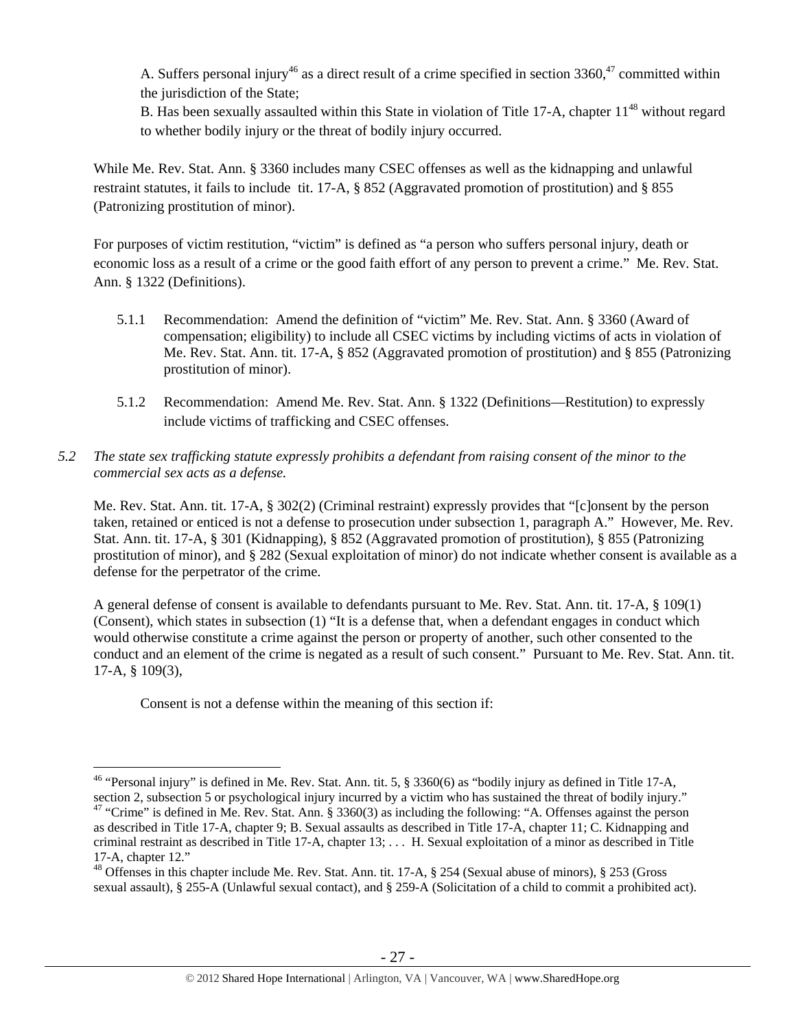A. Suffers personal injury[46] as a direct result of a crime specified in section 3360,[47] committed within the jurisdiction of the State;

B. Has been sexually assaulted within this State in violation of Title 17-A, chapter 11[48] without regard to whether bodily injury or the threat of bodily injury occurred.

While Me. Rev. Stat. Ann. § 3360 includes many CSEC offenses as well as the kidnapping and unlawful restraint statutes, it fails to include tit. 17-A, § 852 (Aggravated promotion of prostitution) and § 855 (Patronizing prostitution of minor).

For purposes of victim restitution, "victim" is defined as "a person who suffers personal injury, death or economic loss as a result of a crime or the good faith effort of any person to prevent a crime." Me. Rev. Stat. Ann. § 1322 (Definitions).

5.1.1 Recommendation: Amend the definition of "victim" Me. Rev. Stat. Ann. § 3360 (Award of compensation; eligibility) to include all CSEC victims by including victims of acts in violation of Me. Rev. Stat. Ann. tit. 17-A, § 852 (Aggravated promotion of prostitution) and § 855 (Patronizing prostitution of minor).

5.1.2 Recommendation: Amend Me. Rev. Stat. Ann. § 1322 (Definitions—Restitution) to expressly include victims of trafficking and CSEC offenses.

*5.2 The state sex trafficking statute expressly prohibits a defendant from raising consent of the minor to the commercial sex acts as a defense.*

Me. Rev. Stat. Ann. tit. 17-A, § 302(2) (Criminal restraint) expressly provides that "[c]onsent by the person taken, retained or enticed is not a defense to prosecution under subsection 1, paragraph A." However, Me. Rev. Stat. Ann. tit. 17-A, § 301 (Kidnapping), § 852 (Aggravated promotion of prostitution), § 855 (Patronizing prostitution of minor), and § 282 (Sexual exploitation of minor) do not indicate whether consent is available as a defense for the perpetrator of the crime.

A general defense of consent is available to defendants pursuant to Me. Rev. Stat. Ann. tit. 17-A, § 109(1) (Consent), which states in subsection (1) "It is a defense that, when a defendant engages in conduct which would otherwise constitute a crime against the person or property of another, such other consented to the conduct and an element of the crime is negated as a result of such consent." Pursuant to Me. Rev. Stat. Ann. tit. 17-A, § 109(3),

> Consent is not a defense within the meaning of this section if:

---

[46] "Personal injury" is defined in Me. Rev. Stat. Ann. tit. 5, § 3360(6) as "bodily injury as defined in Title 17-A, section 2, subsection 5 or psychological injury incurred by a victim who has sustained the threat of bodily injury."

[47] "Crime" is defined in Me. Rev. Stat. Ann. § 3360(3) as including the following: "A. Offenses against the person as described in Title 17-A, chapter 9; B. Sexual assaults as described in Title 17-A, chapter 11; C. Kidnapping and criminal restraint as described in Title 17-A, chapter 13; . . . H. Sexual exploitation of a minor as described in Title 17-A, chapter 12."

[48] Offenses in this chapter include Me. Rev. Stat. Ann. tit. 17-A, § 254 (Sexual abuse of minors), § 253 (Gross sexual assault), § 255-A (Unlawful sexual contact), and § 259-A (Solicitation of a child to commit a prohibited act).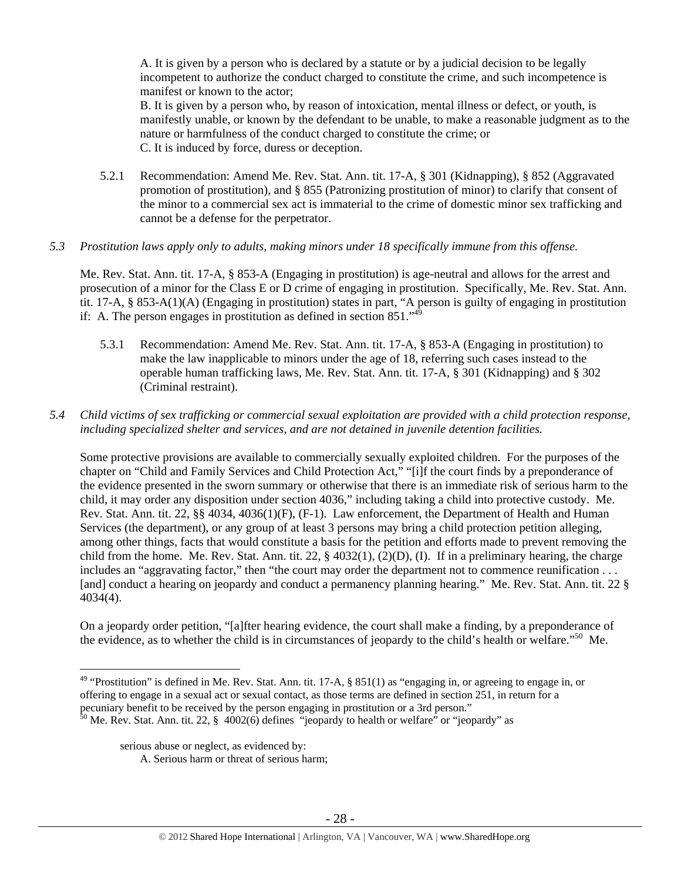A. It is given by a person who is declared by a statute or by a judicial decision to be legally incompetent to authorize the conduct charged to constitute the crime, and such incompetence is manifest or known to the actor;
B. It is given by a person who, by reason of intoxication, mental illness or defect, or youth, is manifestly unable, or known by the defendant to be unable, to make a reasonable judgment as to the nature or harmfulness of the conduct charged to constitute the crime; or
C. It is induced by force, duress or deception.

5.2.1 Recommendation: Amend Me. Rev. Stat. Ann. tit. 17-A, § 301 (Kidnapping), § 852 (Aggravated promotion of prostitution), and § 855 (Patronizing prostitution of minor) to clarify that consent of the minor to a commercial sex act is immaterial to the crime of domestic minor sex trafficking and cannot be a defense for the perpetrator.

*5.3 Prostitution laws apply only to adults, making minors under 18 specifically immune from this offense.*

Me. Rev. Stat. Ann. tit. 17-A, § 853-A (Engaging in prostitution) is age-neutral and allows for the arrest and prosecution of a minor for the Class E or D crime of engaging in prostitution. Specifically, Me. Rev. Stat. Ann. tit. 17-A, § 853-A(1)(A) (Engaging in prostitution) states in part, "A person is guilty of engaging in prostitution if: A. The person engages in prostitution as defined in section 851."[49]

5.3.1 Recommendation: Amend Me. Rev. Stat. Ann. tit. 17-A, § 853-A (Engaging in prostitution) to make the law inapplicable to minors under the age of 18, referring such cases instead to the operable human trafficking laws, Me. Rev. Stat. Ann. tit. 17-A, § 301 (Kidnapping) and § 302 (Criminal restraint).

*5.4 Child victims of sex trafficking or commercial sexual exploitation are provided with a child protection response, including specialized shelter and services, and are not detained in juvenile detention facilities.*

Some protective provisions are available to commercially sexually exploited children. For the purposes of the chapter on "Child and Family Services and Child Protection Act," "[i]f the court finds by a preponderance of the evidence presented in the sworn summary or otherwise that there is an immediate risk of serious harm to the child, it may order any disposition under section 4036," including taking a child into protective custody. Me. Rev. Stat. Ann. tit. 22, §§ 4034, 4036(1)(F), (F-1). Law enforcement, the Department of Health and Human Services (the department), or any group of at least 3 persons may bring a child protection petition alleging, among other things, facts that would constitute a basis for the petition and efforts made to prevent removing the child from the home. Me. Rev. Stat. Ann. tit. 22, § 4032(1), (2)(D), (I). If in a preliminary hearing, the charge includes an "aggravating factor," then "the court may order the department not to commence reunification . . . [and] conduct a hearing on jeopardy and conduct a permanency planning hearing." Me. Rev. Stat. Ann. tit. 22 § 4034(4).

On a jeopardy order petition, "[a]fter hearing evidence, the court shall make a finding, by a preponderance of the evidence, as to whether the child is in circumstances of jeopardy to the child's health or welfare."[50] Me.

---

[49] "Prostitution" is defined in Me. Rev. Stat. Ann. tit. 17-A, § 851(1) as "engaging in, or agreeing to engage in, or offering to engage in a sexual act or sexual contact, as those terms are defined in section 251, in return for a pecuniary benefit to be received by the person engaging in prostitution or a 3rd person."

[50] Me. Rev. Stat. Ann. tit. 22, § 4002(6) defines "jeopardy to health or welfare" or "jeopardy" as

> serious abuse or neglect, as evidenced by:
> A. Serious harm or threat of serious harm;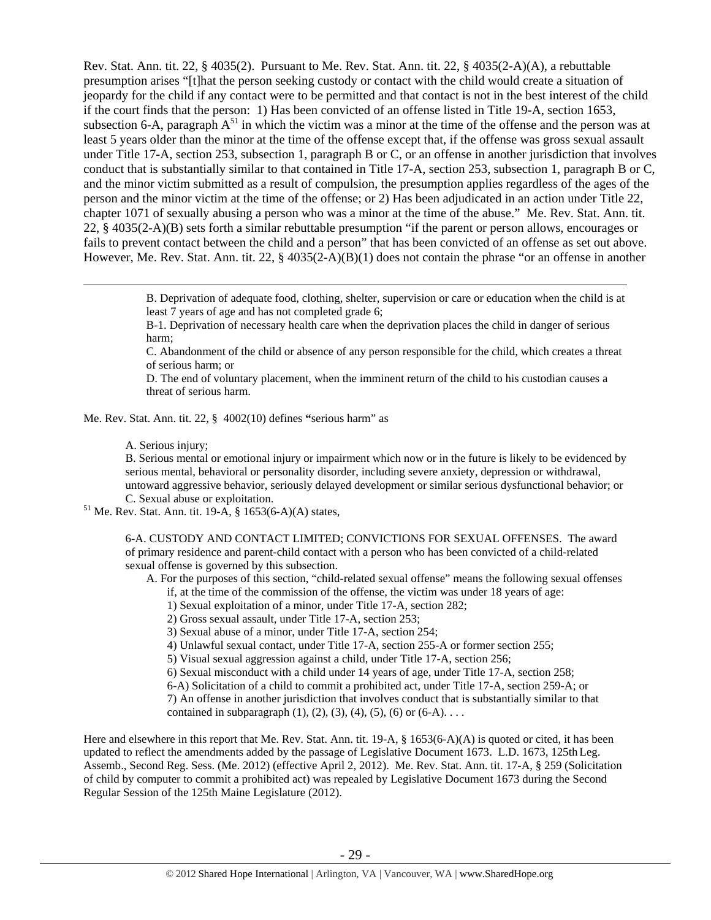Rev. Stat. Ann. tit. 22, § 4035(2). Pursuant to Me. Rev. Stat. Ann. tit. 22, § 4035(2-A)(A), a rebuttable presumption arises "[t]hat the person seeking custody or contact with the child would create a situation of jeopardy for the child if any contact were to be permitted and that contact is not in the best interest of the child if the court finds that the person: 1) Has been convicted of an offense listed in Title 19-A, section 1653, subsection 6-A, paragraph A[51] in which the victim was a minor at the time of the offense and the person was at least 5 years older than the minor at the time of the offense except that, if the offense was gross sexual assault under Title 17-A, section 253, subsection 1, paragraph B or C, or an offense in another jurisdiction that involves conduct that is substantially similar to that contained in Title 17-A, section 253, subsection 1, paragraph B or C, and the minor victim submitted as a result of compulsion, the presumption applies regardless of the ages of the person and the minor victim at the time of the offense; or 2) Has been adjudicated in an action under Title 22, chapter 1071 of sexually abusing a person who was a minor at the time of the abuse." Me. Rev. Stat. Ann. tit. 22, § 4035(2-A)(B) sets forth a similar rebuttable presumption "if the parent or person allows, encourages or fails to prevent contact between the child and a person" that has been convicted of an offense as set out above. However, Me. Rev. Stat. Ann. tit. 22, § 4035(2-A)(B)(1) does not contain the phrase "or an offense in another

---

> B. Deprivation of adequate food, clothing, shelter, supervision or care or education when the child is at least 7 years of age and has not completed grade 6;
>
> B-1. Deprivation of necessary health care when the deprivation places the child in danger of serious harm;
>
> C. Abandonment of the child or absence of any person responsible for the child, which creates a threat of serious harm; or
>
> D. The end of voluntary placement, when the imminent return of the child to his custodian causes a threat of serious harm.

Me. Rev. Stat. Ann. tit. 22, § 4002(10) defines "serious harm" as

> A. Serious injury;
>
> B. Serious mental or emotional injury or impairment which now or in the future is likely to be evidenced by serious mental, behavioral or personality disorder, including severe anxiety, depression or withdrawal, untoward aggressive behavior, seriously delayed development or similar serious dysfunctional behavior; or
>
> C. Sexual abuse or exploitation.

[51] Me. Rev. Stat. Ann. tit. 19-A, § 1653(6-A)(A) states,

> 6-A. CUSTODY AND CONTACT LIMITED; CONVICTIONS FOR SEXUAL OFFENSES. The award of primary residence and parent-child contact with a person who has been convicted of a child-related sexual offense is governed by this subsection.
>
> A. For the purposes of this section, "child-related sexual offense" means the following sexual offenses if, at the time of the commission of the offense, the victim was under 18 years of age:
>
> 1) Sexual exploitation of a minor, under Title 17-A, section 282;
> 2) Gross sexual assault, under Title 17-A, section 253;
> 3) Sexual abuse of a minor, under Title 17-A, section 254;
> 4) Unlawful sexual contact, under Title 17-A, section 255-A or former section 255;
> 5) Visual sexual aggression against a child, under Title 17-A, section 256;
> 6) Sexual misconduct with a child under 14 years of age, under Title 17-A, section 258;
> 6-A) Solicitation of a child to commit a prohibited act, under Title 17-A, section 259-A; or
> 7) An offense in another jurisdiction that involves conduct that is substantially similar to that contained in subparagraph (1), (2), (3), (4), (5), (6) or (6-A). . . .

Here and elsewhere in this report that Me. Rev. Stat. Ann. tit. 19-A, § 1653(6-A)(A) is quoted or cited, it has been updated to reflect the amendments added by the passage of Legislative Document 1673. L.D. 1673, 125th Leg. Assemb., Second Reg. Sess. (Me. 2012) (effective April 2, 2012). Me. Rev. Stat. Ann. tit. 17-A, § 259 (Solicitation of child by computer to commit a prohibited act) was repealed by Legislative Document 1673 during the Second Regular Session of the 125th Maine Legislature (2012).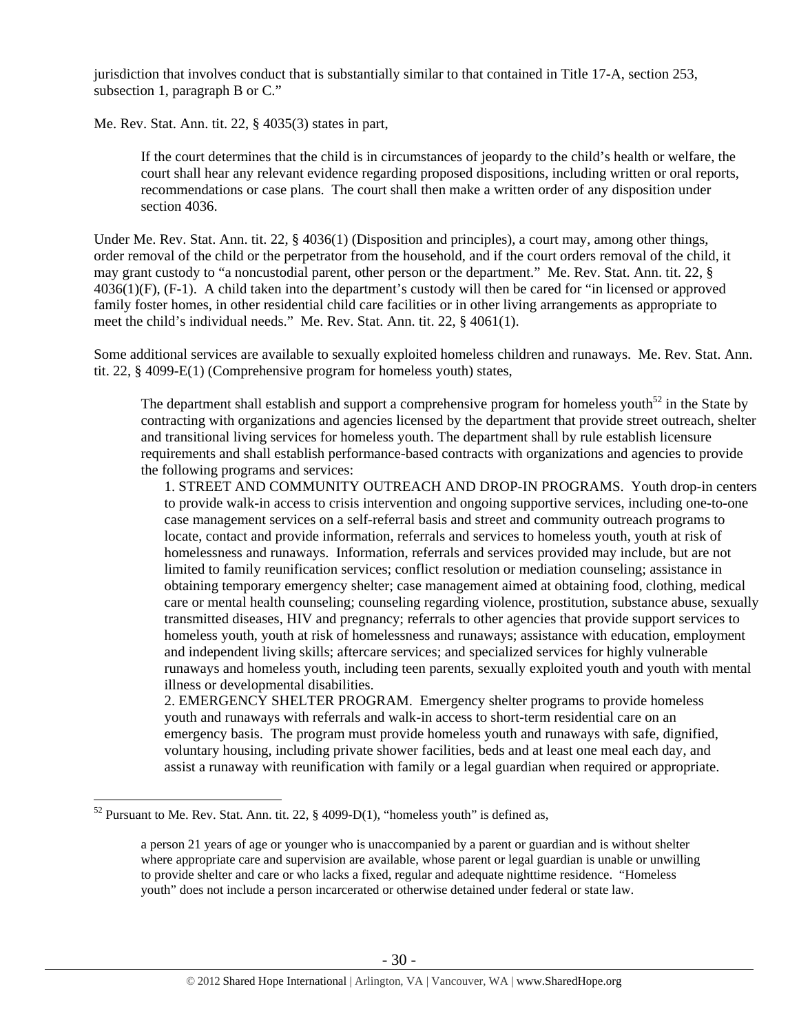jurisdiction that involves conduct that is substantially similar to that contained in Title 17-A, section 253, subsection 1, paragraph B or C."

Me. Rev. Stat. Ann. tit. 22, § 4035(3) states in part,

> If the court determines that the child is in circumstances of jeopardy to the child's health or welfare, the court shall hear any relevant evidence regarding proposed dispositions, including written or oral reports, recommendations or case plans. The court shall then make a written order of any disposition under section 4036.

Under Me. Rev. Stat. Ann. tit. 22, § 4036(1) (Disposition and principles), a court may, among other things, order removal of the child or the perpetrator from the household, and if the court orders removal of the child, it may grant custody to "a noncustodial parent, other person or the department." Me. Rev. Stat. Ann. tit. 22, § 4036(1)(F), (F-1). A child taken into the department's custody will then be cared for "in licensed or approved family foster homes, in other residential child care facilities or in other living arrangements as appropriate to meet the child's individual needs." Me. Rev. Stat. Ann. tit. 22, § 4061(1).

Some additional services are available to sexually exploited homeless children and runaways. Me. Rev. Stat. Ann. tit. 22, § 4099-E(1) (Comprehensive program for homeless youth) states,

> The department shall establish and support a comprehensive program for homeless youth[52] in the State by contracting with organizations and agencies licensed by the department that provide street outreach, shelter and transitional living services for homeless youth. The department shall by rule establish licensure requirements and shall establish performance-based contracts with organizations and agencies to provide the following programs and services:
>
> 1. STREET AND COMMUNITY OUTREACH AND DROP-IN PROGRAMS. Youth drop-in centers to provide walk-in access to crisis intervention and ongoing supportive services, including one-to-one case management services on a self-referral basis and street and community outreach programs to locate, contact and provide information, referrals and services to homeless youth, youth at risk of homelessness and runaways. Information, referrals and services provided may include, but are not limited to family reunification services; conflict resolution or mediation counseling; assistance in obtaining temporary emergency shelter; case management aimed at obtaining food, clothing, medical care or mental health counseling; counseling regarding violence, prostitution, substance abuse, sexually transmitted diseases, HIV and pregnancy; referrals to other agencies that provide support services to homeless youth, youth at risk of homelessness and runaways; assistance with education, employment and independent living skills; aftercare services; and specialized services for highly vulnerable runaways and homeless youth, including teen parents, sexually exploited youth and youth with mental illness or developmental disabilities.
> 2. EMERGENCY SHELTER PROGRAM. Emergency shelter programs to provide homeless youth and runaways with referrals and walk-in access to short-term residential care on an emergency basis. The program must provide homeless youth and runaways with safe, dignified, voluntary housing, including private shower facilities, beds and at least one meal each day, and assist a runaway with reunification with family or a legal guardian when required or appropriate.

---

[52] Pursuant to Me. Rev. Stat. Ann. tit. 22, § 4099-D(1), "homeless youth" is defined as,

> a person 21 years of age or younger who is unaccompanied by a parent or guardian and is without shelter where appropriate care and supervision are available, whose parent or legal guardian is unable or unwilling to provide shelter and care or who lacks a fixed, regular and adequate nighttime residence. "Homeless youth" does not include a person incarcerated or otherwise detained under federal or state law.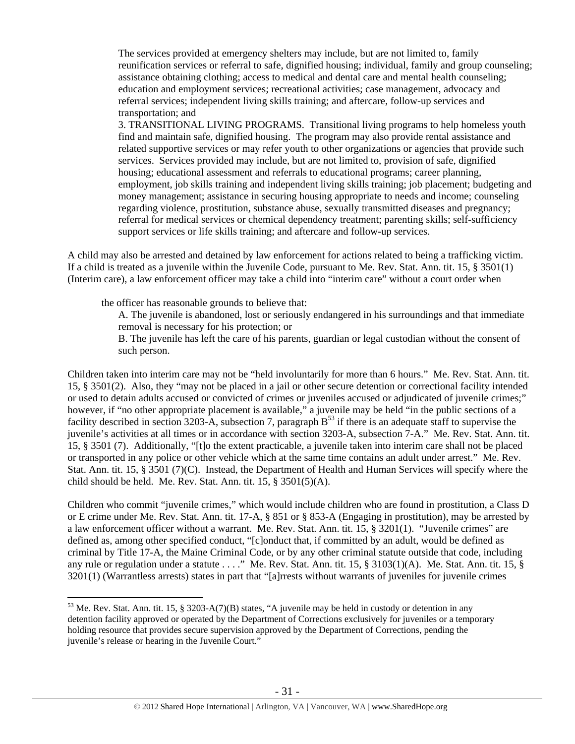> The services provided at emergency shelters may include, but are not limited to, family reunification services or referral to safe, dignified housing; individual, family and group counseling; assistance obtaining clothing; access to medical and dental care and mental health counseling; education and employment services; recreational activities; case management, advocacy and referral services; independent living skills training; and aftercare, follow-up services and transportation; and
>
> 3. TRANSITIONAL LIVING PROGRAMS. Transitional living programs to help homeless youth find and maintain safe, dignified housing. The program may also provide rental assistance and related supportive services or may refer youth to other organizations or agencies that provide such services. Services provided may include, but are not limited to, provision of safe, dignified housing; educational assessment and referrals to educational programs; career planning, employment, job skills training and independent living skills training; job placement; budgeting and money management; assistance in securing housing appropriate to needs and income; counseling regarding violence, prostitution, substance abuse, sexually transmitted diseases and pregnancy; referral for medical services or chemical dependency treatment; parenting skills; self-sufficiency support services or life skills training; and aftercare and follow-up services.

A child may also be arrested and detained by law enforcement for actions related to being a trafficking victim. If a child is treated as a juvenile within the Juvenile Code, pursuant to Me. Rev. Stat. Ann. tit. 15, § 3501(1) (Interim care), a law enforcement officer may take a child into "interim care" without a court order when

> the officer has reasonable grounds to believe that:
>
> A. The juvenile is abandoned, lost or seriously endangered in his surroundings and that immediate removal is necessary for his protection; or
>
> B. The juvenile has left the care of his parents, guardian or legal custodian without the consent of such person.

Children taken into interim care may not be "held involuntarily for more than 6 hours." Me. Rev. Stat. Ann. tit. 15, § 3501(2). Also, they "may not be placed in a jail or other secure detention or correctional facility intended or used to detain adults accused or convicted of crimes or juveniles accused or adjudicated of juvenile crimes;" however, if "no other appropriate placement is available," a juvenile may be held "in the public sections of a facility described in section 3203-A, subsection 7, paragraph B[53] if there is an adequate staff to supervise the juvenile's activities at all times or in accordance with section 3203-A, subsection 7-A." Me. Rev. Stat. Ann. tit. 15, § 3501 (7). Additionally, "[t]o the extent practicable, a juvenile taken into interim care shall not be placed or transported in any police or other vehicle which at the same time contains an adult under arrest." Me. Rev. Stat. Ann. tit. 15, § 3501 (7)(C). Instead, the Department of Health and Human Services will specify where the child should be held. Me. Rev. Stat. Ann. tit. 15, § 3501(5)(A).

Children who commit "juvenile crimes," which would include children who are found in prostitution, a Class D or E crime under Me. Rev. Stat. Ann. tit. 17-A, § 851 or § 853-A (Engaging in prostitution), may be arrested by a law enforcement officer without a warrant. Me. Rev. Stat. Ann. tit. 15, § 3201(1). "Juvenile crimes" are defined as, among other specified conduct, "[c]onduct that, if committed by an adult, would be defined as criminal by Title 17-A, the Maine Criminal Code, or by any other criminal statute outside that code, including any rule or regulation under a statute . . . ." Me. Rev. Stat. Ann. tit. 15, § 3103(1)(A). Me. Stat. Ann. tit. 15, § 3201(1) (Warrantless arrests) states in part that "[a]rrests without warrants of juveniles for juvenile crimes

---

[53] Me. Rev. Stat. Ann. tit. 15, § 3203-A(7)(B) states, "A juvenile may be held in custody or detention in any detention facility approved or operated by the Department of Corrections exclusively for juveniles or a temporary holding resource that provides secure supervision approved by the Department of Corrections, pending the juvenile's release or hearing in the Juvenile Court."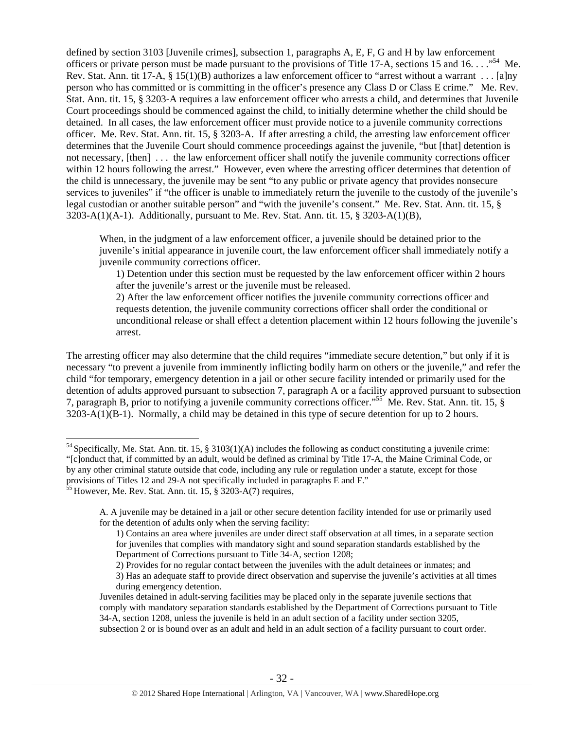defined by section 3103 [Juvenile crimes], subsection 1, paragraphs A, E, F, G and H by law enforcement officers or private person must be made pursuant to the provisions of Title 17-A, sections 15 and 16. . . ."[54] Me. Rev. Stat. Ann. tit 17-A, § 15(1)(B) authorizes a law enforcement officer to "arrest without a warrant . . . [a]ny person who has committed or is committing in the officer's presence any Class D or Class E crime." Me. Rev. Stat. Ann. tit. 15, § 3203-A requires a law enforcement officer who arrests a child, and determines that Juvenile Court proceedings should be commenced against the child, to initially determine whether the child should be detained. In all cases, the law enforcement officer must provide notice to a juvenile community corrections officer. Me. Rev. Stat. Ann. tit. 15, § 3203-A. If after arresting a child, the arresting law enforcement officer determines that the Juvenile Court should commence proceedings against the juvenile, "but [that] detention is not necessary, [then] . . . the law enforcement officer shall notify the juvenile community corrections officer within 12 hours following the arrest." However, even where the arresting officer determines that detention of the child is unnecessary, the juvenile may be sent "to any public or private agency that provides nonsecure services to juveniles" if "the officer is unable to immediately return the juvenile to the custody of the juvenile's legal custodian or another suitable person" and "with the juvenile's consent." Me. Rev. Stat. Ann. tit. 15, § 3203-A(1)(A-1). Additionally, pursuant to Me. Rev. Stat. Ann. tit. 15, § 3203-A(1)(B),

> When, in the judgment of a law enforcement officer, a juvenile should be detained prior to the juvenile's initial appearance in juvenile court, the law enforcement officer shall immediately notify a juvenile community corrections officer.
>
> 1) Detention under this section must be requested by the law enforcement officer within 2 hours after the juvenile's arrest or the juvenile must be released.
>
> 2) After the law enforcement officer notifies the juvenile community corrections officer and requests detention, the juvenile community corrections officer shall order the conditional or unconditional release or shall effect a detention placement within 12 hours following the juvenile's arrest.

The arresting officer may also determine that the child requires "immediate secure detention," but only if it is necessary "to prevent a juvenile from imminently inflicting bodily harm on others or the juvenile," and refer the child "for temporary, emergency detention in a jail or other secure facility intended or primarily used for the detention of adults approved pursuant to subsection 7, paragraph A or a facility approved pursuant to subsection 7, paragraph B, prior to notifying a juvenile community corrections officer."[55] Me. Rev. Stat. Ann. tit. 15, § 3203-A(1)(B-1). Normally, a child may be detained in this type of secure detention for up to 2 hours.

---

[54] Specifically, Me. Stat. Ann. tit. 15, § 3103(1)(A) includes the following as conduct constituting a juvenile crime: "[c]onduct that, if committed by an adult, would be defined as criminal by Title 17-A, the Maine Criminal Code, or by any other criminal statute outside that code, including any rule or regulation under a statute, except for those provisions of Titles 12 and 29-A not specifically included in paragraphs E and F."

[55] However, Me. Rev. Stat. Ann. tit. 15, § 3203-A(7) requires,

> A. A juvenile may be detained in a jail or other secure detention facility intended for use or primarily used for the detention of adults only when the serving facility:
>
> 1) Contains an area where juveniles are under direct staff observation at all times, in a separate section for juveniles that complies with mandatory sight and sound separation standards established by the Department of Corrections pursuant to Title 34-A, section 1208;
>
> 2) Provides for no regular contact between the juveniles with the adult detainees or inmates; and
>
> 3) Has an adequate staff to provide direct observation and supervise the juvenile's activities at all times during emergency detention.
>
> Juveniles detained in adult-serving facilities may be placed only in the separate juvenile sections that comply with mandatory separation standards established by the Department of Corrections pursuant to Title 34-A, section 1208, unless the juvenile is held in an adult section of a facility under section 3205, subsection 2 or is bound over as an adult and held in an adult section of a facility pursuant to court order.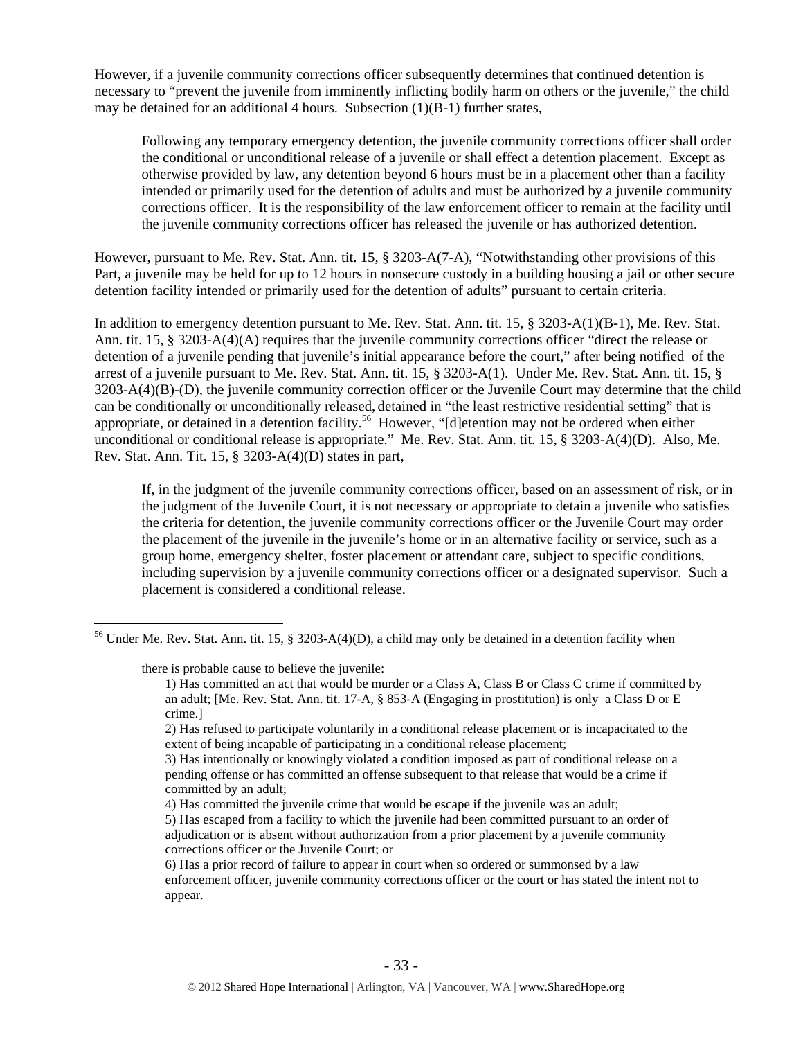However, if a juvenile community corrections officer subsequently determines that continued detention is necessary to "prevent the juvenile from imminently inflicting bodily harm on others or the juvenile," the child may be detained for an additional 4 hours. Subsection (1)(B-1) further states,

> Following any temporary emergency detention, the juvenile community corrections officer shall order the conditional or unconditional release of a juvenile or shall effect a detention placement. Except as otherwise provided by law, any detention beyond 6 hours must be in a placement other than a facility intended or primarily used for the detention of adults and must be authorized by a juvenile community corrections officer. It is the responsibility of the law enforcement officer to remain at the facility until the juvenile community corrections officer has released the juvenile or has authorized detention.

However, pursuant to Me. Rev. Stat. Ann. tit. 15, § 3203-A(7-A), "Notwithstanding other provisions of this Part, a juvenile may be held for up to 12 hours in nonsecure custody in a building housing a jail or other secure detention facility intended or primarily used for the detention of adults" pursuant to certain criteria.

In addition to emergency detention pursuant to Me. Rev. Stat. Ann. tit. 15, § 3203-A(1)(B-1), Me. Rev. Stat. Ann. tit. 15, § 3203-A(4)(A) requires that the juvenile community corrections officer "direct the release or detention of a juvenile pending that juvenile's initial appearance before the court," after being notified of the arrest of a juvenile pursuant to Me. Rev. Stat. Ann. tit. 15, § 3203-A(1). Under Me. Rev. Stat. Ann. tit. 15, § 3203-A(4)(B)-(D), the juvenile community correction officer or the Juvenile Court may determine that the child can be conditionally or unconditionally released, detained in "the least restrictive residential setting" that is appropriate, or detained in a detention facility.[56] However, "[d]etention may not be ordered when either unconditional or conditional release is appropriate." Me. Rev. Stat. Ann. tit. 15, § 3203-A(4)(D). Also, Me. Rev. Stat. Ann. Tit. 15, § 3203-A(4)(D) states in part,

> If, in the judgment of the juvenile community corrections officer, based on an assessment of risk, or in the judgment of the Juvenile Court, it is not necessary or appropriate to detain a juvenile who satisfies the criteria for detention, the juvenile community corrections officer or the Juvenile Court may order the placement of the juvenile in the juvenile's home or in an alternative facility or service, such as a group home, emergency shelter, foster placement or attendant care, subject to specific conditions, including supervision by a juvenile community corrections officer or a designated supervisor. Such a placement is considered a conditional release.

---

[56] Under Me. Rev. Stat. Ann. tit. 15, § 3203-A(4)(D), a child may only be detained in a detention facility when

> there is probable cause to believe the juvenile:
>
> 1) Has committed an act that would be murder or a Class A, Class B or Class C crime if committed by an adult; [Me. Rev. Stat. Ann. tit. 17-A, § 853-A (Engaging in prostitution) is only a Class D or E crime.]
>
> 2) Has refused to participate voluntarily in a conditional release placement or is incapacitated to the extent of being incapable of participating in a conditional release placement;
>
> 3) Has intentionally or knowingly violated a condition imposed as part of conditional release on a pending offense or has committed an offense subsequent to that release that would be a crime if committed by an adult;
>
> 4) Has committed the juvenile crime that would be escape if the juvenile was an adult;
>
> 5) Has escaped from a facility to which the juvenile had been committed pursuant to an order of adjudication or is absent without authorization from a prior placement by a juvenile community corrections officer or the Juvenile Court; or
>
> 6) Has a prior record of failure to appear in court when so ordered or summonsed by a law enforcement officer, juvenile community corrections officer or the court or has stated the intent not to appear.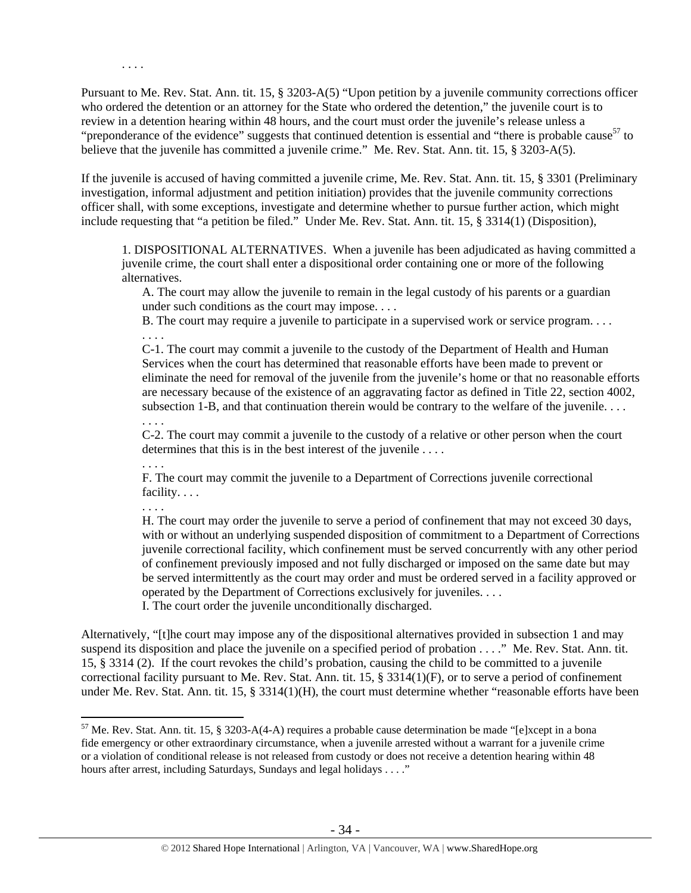. . . .

Pursuant to Me. Rev. Stat. Ann. tit. 15, § 3203-A(5) "Upon petition by a juvenile community corrections officer who ordered the detention or an attorney for the State who ordered the detention," the juvenile court is to review in a detention hearing within 48 hours, and the court must order the juvenile's release unless a "preponderance of the evidence" suggests that continued detention is essential and "there is probable cause[57] to believe that the juvenile has committed a juvenile crime." Me. Rev. Stat. Ann. tit. 15, § 3203-A(5).

If the juvenile is accused of having committed a juvenile crime, Me. Rev. Stat. Ann. tit. 15, § 3301 (Preliminary investigation, informal adjustment and petition initiation) provides that the juvenile community corrections officer shall, with some exceptions, investigate and determine whether to pursue further action, which might include requesting that "a petition be filed." Under Me. Rev. Stat. Ann. tit. 15, § 3314(1) (Disposition),

> 1. DISPOSITIONAL ALTERNATIVES. When a juvenile has been adjudicated as having committed a juvenile crime, the court shall enter a dispositional order containing one or more of the following alternatives.
>
> A. The court may allow the juvenile to remain in the legal custody of his parents or a guardian under such conditions as the court may impose. . . .
>
> B. The court may require a juvenile to participate in a supervised work or service program. . . .
>
> . . . .
>
> C-1. The court may commit a juvenile to the custody of the Department of Health and Human Services when the court has determined that reasonable efforts have been made to prevent or eliminate the need for removal of the juvenile from the juvenile's home or that no reasonable efforts are necessary because of the existence of an aggravating factor as defined in Title 22, section 4002, subsection 1-B, and that continuation therein would be contrary to the welfare of the juvenile. . . .
>
> . . . .
>
> C-2. The court may commit a juvenile to the custody of a relative or other person when the court determines that this is in the best interest of the juvenile . . . .
>
> . . . .
>
> F. The court may commit the juvenile to a Department of Corrections juvenile correctional facility. . . .
>
> . . . .
>
> H. The court may order the juvenile to serve a period of confinement that may not exceed 30 days, with or without an underlying suspended disposition of commitment to a Department of Corrections juvenile correctional facility, which confinement must be served concurrently with any other period of confinement previously imposed and not fully discharged or imposed on the same date but may be served intermittently as the court may order and must be ordered served in a facility approved or operated by the Department of Corrections exclusively for juveniles. . . .
>
> I. The court order the juvenile unconditionally discharged.

Alternatively, "[t]he court may impose any of the dispositional alternatives provided in subsection 1 and may suspend its disposition and place the juvenile on a specified period of probation . . . ." Me. Rev. Stat. Ann. tit. 15, § 3314 (2). If the court revokes the child's probation, causing the child to be committed to a juvenile correctional facility pursuant to Me. Rev. Stat. Ann. tit. 15, § 3314(1)(F), or to serve a period of confinement under Me. Rev. Stat. Ann. tit. 15, § 3314(1)(H), the court must determine whether "reasonable efforts have been

[57] Me. Rev. Stat. Ann. tit. 15, § 3203-A(4-A) requires a probable cause determination be made "[e]xcept in a bona fide emergency or other extraordinary circumstance, when a juvenile arrested without a warrant for a juvenile crime or a violation of conditional release is not released from custody or does not receive a detention hearing within 48 hours after arrest, including Saturdays, Sundays and legal holidays . . . ."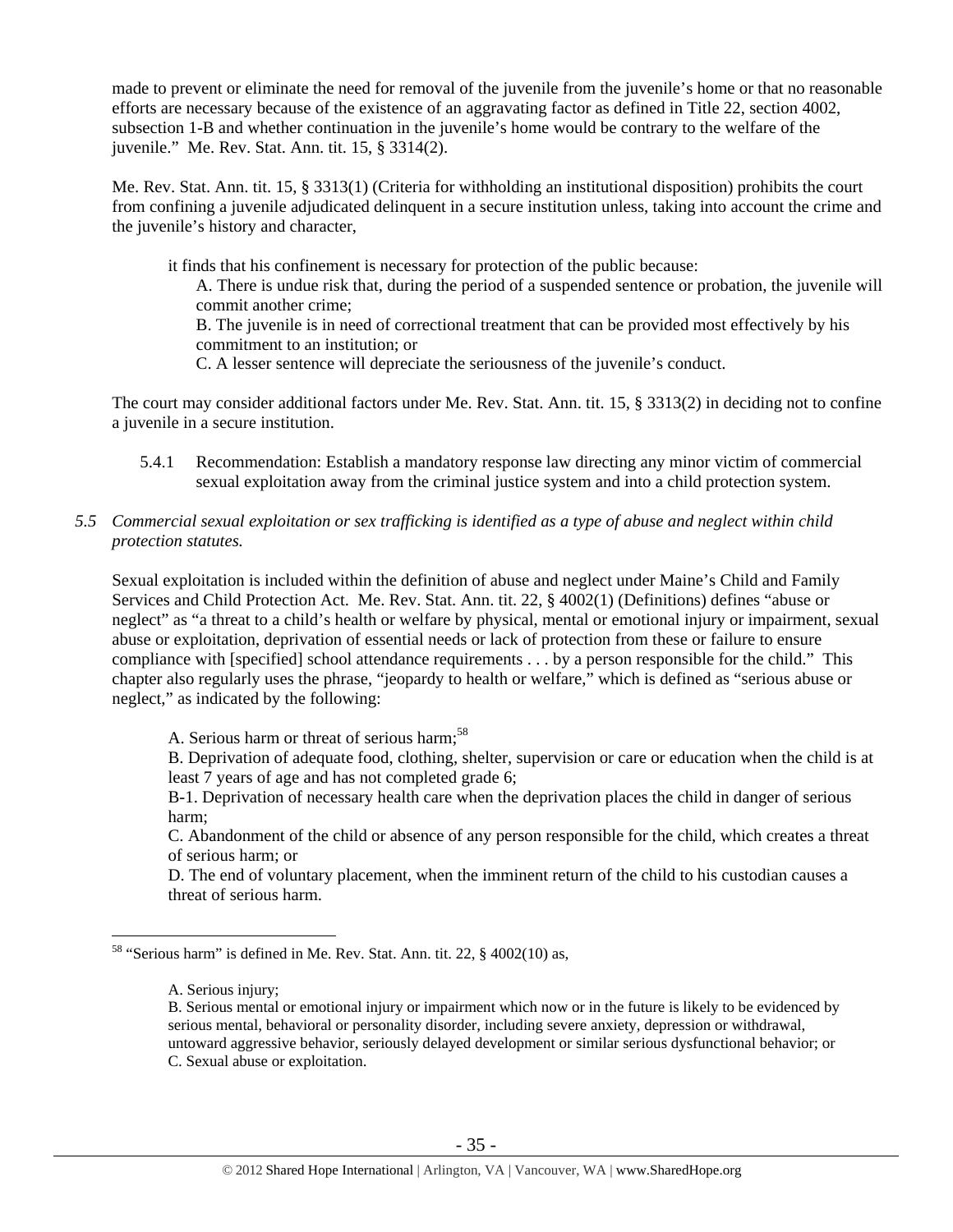made to prevent or eliminate the need for removal of the juvenile from the juvenile's home or that no reasonable efforts are necessary because of the existence of an aggravating factor as defined in Title 22, section 4002, subsection 1-B and whether continuation in the juvenile's home would be contrary to the welfare of the juvenile." Me. Rev. Stat. Ann. tit. 15, § 3314(2).

Me. Rev. Stat. Ann. tit. 15, § 3313(1) (Criteria for withholding an institutional disposition) prohibits the court from confining a juvenile adjudicated delinquent in a secure institution unless, taking into account the crime and the juvenile's history and character,

> it finds that his confinement is necessary for protection of the public because:
>
> A. There is undue risk that, during the period of a suspended sentence or probation, the juvenile will commit another crime;
>
> B. The juvenile is in need of correctional treatment that can be provided most effectively by his commitment to an institution; or
>
> C. A lesser sentence will depreciate the seriousness of the juvenile's conduct.

The court may consider additional factors under Me. Rev. Stat. Ann. tit. 15, § 3313(2) in deciding not to confine a juvenile in a secure institution.

5.4.1 Recommendation: Establish a mandatory response law directing any minor victim of commercial sexual exploitation away from the criminal justice system and into a child protection system.

*5.5 Commercial sexual exploitation or sex trafficking is identified as a type of abuse and neglect within child protection statutes.*

Sexual exploitation is included within the definition of abuse and neglect under Maine's Child and Family Services and Child Protection Act. Me. Rev. Stat. Ann. tit. 22, § 4002(1) (Definitions) defines "abuse or neglect" as "a threat to a child's health or welfare by physical, mental or emotional injury or impairment, sexual abuse or exploitation, deprivation of essential needs or lack of protection from these or failure to ensure compliance with [specified] school attendance requirements . . . by a person responsible for the child." This chapter also regularly uses the phrase, "jeopardy to health or welfare," which is defined as "serious abuse or neglect," as indicated by the following:

> A. Serious harm or threat of serious harm;[58]
>
> B. Deprivation of adequate food, clothing, shelter, supervision or care or education when the child is at least 7 years of age and has not completed grade 6;
>
> B-1. Deprivation of necessary health care when the deprivation places the child in danger of serious harm;
>
> C. Abandonment of the child or absence of any person responsible for the child, which creates a threat of serious harm; or
>
> D. The end of voluntary placement, when the imminent return of the child to his custodian causes a threat of serious harm.

---

[58] "Serious harm" is defined in Me. Rev. Stat. Ann. tit. 22, § 4002(10) as,

> A. Serious injury;
>
> B. Serious mental or emotional injury or impairment which now or in the future is likely to be evidenced by serious mental, behavioral or personality disorder, including severe anxiety, depression or withdrawal, untoward aggressive behavior, seriously delayed development or similar serious dysfunctional behavior; or
>
> C. Sexual abuse or exploitation.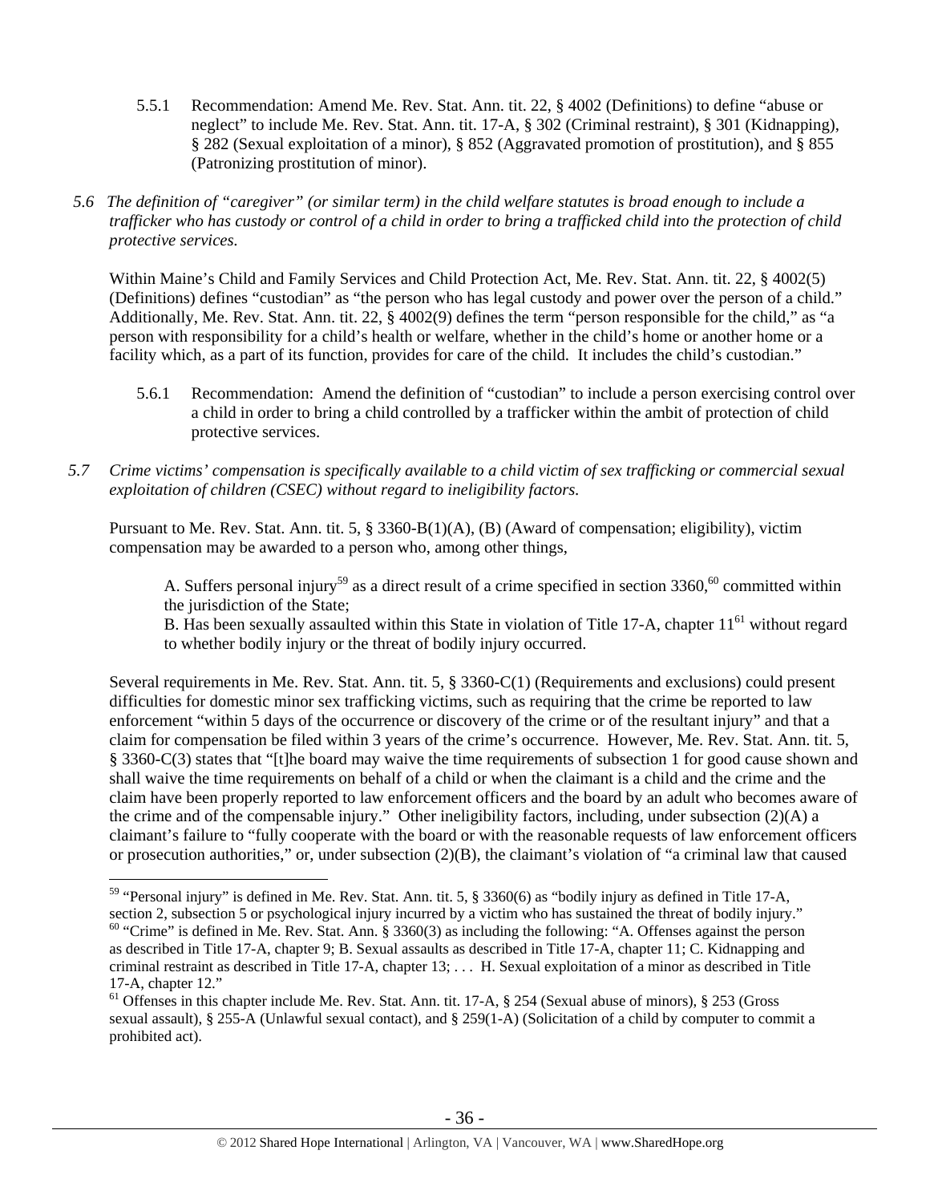5.5.1 Recommendation: Amend Me. Rev. Stat. Ann. tit. 22, § 4002 (Definitions) to define "abuse or neglect" to include Me. Rev. Stat. Ann. tit. 17-A, § 302 (Criminal restraint), § 301 (Kidnapping), § 282 (Sexual exploitation of a minor), § 852 (Aggravated promotion of prostitution), and § 855 (Patronizing prostitution of minor).

*5.6 The definition of "caregiver" (or similar term) in the child welfare statutes is broad enough to include a trafficker who has custody or control of a child in order to bring a trafficked child into the protection of child protective services.*

Within Maine's Child and Family Services and Child Protection Act, Me. Rev. Stat. Ann. tit. 22, § 4002(5) (Definitions) defines "custodian" as "the person who has legal custody and power over the person of a child." Additionally, Me. Rev. Stat. Ann. tit. 22, § 4002(9) defines the term "person responsible for the child," as "a person with responsibility for a child's health or welfare, whether in the child's home or another home or a facility which, as a part of its function, provides for care of the child. It includes the child's custodian."

5.6.1 Recommendation: Amend the definition of "custodian" to include a person exercising control over a child in order to bring a child controlled by a trafficker within the ambit of protection of child protective services.

*5.7 Crime victims' compensation is specifically available to a child victim of sex trafficking or commercial sexual exploitation of children (CSEC) without regard to ineligibility factors.*

Pursuant to Me. Rev. Stat. Ann. tit. 5, § 3360-B(1)(A), (B) (Award of compensation; eligibility), victim compensation may be awarded to a person who, among other things,

> A. Suffers personal injury[59] as a direct result of a crime specified in section 3360,[60] committed within the jurisdiction of the State;
>
> B. Has been sexually assaulted within this State in violation of Title 17-A, chapter 11[61] without regard to whether bodily injury or the threat of bodily injury occurred.

Several requirements in Me. Rev. Stat. Ann. tit. 5, § 3360-C(1) (Requirements and exclusions) could present difficulties for domestic minor sex trafficking victims, such as requiring that the crime be reported to law enforcement "within 5 days of the occurrence or discovery of the crime or of the resultant injury" and that a claim for compensation be filed within 3 years of the crime's occurrence. However, Me. Rev. Stat. Ann. tit. 5, § 3360-C(3) states that "[t]he board may waive the time requirements of subsection 1 for good cause shown and shall waive the time requirements on behalf of a child or when the claimant is a child and the crime and the claim have been properly reported to law enforcement officers and the board by an adult who becomes aware of the crime and of the compensable injury." Other ineligibility factors, including, under subsection (2)(A) a claimant's failure to "fully cooperate with the board or with the reasonable requests of law enforcement officers or prosecution authorities," or, under subsection (2)(B), the claimant's violation of "a criminal law that caused

---

[59] "Personal injury" is defined in Me. Rev. Stat. Ann. tit. 5, § 3360(6) as "bodily injury as defined in Title 17-A, section 2, subsection 5 or psychological injury incurred by a victim who has sustained the threat of bodily injury."

[60] "Crime" is defined in Me. Rev. Stat. Ann. § 3360(3) as including the following: "A. Offenses against the person as described in Title 17-A, chapter 9; B. Sexual assaults as described in Title 17-A, chapter 11; C. Kidnapping and criminal restraint as described in Title 17-A, chapter 13; . . . H. Sexual exploitation of a minor as described in Title 17-A, chapter 12."

[61] Offenses in this chapter include Me. Rev. Stat. Ann. tit. 17-A, § 254 (Sexual abuse of minors), § 253 (Gross sexual assault), § 255-A (Unlawful sexual contact), and § 259(1-A) (Solicitation of a child by computer to commit a prohibited act).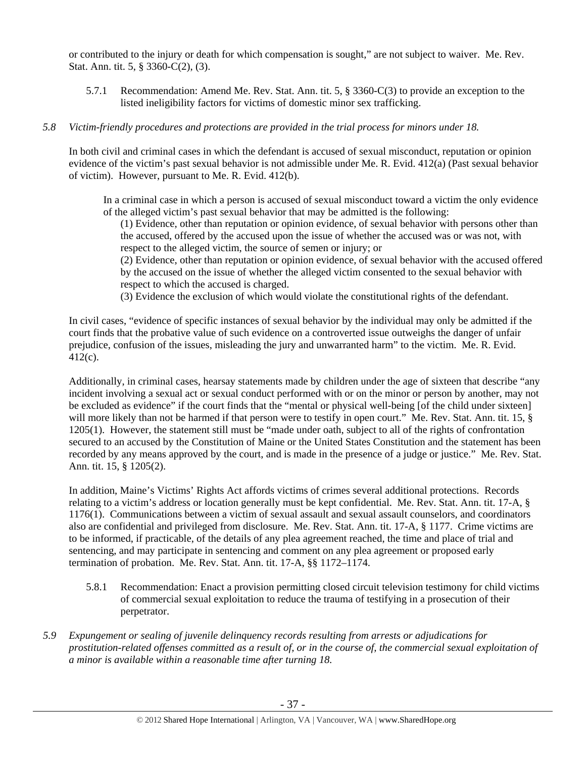or contributed to the injury or death for which compensation is sought," are not subject to waiver. Me. Rev. Stat. Ann. tit. 5, § 3360-C(2), (3).

5.7.1 Recommendation: Amend Me. Rev. Stat. Ann. tit. 5, § 3360-C(3) to provide an exception to the listed ineligibility factors for victims of domestic minor sex trafficking.

*5.8 Victim-friendly procedures and protections are provided in the trial process for minors under 18.*

In both civil and criminal cases in which the defendant is accused of sexual misconduct, reputation or opinion evidence of the victim's past sexual behavior is not admissible under Me. R. Evid. 412(a) (Past sexual behavior of victim). However, pursuant to Me. R. Evid. 412(b).

> In a criminal case in which a person is accused of sexual misconduct toward a victim the only evidence of the alleged victim's past sexual behavior that may be admitted is the following:
>
> (1) Evidence, other than reputation or opinion evidence, of sexual behavior with persons other than the accused, offered by the accused upon the issue of whether the accused was or was not, with respect to the alleged victim, the source of semen or injury; or
>
> (2) Evidence, other than reputation or opinion evidence, of sexual behavior with the accused offered by the accused on the issue of whether the alleged victim consented to the sexual behavior with respect to which the accused is charged.
>
> (3) Evidence the exclusion of which would violate the constitutional rights of the defendant.

In civil cases, "evidence of specific instances of sexual behavior by the individual may only be admitted if the court finds that the probative value of such evidence on a controverted issue outweighs the danger of unfair prejudice, confusion of the issues, misleading the jury and unwarranted harm" to the victim. Me. R. Evid. 412(c).

Additionally, in criminal cases, hearsay statements made by children under the age of sixteen that describe "any incident involving a sexual act or sexual conduct performed with or on the minor or person by another, may not be excluded as evidence" if the court finds that the "mental or physical well-being [of the child under sixteen] will more likely than not be harmed if that person were to testify in open court." Me. Rev. Stat. Ann. tit. 15, § 1205(1). However, the statement still must be "made under oath, subject to all of the rights of confrontation secured to an accused by the Constitution of Maine or the United States Constitution and the statement has been recorded by any means approved by the court, and is made in the presence of a judge or justice." Me. Rev. Stat. Ann. tit. 15, § 1205(2).

In addition, Maine's Victims' Rights Act affords victims of crimes several additional protections. Records relating to a victim's address or location generally must be kept confidential. Me. Rev. Stat. Ann. tit. 17-A, § 1176(1). Communications between a victim of sexual assault and sexual assault counselors, and coordinators also are confidential and privileged from disclosure. Me. Rev. Stat. Ann. tit. 17-A, § 1177. Crime victims are to be informed, if practicable, of the details of any plea agreement reached, the time and place of trial and sentencing, and may participate in sentencing and comment on any plea agreement or proposed early termination of probation. Me. Rev. Stat. Ann. tit. 17-A, §§ 1172–1174.

5.8.1 Recommendation: Enact a provision permitting closed circuit television testimony for child victims of commercial sexual exploitation to reduce the trauma of testifying in a prosecution of their perpetrator.

*5.9 Expungement or sealing of juvenile delinquency records resulting from arrests or adjudications for prostitution-related offenses committed as a result of, or in the course of, the commercial sexual exploitation of a minor is available within a reasonable time after turning 18.*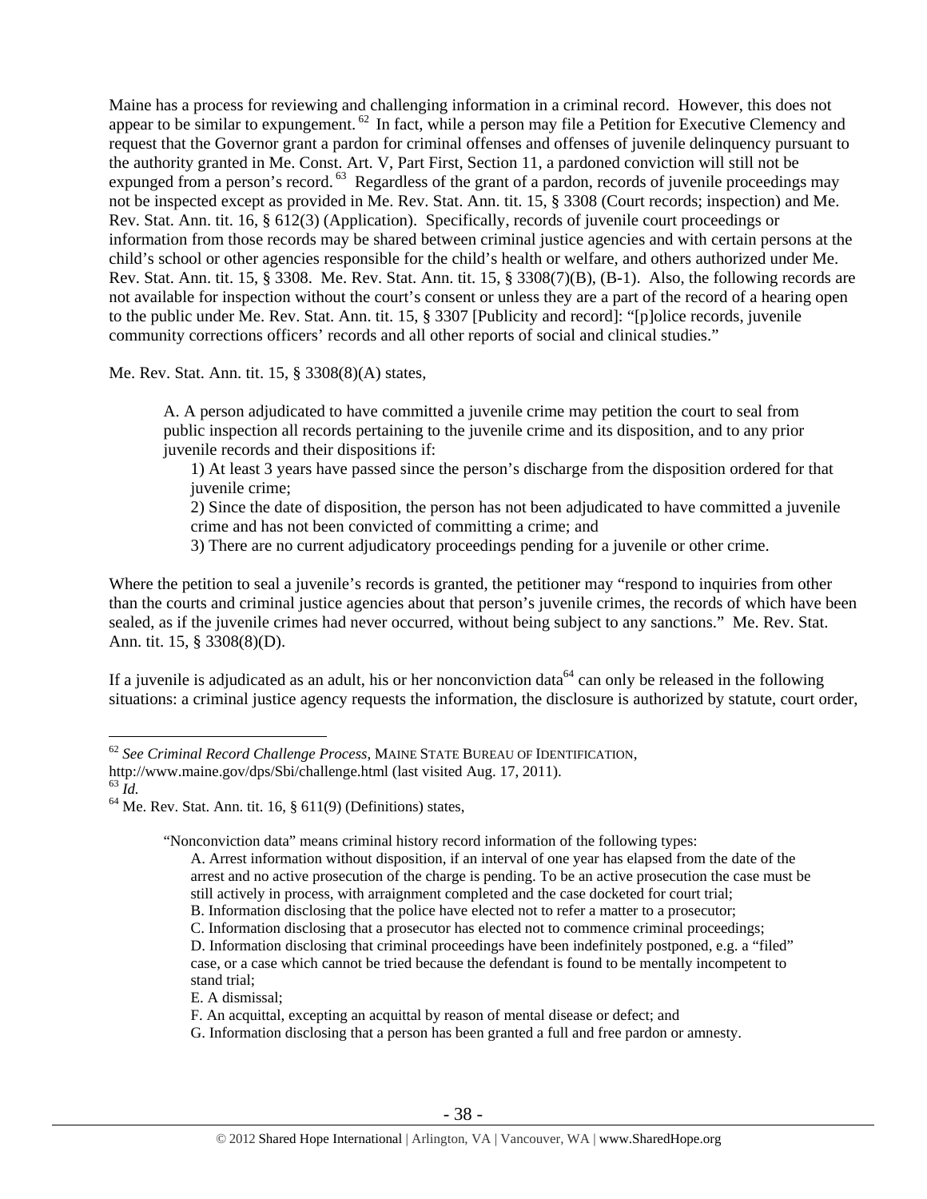Maine has a process for reviewing and challenging information in a criminal record. However, this does not appear to be similar to expungement.[62] In fact, while a person may file a Petition for Executive Clemency and request that the Governor grant a pardon for criminal offenses and offenses of juvenile delinquency pursuant to the authority granted in Me. Const. Art. V, Part First, Section 11, a pardoned conviction will still not be expunged from a person's record.[63] Regardless of the grant of a pardon, records of juvenile proceedings may not be inspected except as provided in Me. Rev. Stat. Ann. tit. 15, § 3308 (Court records; inspection) and Me. Rev. Stat. Ann. tit. 16, § 612(3) (Application). Specifically, records of juvenile court proceedings or information from those records may be shared between criminal justice agencies and with certain persons at the child's school or other agencies responsible for the child's health or welfare, and others authorized under Me. Rev. Stat. Ann. tit. 15, § 3308. Me. Rev. Stat. Ann. tit. 15, § 3308(7)(B), (B-1). Also, the following records are not available for inspection without the court's consent or unless they are a part of the record of a hearing open to the public under Me. Rev. Stat. Ann. tit. 15, § 3307 [Publicity and record]: "[p]olice records, juvenile community corrections officers' records and all other reports of social and clinical studies."

Me. Rev. Stat. Ann. tit. 15, § 3308(8)(A) states,

> A. A person adjudicated to have committed a juvenile crime may petition the court to seal from public inspection all records pertaining to the juvenile crime and its disposition, and to any prior juvenile records and their dispositions if:
>
> > 1) At least 3 years have passed since the person's discharge from the disposition ordered for that juvenile crime;
> >
> > 2) Since the date of disposition, the person has not been adjudicated to have committed a juvenile crime and has not been convicted of committing a crime; and
> >
> > 3) There are no current adjudicatory proceedings pending for a juvenile or other crime.

Where the petition to seal a juvenile's records is granted, the petitioner may "respond to inquiries from other than the courts and criminal justice agencies about that person's juvenile crimes, the records of which have been sealed, as if the juvenile crimes had never occurred, without being subject to any sanctions." Me. Rev. Stat. Ann. tit. 15, § 3308(8)(D).

If a juvenile is adjudicated as an adult, his or her nonconviction data[64] can only be released in the following situations: a criminal justice agency requests the information, the disclosure is authorized by statute, court order,

---

[62] *See Criminal Record Challenge Process*, MAINE STATE BUREAU OF IDENTIFICATION, http://www.maine.gov/dps/Sbi/challenge.html (last visited Aug. 17, 2011).

[63] *Id.*

[64] Me. Rev. Stat. Ann. tit. 16, § 611(9) (Definitions) states,

> "Nonconviction data" means criminal history record information of the following types:
>
> > A. Arrest information without disposition, if an interval of one year has elapsed from the date of the arrest and no active prosecution of the charge is pending. To be an active prosecution the case must be still actively in process, with arraignment completed and the case docketed for court trial;
> >
> > B. Information disclosing that the police have elected not to refer a matter to a prosecutor;
> >
> > C. Information disclosing that a prosecutor has elected not to commence criminal proceedings;
> >
> > D. Information disclosing that criminal proceedings have been indefinitely postponed, e.g. a "filed" case, or a case which cannot be tried because the defendant is found to be mentally incompetent to stand trial;
> >
> > E. A dismissal;
> >
> > F. An acquittal, excepting an acquittal by reason of mental disease or defect; and
> >
> > G. Information disclosing that a person has been granted a full and free pardon or amnesty.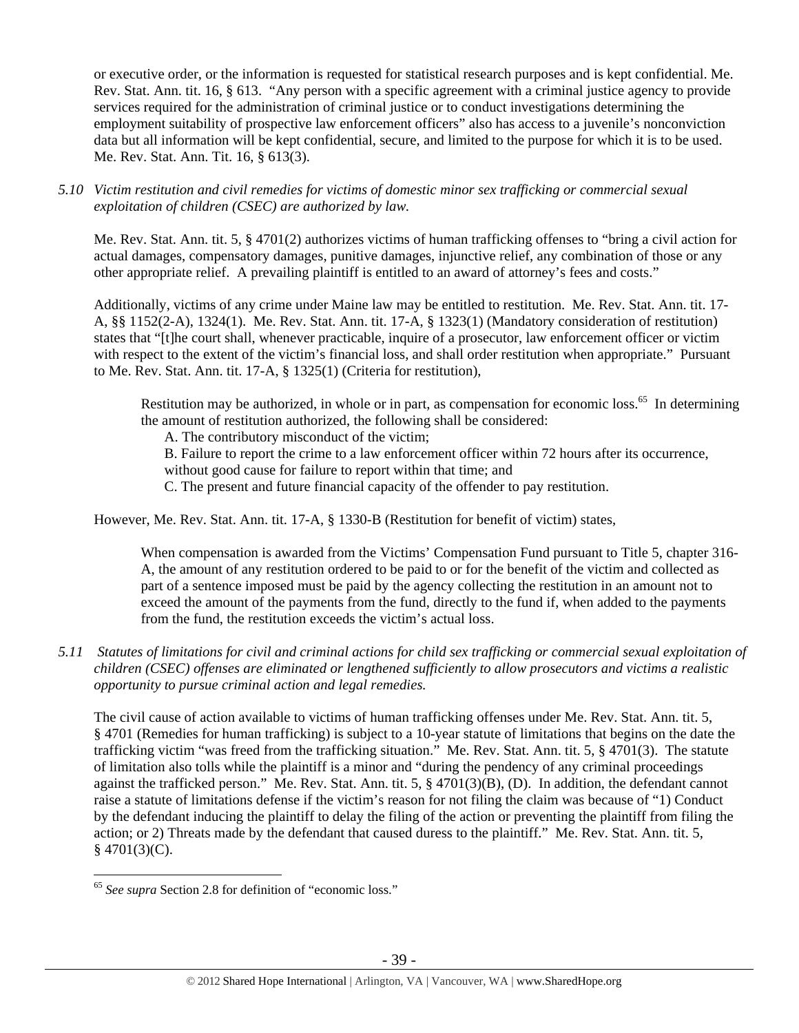or executive order, or the information is requested for statistical research purposes and is kept confidential. Me. Rev. Stat. Ann. tit. 16, § 613. "Any person with a specific agreement with a criminal justice agency to provide services required for the administration of criminal justice or to conduct investigations determining the employment suitability of prospective law enforcement officers" also has access to a juvenile's nonconviction data but all information will be kept confidential, secure, and limited to the purpose for which it is to be used. Me. Rev. Stat. Ann. Tit. 16, § 613(3).

*5.10 Victim restitution and civil remedies for victims of domestic minor sex trafficking or commercial sexual exploitation of children (CSEC) are authorized by law.*

Me. Rev. Stat. Ann. tit. 5, § 4701(2) authorizes victims of human trafficking offenses to "bring a civil action for actual damages, compensatory damages, punitive damages, injunctive relief, any combination of those or any other appropriate relief. A prevailing plaintiff is entitled to an award of attorney's fees and costs."

Additionally, victims of any crime under Maine law may be entitled to restitution. Me. Rev. Stat. Ann. tit. 17-A, §§ 1152(2-A), 1324(1). Me. Rev. Stat. Ann. tit. 17-A, § 1323(1) (Mandatory consideration of restitution) states that "[t]he court shall, whenever practicable, inquire of a prosecutor, law enforcement officer or victim with respect to the extent of the victim's financial loss, and shall order restitution when appropriate." Pursuant to Me. Rev. Stat. Ann. tit. 17-A, § 1325(1) (Criteria for restitution),

> Restitution may be authorized, in whole or in part, as compensation for economic loss.[65] In determining the amount of restitution authorized, the following shall be considered:
> A. The contributory misconduct of the victim;
> B. Failure to report the crime to a law enforcement officer within 72 hours after its occurrence, without good cause for failure to report within that time; and
> C. The present and future financial capacity of the offender to pay restitution.

However, Me. Rev. Stat. Ann. tit. 17-A, § 1330-B (Restitution for benefit of victim) states,

> When compensation is awarded from the Victims' Compensation Fund pursuant to Title 5, chapter 316-A, the amount of any restitution ordered to be paid to or for the benefit of the victim and collected as part of a sentence imposed must be paid by the agency collecting the restitution in an amount not to exceed the amount of the payments from the fund, directly to the fund if, when added to the payments from the fund, the restitution exceeds the victim's actual loss.

*5.11 Statutes of limitations for civil and criminal actions for child sex trafficking or commercial sexual exploitation of children (CSEC) offenses are eliminated or lengthened sufficiently to allow prosecutors and victims a realistic opportunity to pursue criminal action and legal remedies.*

The civil cause of action available to victims of human trafficking offenses under Me. Rev. Stat. Ann. tit. 5, § 4701 (Remedies for human trafficking) is subject to a 10-year statute of limitations that begins on the date the trafficking victim "was freed from the trafficking situation." Me. Rev. Stat. Ann. tit. 5, § 4701(3). The statute of limitation also tolls while the plaintiff is a minor and "during the pendency of any criminal proceedings against the trafficked person." Me. Rev. Stat. Ann. tit. 5, § 4701(3)(B), (D). In addition, the defendant cannot raise a statute of limitations defense if the victim's reason for not filing the claim was because of "1) Conduct by the defendant inducing the plaintiff to delay the filing of the action or preventing the plaintiff from filing the action; or 2) Threats made by the defendant that caused duress to the plaintiff." Me. Rev. Stat. Ann. tit. 5, § 4701(3)(C).

---

[65] *See supra* Section 2.8 for definition of "economic loss."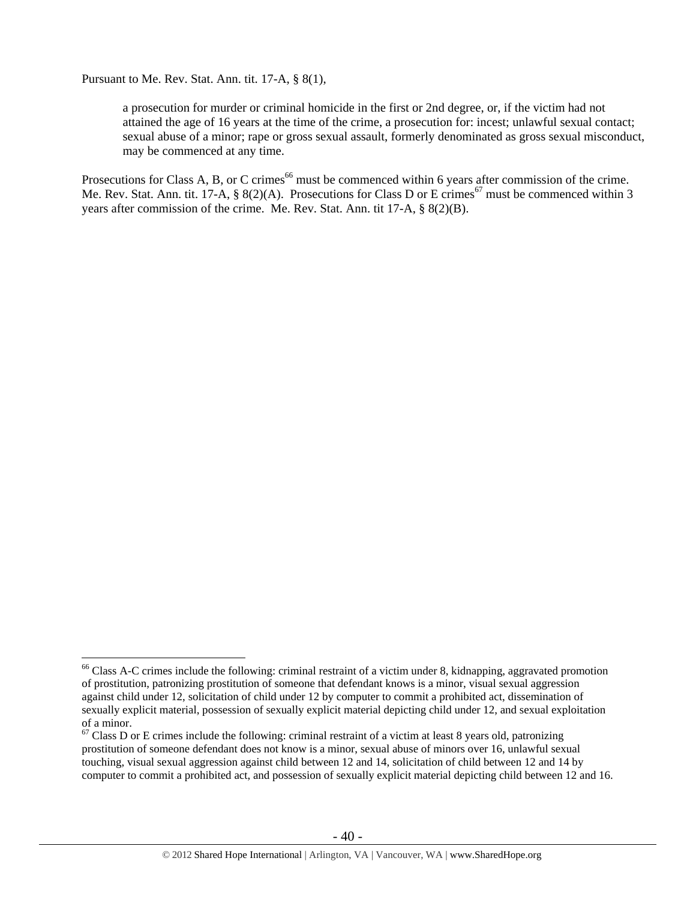Pursuant to Me. Rev. Stat. Ann. tit. 17-A, § 8(1),

> a prosecution for murder or criminal homicide in the first or 2nd degree, or, if the victim had not attained the age of 16 years at the time of the crime, a prosecution for: incest; unlawful sexual contact; sexual abuse of a minor; rape or gross sexual assault, formerly denominated as gross sexual misconduct, may be commenced at any time.

Prosecutions for Class A, B, or C crimes[66] must be commenced within 6 years after commission of the crime. Me. Rev. Stat. Ann. tit. 17-A, § 8(2)(A). Prosecutions for Class D or E crimes[67] must be commenced within 3 years after commission of the crime. Me. Rev. Stat. Ann. tit 17-A, § 8(2)(B).

---

[66] Class A-C crimes include the following: criminal restraint of a victim under 8, kidnapping, aggravated promotion of prostitution, patronizing prostitution of someone that defendant knows is a minor, visual sexual aggression against child under 12, solicitation of child under 12 by computer to commit a prohibited act, dissemination of sexually explicit material, possession of sexually explicit material depicting child under 12, and sexual exploitation of a minor.

[67] Class D or E crimes include the following: criminal restraint of a victim at least 8 years old, patronizing prostitution of someone defendant does not know is a minor, sexual abuse of minors over 16, unlawful sexual touching, visual sexual aggression against child between 12 and 14, solicitation of child between 12 and 14 by computer to commit a prohibited act, and possession of sexually explicit material depicting child between 12 and 16.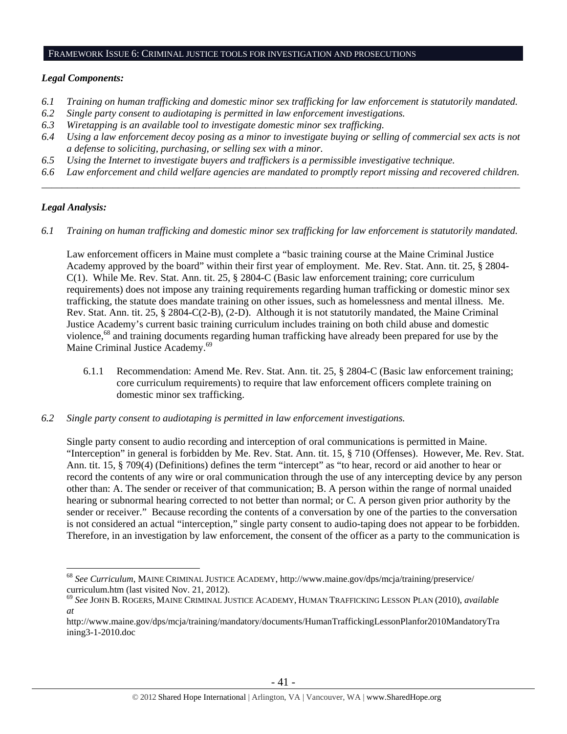## FRAMEWORK ISSUE 6: CRIMINAL JUSTICE TOOLS FOR INVESTIGATION AND PROSECUTIONS

### *Legal Components:*

*6.1 Training on human trafficking and domestic minor sex trafficking for law enforcement is statutorily mandated.*
*6.2 Single party consent to audiotaping is permitted in law enforcement investigations.*
*6.3 Wiretapping is an available tool to investigate domestic minor sex trafficking.*
*6.4 Using a law enforcement decoy posing as a minor to investigate buying or selling of commercial sex acts is not a defense to soliciting, purchasing, or selling sex with a minor.*
*6.5 Using the Internet to investigate buyers and traffickers is a permissible investigative technique.*
*6.6 Law enforcement and child welfare agencies are mandated to promptly report missing and recovered children.*

---

### *Legal Analysis:*

*6.1 Training on human trafficking and domestic minor sex trafficking for law enforcement is statutorily mandated.*

Law enforcement officers in Maine must complete a "basic training course at the Maine Criminal Justice Academy approved by the board" within their first year of employment. Me. Rev. Stat. Ann. tit. 25, § 2804-C(1). While Me. Rev. Stat. Ann. tit. 25, § 2804-C (Basic law enforcement training; core curriculum requirements) does not impose any training requirements regarding human trafficking or domestic minor sex trafficking, the statute does mandate training on other issues, such as homelessness and mental illness. Me. Rev. Stat. Ann. tit. 25, § 2804-C(2-B), (2-D). Although it is not statutorily mandated, the Maine Criminal Justice Academy's current basic training curriculum includes training on both child abuse and domestic violence,[68] and training documents regarding human trafficking have already been prepared for use by the Maine Criminal Justice Academy.[69]

6.1.1 Recommendation: Amend Me. Rev. Stat. Ann. tit. 25, § 2804-C (Basic law enforcement training; core curriculum requirements) to require that law enforcement officers complete training on domestic minor sex trafficking.

*6.2 Single party consent to audiotaping is permitted in law enforcement investigations.*

Single party consent to audio recording and interception of oral communications is permitted in Maine. "Interception" in general is forbidden by Me. Rev. Stat. Ann. tit. 15, § 710 (Offenses). However, Me. Rev. Stat. Ann. tit. 15, § 709(4) (Definitions) defines the term "intercept" as "to hear, record or aid another to hear or record the contents of any wire or oral communication through the use of any intercepting device by any person other than: A. The sender or receiver of that communication; B. A person within the range of normal unaided hearing or subnormal hearing corrected to not better than normal; or C. A person given prior authority by the sender or receiver." Because recording the contents of a conversation by one of the parties to the conversation is not considered an actual "interception," single party consent to audio-taping does not appear to be forbidden. Therefore, in an investigation by law enforcement, the consent of the officer as a party to the communication is

---

[68] *See Curriculum*, MAINE CRIMINAL JUSTICE ACADEMY, http://www.maine.gov/dps/mcja/training/preservice/curriculum.htm (last visited Nov. 21, 2012).

[69] *See* JOHN B. ROGERS, MAINE CRIMINAL JUSTICE ACADEMY, HUMAN TRAFFICKING LESSON PLAN (2010), *available at* http://www.maine.gov/dps/mcja/training/mandatory/documents/HumanTraffickingLessonPlanfor2010MandatoryTraining3-1-2010.doc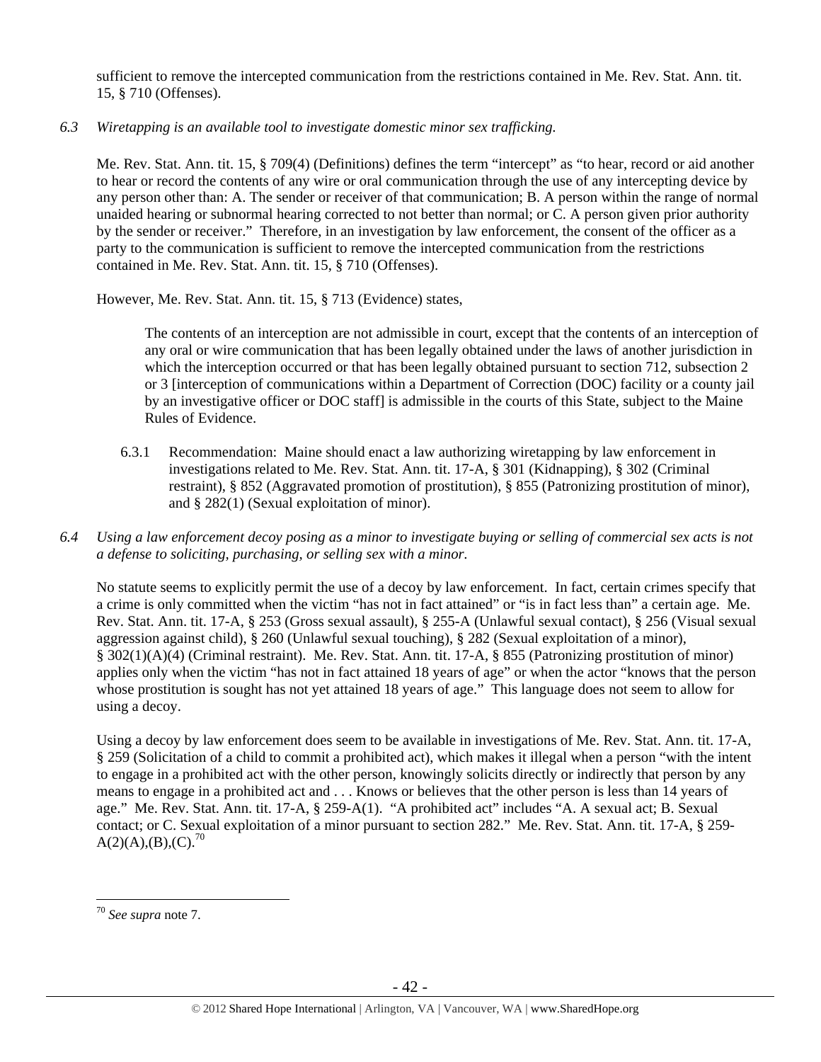sufficient to remove the intercepted communication from the restrictions contained in Me. Rev. Stat. Ann. tit. 15, § 710 (Offenses).

*6.3 Wiretapping is an available tool to investigate domestic minor sex trafficking.*

Me. Rev. Stat. Ann. tit. 15, § 709(4) (Definitions) defines the term "intercept" as "to hear, record or aid another to hear or record the contents of any wire or oral communication through the use of any intercepting device by any person other than: A. The sender or receiver of that communication; B. A person within the range of normal unaided hearing or subnormal hearing corrected to not better than normal; or C. A person given prior authority by the sender or receiver." Therefore, in an investigation by law enforcement, the consent of the officer as a party to the communication is sufficient to remove the intercepted communication from the restrictions contained in Me. Rev. Stat. Ann. tit. 15, § 710 (Offenses).

However, Me. Rev. Stat. Ann. tit. 15, § 713 (Evidence) states,

> The contents of an interception are not admissible in court, except that the contents of an interception of any oral or wire communication that has been legally obtained under the laws of another jurisdiction in which the interception occurred or that has been legally obtained pursuant to section 712, subsection 2 or 3 [interception of communications within a Department of Correction (DOC) facility or a county jail by an investigative officer or DOC staff] is admissible in the courts of this State, subject to the Maine Rules of Evidence.

6.3.1 Recommendation: Maine should enact a law authorizing wiretapping by law enforcement in investigations related to Me. Rev. Stat. Ann. tit. 17-A, § 301 (Kidnapping), § 302 (Criminal restraint), § 852 (Aggravated promotion of prostitution), § 855 (Patronizing prostitution of minor), and § 282(1) (Sexual exploitation of minor).

*6.4 Using a law enforcement decoy posing as a minor to investigate buying or selling of commercial sex acts is not a defense to soliciting, purchasing, or selling sex with a minor.*

No statute seems to explicitly permit the use of a decoy by law enforcement. In fact, certain crimes specify that a crime is only committed when the victim "has not in fact attained" or "is in fact less than" a certain age. Me. Rev. Stat. Ann. tit. 17-A, § 253 (Gross sexual assault), § 255-A (Unlawful sexual contact), § 256 (Visual sexual aggression against child), § 260 (Unlawful sexual touching), § 282 (Sexual exploitation of a minor), § 302(1)(A)(4) (Criminal restraint). Me. Rev. Stat. Ann. tit. 17-A, § 855 (Patronizing prostitution of minor) applies only when the victim "has not in fact attained 18 years of age" or when the actor "knows that the person whose prostitution is sought has not yet attained 18 years of age." This language does not seem to allow for using a decoy.

Using a decoy by law enforcement does seem to be available in investigations of Me. Rev. Stat. Ann. tit. 17-A, § 259 (Solicitation of a child to commit a prohibited act), which makes it illegal when a person "with the intent to engage in a prohibited act with the other person, knowingly solicits directly or indirectly that person by any means to engage in a prohibited act and . . . Knows or believes that the other person is less than 14 years of age." Me. Rev. Stat. Ann. tit. 17-A, § 259-A(1). "A prohibited act" includes "A. A sexual act; B. Sexual contact; or C. Sexual exploitation of a minor pursuant to section 282." Me. Rev. Stat. Ann. tit. 17-A, § 259-A(2)(A),(B),(C).[70]

---

[70] *See supra* note 7.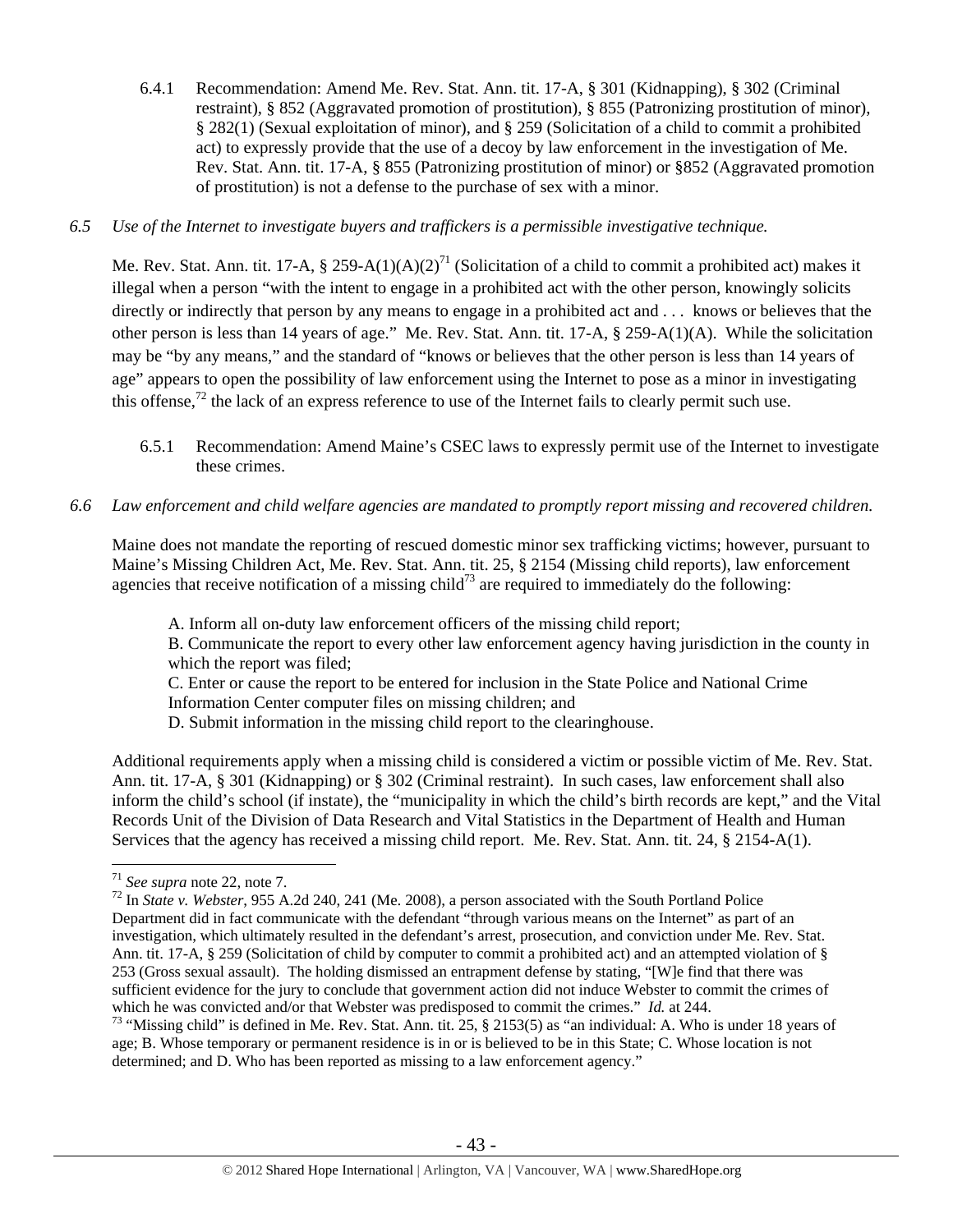6.4.1 Recommendation: Amend Me. Rev. Stat. Ann. tit. 17-A, § 301 (Kidnapping), § 302 (Criminal restraint), § 852 (Aggravated promotion of prostitution), § 855 (Patronizing prostitution of minor), § 282(1) (Sexual exploitation of minor), and § 259 (Solicitation of a child to commit a prohibited act) to expressly provide that the use of a decoy by law enforcement in the investigation of Me. Rev. Stat. Ann. tit. 17-A, § 855 (Patronizing prostitution of minor) or §852 (Aggravated promotion of prostitution) is not a defense to the purchase of sex with a minor.

*6.5 Use of the Internet to investigate buyers and traffickers is a permissible investigative technique.*

Me. Rev. Stat. Ann. tit. 17-A, § 259-A(1)(A)(2)[71] (Solicitation of a child to commit a prohibited act) makes it illegal when a person "with the intent to engage in a prohibited act with the other person, knowingly solicits directly or indirectly that person by any means to engage in a prohibited act and . . . knows or believes that the other person is less than 14 years of age." Me. Rev. Stat. Ann. tit. 17-A, § 259-A(1)(A). While the solicitation may be "by any means," and the standard of "knows or believes that the other person is less than 14 years of age" appears to open the possibility of law enforcement using the Internet to pose as a minor in investigating this offense,[72] the lack of an express reference to use of the Internet fails to clearly permit such use.

6.5.1 Recommendation: Amend Maine's CSEC laws to expressly permit use of the Internet to investigate these crimes.

*6.6 Law enforcement and child welfare agencies are mandated to promptly report missing and recovered children.*

Maine does not mandate the reporting of rescued domestic minor sex trafficking victims; however, pursuant to Maine's Missing Children Act, Me. Rev. Stat. Ann. tit. 25, § 2154 (Missing child reports), law enforcement agencies that receive notification of a missing child[73] are required to immediately do the following:

A. Inform all on-duty law enforcement officers of the missing child report;
B. Communicate the report to every other law enforcement agency having jurisdiction in the county in which the report was filed;
C. Enter or cause the report to be entered for inclusion in the State Police and National Crime Information Center computer files on missing children; and
D. Submit information in the missing child report to the clearinghouse.

Additional requirements apply when a missing child is considered a victim or possible victim of Me. Rev. Stat. Ann. tit. 17-A, § 301 (Kidnapping) or § 302 (Criminal restraint). In such cases, law enforcement shall also inform the child's school (if instate), the "municipality in which the child's birth records are kept," and the Vital Records Unit of the Division of Data Research and Vital Statistics in the Department of Health and Human Services that the agency has received a missing child report. Me. Rev. Stat. Ann. tit. 24, § 2154-A(1).

---

[71] *See supra* note 22, note 7.

[72] In *State v. Webster*, 955 A.2d 240, 241 (Me. 2008), a person associated with the South Portland Police Department did in fact communicate with the defendant "through various means on the Internet" as part of an investigation, which ultimately resulted in the defendant's arrest, prosecution, and conviction under Me. Rev. Stat. Ann. tit. 17-A, § 259 (Solicitation of child by computer to commit a prohibited act) and an attempted violation of § 253 (Gross sexual assault). The holding dismissed an entrapment defense by stating, "[W]e find that there was sufficient evidence for the jury to conclude that government action did not induce Webster to commit the crimes of which he was convicted and/or that Webster was predisposed to commit the crimes." *Id.* at 244.

[73] "Missing child" is defined in Me. Rev. Stat. Ann. tit. 25, § 2153(5) as "an individual: A. Who is under 18 years of age; B. Whose temporary or permanent residence is in or is believed to be in this State; C. Whose location is not determined; and D. Who has been reported as missing to a law enforcement agency."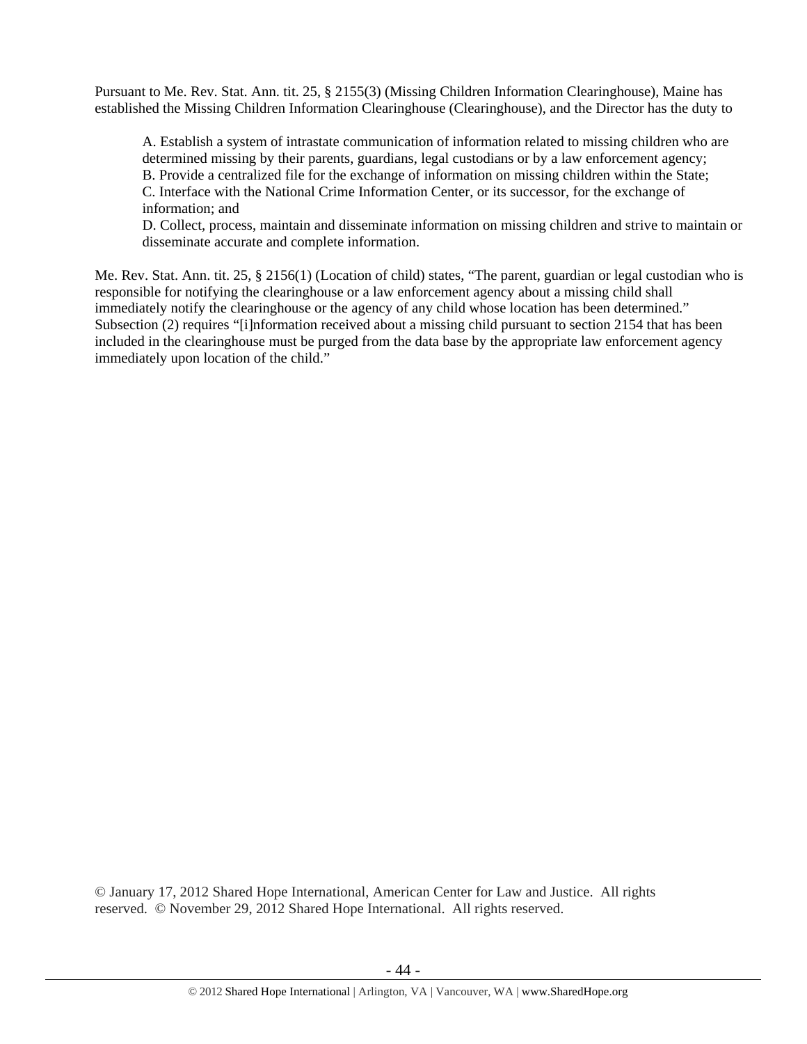Pursuant to Me. Rev. Stat. Ann. tit. 25, § 2155(3) (Missing Children Information Clearinghouse), Maine has established the Missing Children Information Clearinghouse (Clearinghouse), and the Director has the duty to

> A. Establish a system of intrastate communication of information related to missing children who are determined missing by their parents, guardians, legal custodians or by a law enforcement agency;
> B. Provide a centralized file for the exchange of information on missing children within the State;
> C. Interface with the National Crime Information Center, or its successor, for the exchange of information; and
> D. Collect, process, maintain and disseminate information on missing children and strive to maintain or disseminate accurate and complete information.

Me. Rev. Stat. Ann. tit. 25, § 2156(1) (Location of child) states, "The parent, guardian or legal custodian who is responsible for notifying the clearinghouse or a law enforcement agency about a missing child shall immediately notify the clearinghouse or the agency of any child whose location has been determined." Subsection (2) requires "[i]nformation received about a missing child pursuant to section 2154 that has been included in the clearinghouse must be purged from the data base by the appropriate law enforcement agency immediately upon location of the child."

© January 17, 2012 Shared Hope International, American Center for Law and Justice. All rights reserved. © November 29, 2012 Shared Hope International. All rights reserved.